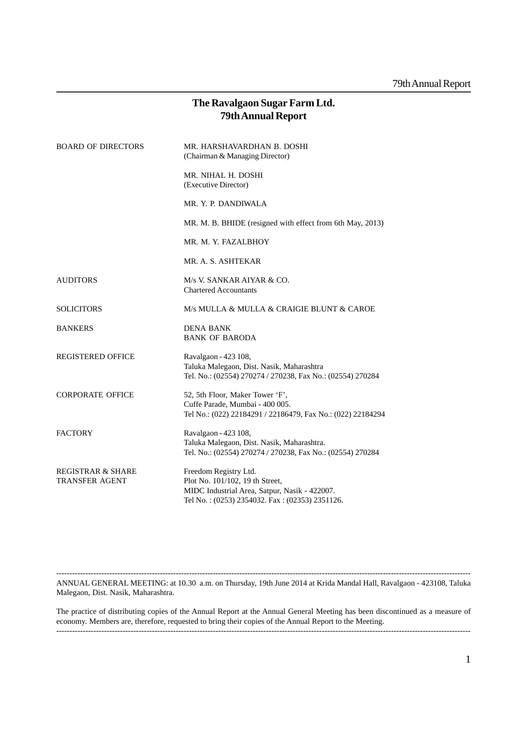# The Ravalgaon Sugar Farm Ltd.
## 79th Annual Report

| | |
|---|---|
| BOARD OF DIRECTORS | MR. HARSHAVARDHAN B. DOSHI<br>(Chairman & Managing Director) |
| | MR. NIHAL H. DOSHI<br>(Executive Director) |
| | MR. Y. P. DANDIWALA |
| | MR. M. B. BHIDE (resigned with effect from 6th May, 2013) |
| | MR. M. Y. FAZALBHOY |
| | MR. A. S. ASHTEKAR |
| AUDITORS | M/s V. SANKAR AIYAR & CO.<br>Chartered Accountants |
| SOLICITORS | M/s MULLA & MULLA & CRAIGIE BLUNT & CAROE |
| BANKERS | DENA BANK<br>BANK OF BARODA |
| REGISTERED OFFICE | Ravalgaon - 423 108,<br>Taluka Malegaon, Dist. Nasik, Maharashtra<br>Tel. No.: (02554) 270274 / 270238, Fax No.: (02554) 270284 |
| CORPORATE OFFICE | 52, 5th Floor, Maker Tower 'F',<br>Cuffe Parade, Mumbai - 400 005.<br>Tel No.: (022) 22184291 / 22186479, Fax No.: (022) 22184294 |
| FACTORY | Ravalgaon - 423 108,<br>Taluka Malegaon, Dist. Nasik, Maharashtra.<br>Tel. No.: (02554) 270274 / 270238, Fax No.: (02554) 270284 |
| REGISTRAR & SHARE TRANSFER AGENT | Freedom Registry Ltd.<br>Plot No. 101/102, 19 th Street,<br>MIDC Industrial Area, Satpur, Nasik - 422007.<br>Tel No. : (0253) 2354032. Fax : (02353) 2351126. |

---

ANNUAL GENERAL MEETING: at 10.30 a.m. on Thursday, 19th June 2014 at Krida Mandal Hall, Ravalgaon - 423108, Taluka Malegaon, Dist. Nasik, Maharashtra.

The practice of distributing copies of the Annual Report at the Annual General Meeting has been discontinued as a measure of economy. Members are, therefore, requested to bring their copies of the Annual Report to the Meeting.

---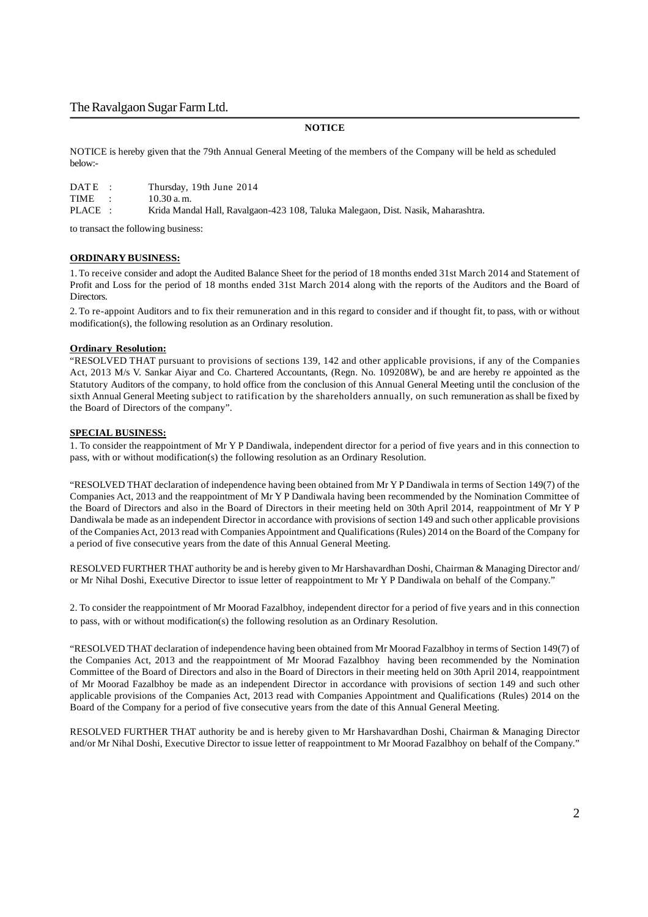## NOTICE

NOTICE is hereby given that the 79th Annual General Meeting of the members of the Company will be held as scheduled below:-

DATE : Thursday, 19th June 2014
TIME : 10.30 a. m.
PLACE : Krida Mandal Hall, Ravalgaon-423 108, Taluka Malegaon, Dist. Nasik, Maharashtra.

to transact the following business:

**ORDINARY BUSINESS:**

1. To receive consider and adopt the Audited Balance Sheet for the period of 18 months ended 31st March 2014 and Statement of Profit and Loss for the period of 18 months ended 31st March 2014 along with the reports of the Auditors and the Board of Directors.

2. To re-appoint Auditors and to fix their remuneration and in this regard to consider and if thought fit, to pass, with or without modification(s), the following resolution as an Ordinary resolution.

**Ordinary Resolution:**

"RESOLVED THAT pursuant to provisions of sections 139, 142 and other applicable provisions, if any of the Companies Act, 2013 M/s V. Sankar Aiyar and Co. Chartered Accountants, (Regn. No. 109208W), be and are hereby re appointed as the Statutory Auditors of the company, to hold office from the conclusion of this Annual General Meeting until the conclusion of the sixth Annual General Meeting subject to ratification by the shareholders annually, on such remuneration as shall be fixed by the Board of Directors of the company".

**SPECIAL BUSINESS:**

1. To consider the reappointment of Mr Y P Dandiwala, independent director for a period of five years and in this connection to pass, with or without modification(s) the following resolution as an Ordinary Resolution.

"RESOLVED THAT declaration of independence having been obtained from Mr Y P Dandiwala in terms of Section 149(7) of the Companies Act, 2013 and the reappointment of Mr Y P Dandiwala having been recommended by the Nomination Committee of the Board of Directors and also in the Board of Directors in their meeting held on 30th April 2014, reappointment of Mr Y P Dandiwala be made as an independent Director in accordance with provisions of section 149 and such other applicable provisions of the Companies Act, 2013 read with Companies Appointment and Qualifications (Rules) 2014 on the Board of the Company for a period of five consecutive years from the date of this Annual General Meeting.

RESOLVED FURTHER THAT authority be and is hereby given to Mr Harshavardhan Doshi, Chairman & Managing Director and/ or Mr Nihal Doshi, Executive Director to issue letter of reappointment to Mr Y P Dandiwala on behalf of the Company."

2. To consider the reappointment of Mr Moorad Fazalbhoy, independent director for a period of five years and in this connection to pass, with or without modification(s) the following resolution as an Ordinary Resolution.

"RESOLVED THAT declaration of independence having been obtained from Mr Moorad Fazalbhoy in terms of Section 149(7) of the Companies Act, 2013 and the reappointment of Mr Moorad Fazalbhoy having been recommended by the Nomination Committee of the Board of Directors and also in the Board of Directors in their meeting held on 30th April 2014, reappointment of Mr Moorad Fazalbhoy be made as an independent Director in accordance with provisions of section 149 and such other applicable provisions of the Companies Act, 2013 read with Companies Appointment and Qualifications (Rules) 2014 on the Board of the Company for a period of five consecutive years from the date of this Annual General Meeting.

RESOLVED FURTHER THAT authority be and is hereby given to Mr Harshavardhan Doshi, Chairman & Managing Director and/or Mr Nihal Doshi, Executive Director to issue letter of reappointment to Mr Moorad Fazalbhoy on behalf of the Company."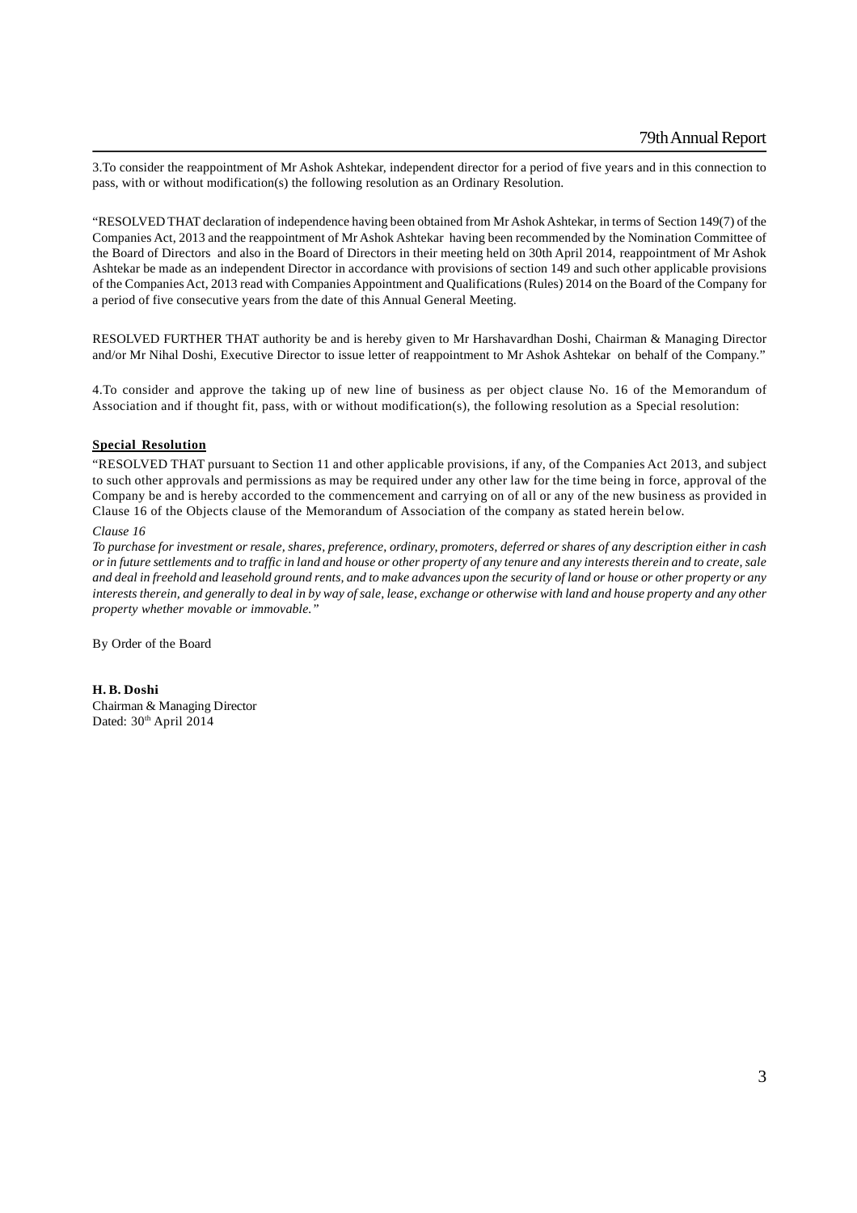3.To consider the reappointment of Mr Ashok Ashtekar, independent director for a period of five years and in this connection to pass, with or without modification(s) the following resolution as an Ordinary Resolution.

"RESOLVED THAT declaration of independence having been obtained from Mr Ashok Ashtekar, in terms of Section 149(7) of the Companies Act, 2013 and the reappointment of Mr Ashok Ashtekar having been recommended by the Nomination Committee of the Board of Directors and also in the Board of Directors in their meeting held on 30th April 2014, reappointment of Mr Ashok Ashtekar be made as an independent Director in accordance with provisions of section 149 and such other applicable provisions of the Companies Act, 2013 read with Companies Appointment and Qualifications (Rules) 2014 on the Board of the Company for a period of five consecutive years from the date of this Annual General Meeting.

RESOLVED FURTHER THAT authority be and is hereby given to Mr Harshavardhan Doshi, Chairman & Managing Director and/or Mr Nihal Doshi, Executive Director to issue letter of reappointment to Mr Ashok Ashtekar on behalf of the Company."

4.To consider and approve the taking up of new line of business as per object clause No. 16 of the Memorandum of Association and if thought fit, pass, with or without modification(s), the following resolution as a Special resolution:

**Special Resolution**

"RESOLVED THAT pursuant to Section 11 and other applicable provisions, if any, of the Companies Act 2013, and subject to such other approvals and permissions as may be required under any other law for the time being in force, approval of the Company be and is hereby accorded to the commencement and carrying on of all or any of the new business as provided in Clause 16 of the Objects clause of the Memorandum of Association of the company as stated herein below.

*Clause 16*

*To purchase for investment or resale, shares, preference, ordinary, promoters, deferred or shares of any description either in cash or in future settlements and to traffic in land and house or other property of any tenure and any interests therein and to create, sale and deal in freehold and leasehold ground rents, and to make advances upon the security of land or house or other property or any interests therein, and generally to deal in by way of sale, lease, exchange or otherwise with land and house property and any other property whether movable or immovable."*

By Order of the Board

**H. B. Doshi**
Chairman & Managing Director
Dated: 30th April 2014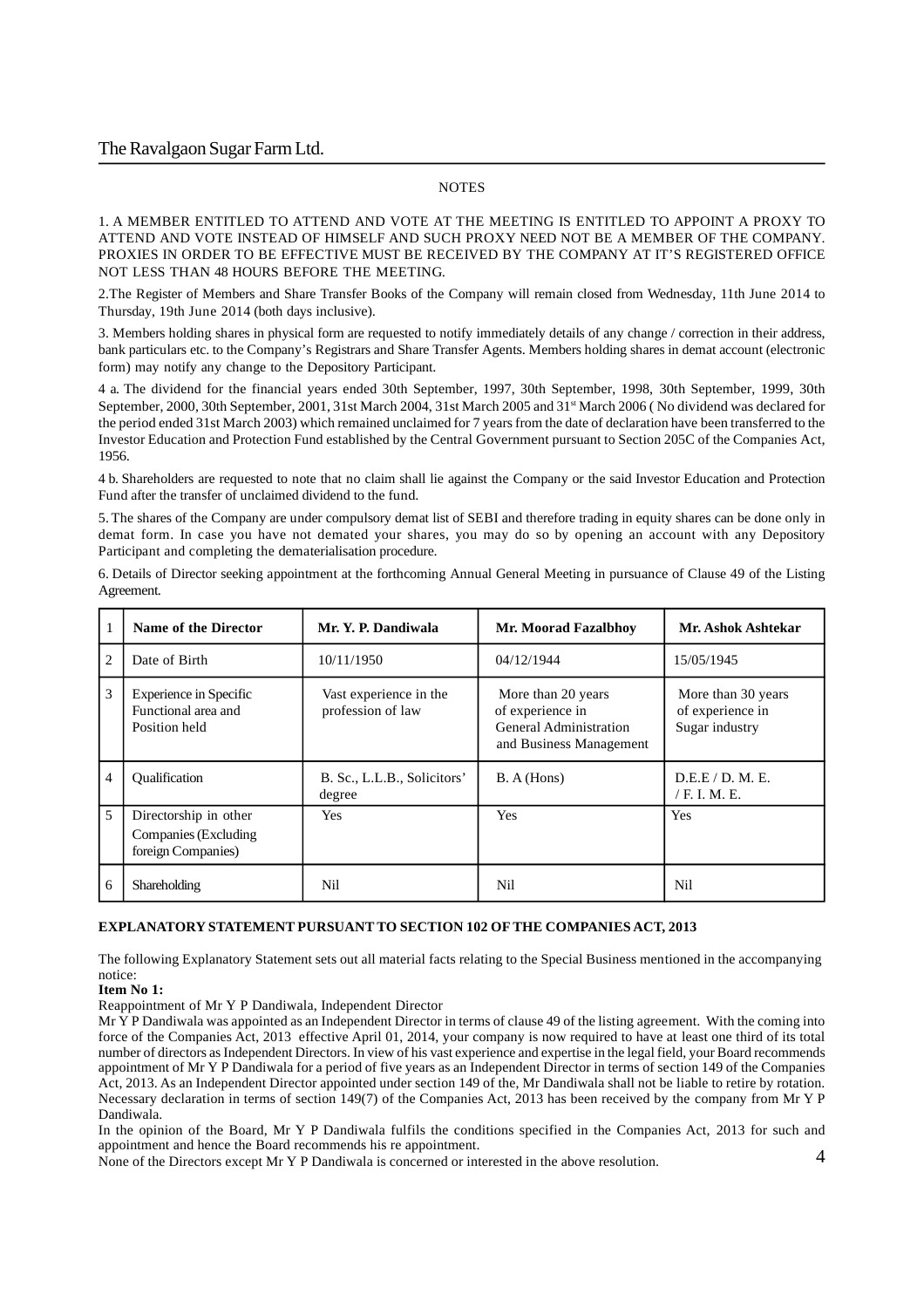## NOTES

1. A MEMBER ENTITLED TO ATTEND AND VOTE AT THE MEETING IS ENTITLED TO APPOINT A PROXY TO ATTEND AND VOTE INSTEAD OF HIMSELF AND SUCH PROXY NEED NOT BE A MEMBER OF THE COMPANY. PROXIES IN ORDER TO BE EFFECTIVE MUST BE RECEIVED BY THE COMPANY AT IT'S REGISTERED OFFICE NOT LESS THAN 48 HOURS BEFORE THE MEETING.

2.The Register of Members and Share Transfer Books of the Company will remain closed from Wednesday, 11th June 2014 to Thursday, 19th June 2014 (both days inclusive).

3. Members holding shares in physical form are requested to notify immediately details of any change / correction in their address, bank particulars etc. to the Company's Registrars and Share Transfer Agents. Members holding shares in demat account (electronic form) may notify any change to the Depository Participant.

4 a. The dividend for the financial years ended 30th September, 1997, 30th September, 1998, 30th September, 1999, 30th September, 2000, 30th September, 2001, 31st March 2004, 31st March 2005 and 31st March 2006 ( No dividend was declared for the period ended 31st March 2003) which remained unclaimed for 7 years from the date of declaration have been transferred to the Investor Education and Protection Fund established by the Central Government pursuant to Section 205C of the Companies Act, 1956.

4 b. Shareholders are requested to note that no claim shall lie against the Company or the said Investor Education and Protection Fund after the transfer of unclaimed dividend to the fund.

5. The shares of the Company are under compulsory demat list of SEBI and therefore trading in equity shares can be done only in demat form. In case you have not demated your shares, you may do so by opening an account with any Depository Participant and completing the dematerialisation procedure.

6. Details of Director seeking appointment at the forthcoming Annual General Meeting in pursuance of Clause 49 of the Listing Agreement.

| 1 | **Name of the Director** | **Mr. Y. P. Dandiwala** | **Mr. Moorad Fazalbhoy** | **Mr. Ashok Ashtekar** |
|---|---|---|---|---|
| 2 | Date of Birth | 10/11/1950 | 04/12/1944 | 15/05/1945 |
| 3 | Experience in Specific Functional area and Position held | Vast experience in the profession of law | More than 20 years of experience in General Administration and Business Management | More than 30 years of experience in Sugar industry |
| 4 | Qualification | B. Sc., L.L.B., Solicitors' degree | B. A (Hons) | D.E.E / D. M. E. / F. I. M. E. |
| 5 | Directorship in other Companies (Excluding foreign Companies) | Yes | Yes | Yes |
| 6 | Shareholding | Nil | Nil | Nil |

**EXPLANATORY STATEMENT PURSUANT TO SECTION 102 OF THE COMPANIES ACT, 2013**

The following Explanatory Statement sets out all material facts relating to the Special Business mentioned in the accompanying notice:

**Item No 1:**

Reappointment of Mr Y P Dandiwala, Independent Director

Mr Y P Dandiwala was appointed as an Independent Director in terms of clause 49 of the listing agreement. With the coming into force of the Companies Act, 2013 effective April 01, 2014, your company is now required to have at least one third of its total number of directors as Independent Directors. In view of his vast experience and expertise in the legal field, your Board recommends appointment of Mr Y P Dandiwala for a period of five years as an Independent Director in terms of section 149 of the Companies Act, 2013. As an Independent Director appointed under section 149 of the, Mr Dandiwala shall not be liable to retire by rotation. Necessary declaration in terms of section 149(7) of the Companies Act, 2013 has been received by the company from Mr Y P Dandiwala.

In the opinion of the Board, Mr Y P Dandiwala fulfils the conditions specified in the Companies Act, 2013 for such and appointment and hence the Board recommends his re appointment.

None of the Directors except Mr Y P Dandiwala is concerned or interested in the above resolution.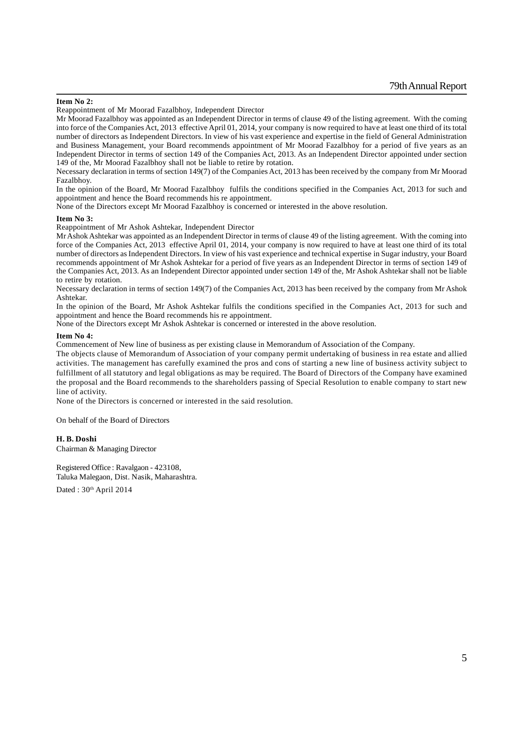**Item No 2:**

Reappointment of Mr Moorad Fazalbhoy, Independent Director

Mr Moorad Fazalbhoy was appointed as an Independent Director in terms of clause 49 of the listing agreement. With the coming into force of the Companies Act, 2013 effective April 01, 2014, your company is now required to have at least one third of its total number of directors as Independent Directors. In view of his vast experience and expertise in the field of General Administration and Business Management, your Board recommends appointment of Mr Moorad Fazalbhoy for a period of five years as an Independent Director in terms of section 149 of the Companies Act, 2013. As an Independent Director appointed under section 149 of the, Mr Moorad Fazalbhoy shall not be liable to retire by rotation.

Necessary declaration in terms of section 149(7) of the Companies Act, 2013 has been received by the company from Mr Moorad Fazalbhoy.

In the opinion of the Board, Mr Moorad Fazalbhoy fulfils the conditions specified in the Companies Act, 2013 for such and appointment and hence the Board recommends his re appointment.

None of the Directors except Mr Moorad Fazalbhoy is concerned or interested in the above resolution.

**Item No 3:**

Reappointment of Mr Ashok Ashtekar, Independent Director

Mr Ashok Ashtekar was appointed as an Independent Director in terms of clause 49 of the listing agreement. With the coming into force of the Companies Act, 2013 effective April 01, 2014, your company is now required to have at least one third of its total number of directors as Independent Directors. In view of his vast experience and technical expertise in Sugar industry, your Board recommends appointment of Mr Ashok Ashtekar for a period of five years as an Independent Director in terms of section 149 of the Companies Act, 2013. As an Independent Director appointed under section 149 of the, Mr Ashok Ashtekar shall not be liable to retire by rotation.

Necessary declaration in terms of section 149(7) of the Companies Act, 2013 has been received by the company from Mr Ashok Ashtekar.

In the opinion of the Board, Mr Ashok Ashtekar fulfils the conditions specified in the Companies Act, 2013 for such and appointment and hence the Board recommends his re appointment.

None of the Directors except Mr Ashok Ashtekar is concerned or interested in the above resolution.

**Item No 4:**

Commencement of New line of business as per existing clause in Memorandum of Association of the Company.

The objects clause of Memorandum of Association of your company permit undertaking of business in rea estate and allied activities. The management has carefully examined the pros and cons of starting a new line of business activity subject to fulfillment of all statutory and legal obligations as may be required. The Board of Directors of the Company have examined the proposal and the Board recommends to the shareholders passing of Special Resolution to enable company to start new line of activity.

None of the Directors is concerned or interested in the said resolution.

On behalf of the Board of Directors

**H. B. Doshi**
Chairman & Managing Director

Registered Office : Ravalgaon - 423108,
Taluka Malegaon, Dist. Nasik, Maharashtra.

Dated : 30th April 2014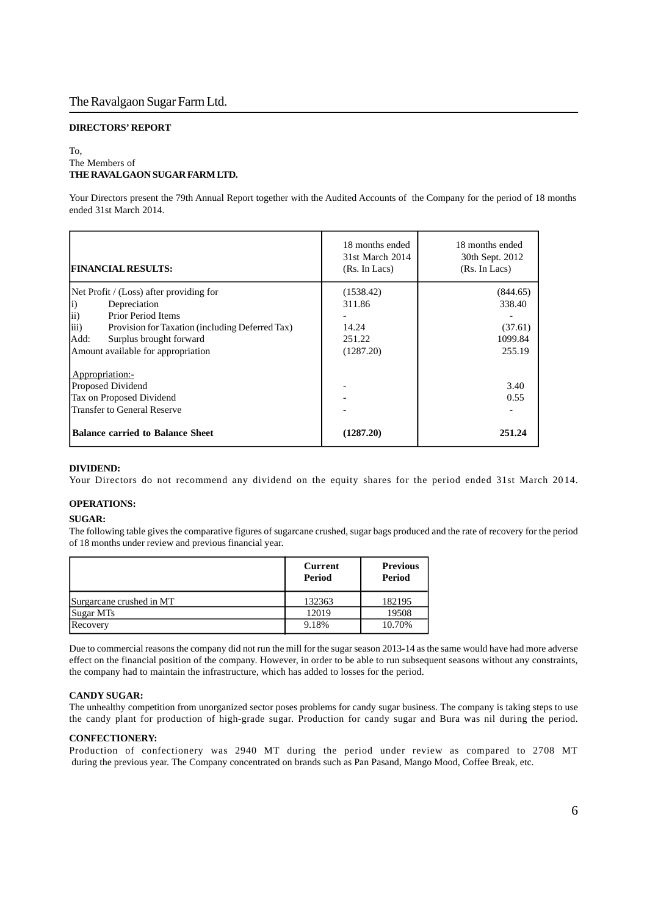## DIRECTORS' REPORT

To,
The Members of
**THE RAVALGAON SUGAR FARM LTD.**

Your Directors present the 79th Annual Report together with the Audited Accounts of the Company for the period of 18 months ended 31st March 2014.

| FINANCIAL RESULTS: | | 18 months ended 31st March 2014 (Rs. In Lacs) | 18 months ended 30th Sept. 2012 (Rs. In Lacs) |
|---|---|---|---|
| Net Profit / (Loss) after providing for | | (1538.42) | (844.65) |
| i) | Depreciation | 311.86 | 338.40 |
| ii) | Prior Period Items | - | - |
| iii) | Provision for Taxation (including Deferred Tax) | 14.24 | (37.61) |
| Add: | Surplus brought forward | 251.22 | 1099.84 |
| Amount available for appropriation | | (1287.20) | 255.19 |
| Appropriation:- | | | |
| Proposed Dividend | | - | 3.40 |
| Tax on Proposed Dividend | | - | 0.55 |
| Transfer to General Reserve | | - | - |
| **Balance carried to Balance Sheet** | | **(1287.20)** | **251.24** |

**DIVIDEND:**

Your Directors do not recommend any dividend on the equity shares for the period ended 31st March 2014.

**OPERATIONS:**

**SUGAR:**

The following table gives the comparative figures of sugarcane crushed, sugar bags produced and the rate of recovery for the period of 18 months under review and previous financial year.

| | Current Period | Previous Period |
|---|---|---|
| Surgarcane crushed in MT | 132363 | 182195 |
| Sugar MTs | 12019 | 19508 |
| Recovery | 9.18% | 10.70% |

Due to commercial reasons the company did not run the mill for the sugar season 2013-14 as the same would have had more adverse effect on the financial position of the company. However, in order to be able to run subsequent seasons without any constraints, the company had to maintain the infrastructure, which has added to losses for the period.

**CANDY SUGAR:**

The unhealthy competition from unorganized sector poses problems for candy sugar business. The company is taking steps to use the candy plant for production of high-grade sugar. Production for candy sugar and Bura was nil during the period.

**CONFECTIONERY:**

Production of confectionery was 2940 MT during the period under review as compared to 2708 MT during the previous year. The Company concentrated on brands such as Pan Pasand, Mango Mood, Coffee Break, etc.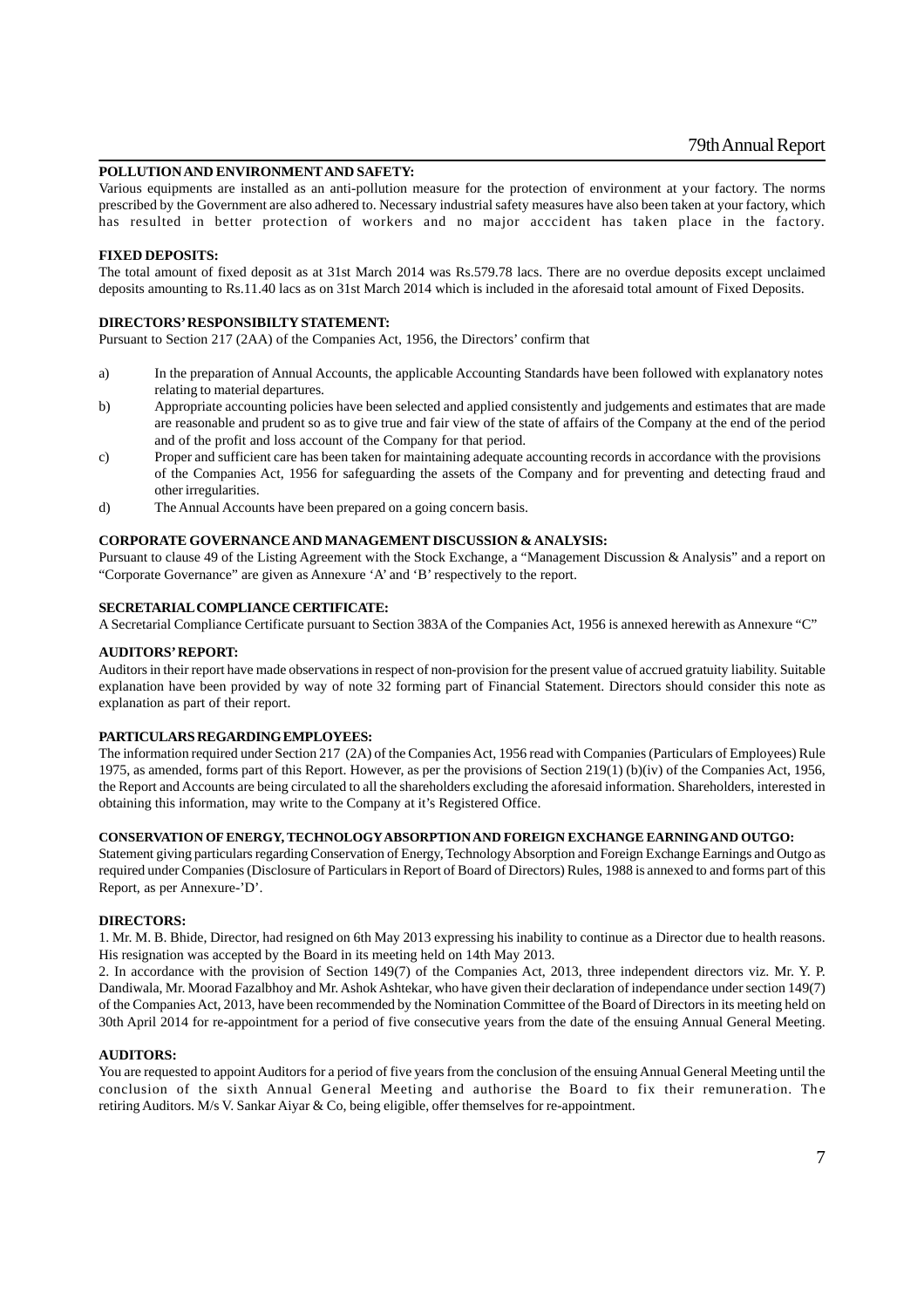**POLLUTION AND ENVIRONMENT AND SAFETY:**

Various equipments are installed as an anti-pollution measure for the protection of environment at your factory. The norms prescribed by the Government are also adhered to. Necessary industrial safety measures have also been taken at your factory, which has resulted in better protection of workers and no major acccident has taken place in the factory.

**FIXED DEPOSITS:**

The total amount of fixed deposit as at 31st March 2014 was Rs.579.78 lacs. There are no overdue deposits except unclaimed deposits amounting to Rs.11.40 lacs as on 31st March 2014 which is included in the aforesaid total amount of Fixed Deposits.

**DIRECTORS' RESPONSIBILTY STATEMENT:**

Pursuant to Section 217 (2AA) of the Companies Act, 1956, the Directors' confirm that

a) In the preparation of Annual Accounts, the applicable Accounting Standards have been followed with explanatory notes relating to material departures.

b) Appropriate accounting policies have been selected and applied consistently and judgements and estimates that are made are reasonable and prudent so as to give true and fair view of the state of affairs of the Company at the end of the period and of the profit and loss account of the Company for that period.

c) Proper and sufficient care has been taken for maintaining adequate accounting records in accordance with the provisions of the Companies Act, 1956 for safeguarding the assets of the Company and for preventing and detecting fraud and other irregularities.

d) The Annual Accounts have been prepared on a going concern basis.

**CORPORATE GOVERNANCE AND MANAGEMENT DISCUSSION & ANALYSIS:**

Pursuant to clause 49 of the Listing Agreement with the Stock Exchange, a "Management Discussion & Analysis" and a report on "Corporate Governance" are given as Annexure 'A' and 'B' respectively to the report.

**SECRETARIAL COMPLIANCE CERTIFICATE:**

A Secretarial Compliance Certificate pursuant to Section 383A of the Companies Act, 1956 is annexed herewith as Annexure "C"

**AUDITORS' REPORT:**

Auditors in their report have made observations in respect of non-provision for the present value of accrued gratuity liability. Suitable explanation have been provided by way of note 32 forming part of Financial Statement. Directors should consider this note as explanation as part of their report.

**PARTICULARS REGARDING EMPLOYEES:**

The information required under Section 217 (2A) of the Companies Act, 1956 read with Companies (Particulars of Employees) Rule 1975, as amended, forms part of this Report. However, as per the provisions of Section 219(1) (b)(iv) of the Companies Act, 1956, the Report and Accounts are being circulated to all the shareholders excluding the aforesaid information. Shareholders, interested in obtaining this information, may write to the Company at it's Registered Office.

**CONSERVATION OF ENERGY, TECHNOLOGY ABSORPTION AND FOREIGN EXCHANGE EARNING AND OUTGO:**

Statement giving particulars regarding Conservation of Energy, Technology Absorption and Foreign Exchange Earnings and Outgo as required under Companies (Disclosure of Particulars in Report of Board of Directors) Rules, 1988 is annexed to and forms part of this Report, as per Annexure-'D'.

**DIRECTORS:**

1. Mr. M. B. Bhide, Director, had resigned on 6th May 2013 expressing his inability to continue as a Director due to health reasons. His resignation was accepted by the Board in its meeting held on 14th May 2013.

2. In accordance with the provision of Section 149(7) of the Companies Act, 2013, three independent directors viz. Mr. Y. P. Dandiwala, Mr. Moorad Fazalbhoy and Mr. Ashok Ashtekar, who have given their declaration of independance under section 149(7) of the Companies Act, 2013, have been recommended by the Nomination Committee of the Board of Directors in its meeting held on 30th April 2014 for re-appointment for a period of five consecutive years from the date of the ensuing Annual General Meeting.

**AUDITORS:**

You are requested to appoint Auditors for a period of five years from the conclusion of the ensuing Annual General Meeting until the conclusion of the sixth Annual General Meeting and authorise the Board to fix their remuneration. The retiring Auditors. M/s V. Sankar Aiyar & Co, being eligible, offer themselves for re-appointment.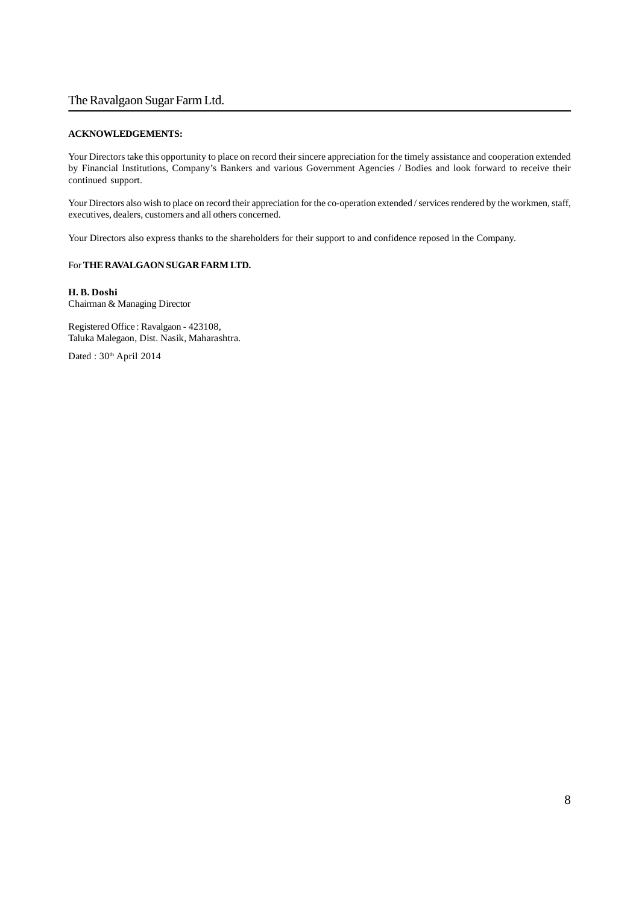**ACKNOWLEDGEMENTS:**

Your Directors take this opportunity to place on record their sincere appreciation for the timely assistance and cooperation extended by Financial Institutions, Company's Bankers and various Government Agencies / Bodies and look forward to receive their continued support.

Your Directors also wish to place on record their appreciation for the co-operation extended / services rendered by the workmen, staff, executives, dealers, customers and all others concerned.

Your Directors also express thanks to the shareholders for their support to and confidence reposed in the Company.

For **THE RAVALGAON SUGAR FARM LTD.**

**H. B. Doshi**
Chairman & Managing Director

Registered Office : Ravalgaon - 423108,
Taluka Malegaon, Dist. Nasik, Maharashtra.

Dated : 30th April 2014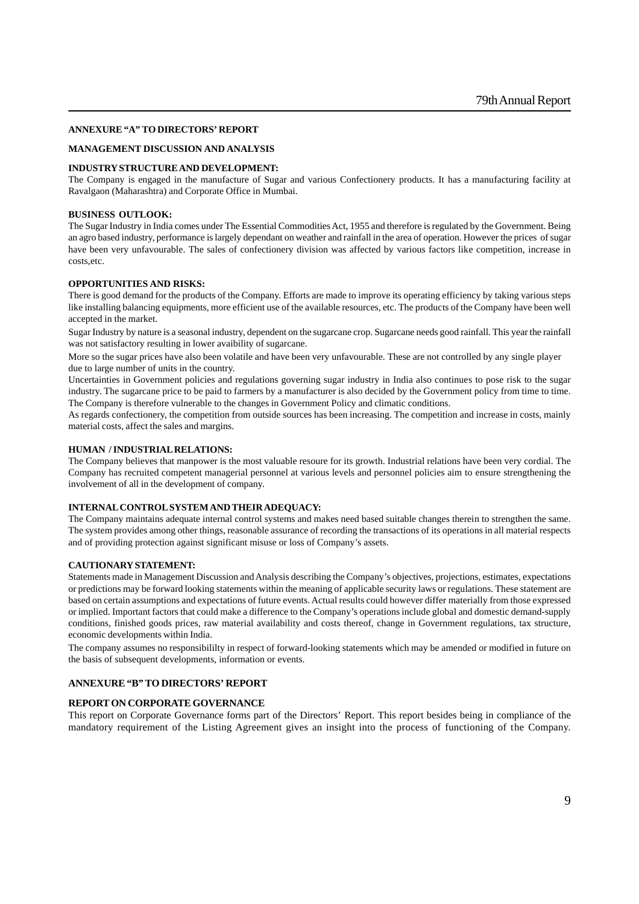## ANNEXURE "A" TO DIRECTORS' REPORT

### MANAGEMENT DISCUSSION AND ANALYSIS

**INDUSTRY STRUCTURE AND DEVELOPMENT:**

The Company is engaged in the manufacture of Sugar and various Confectionery products. It has a manufacturing facility at Ravalgaon (Maharashtra) and Corporate Office in Mumbai.

**BUSINESS OUTLOOK:**

The Sugar Industry in India comes under The Essential Commodities Act, 1955 and therefore is regulated by the Government. Being an agro based industry, performance is largely dependant on weather and rainfall in the area of operation. However the prices of sugar have been very unfavourable. The sales of confectionery division was affected by various factors like competition, increase in costs,etc.

**OPPORTUNITIES AND RISKS:**

There is good demand for the products of the Company. Efforts are made to improve its operating efficiency by taking various steps like installing balancing equipments, more efficient use of the available resources, etc. The products of the Company have been well accepted in the market.

Sugar Industry by nature is a seasonal industry, dependent on the sugarcane crop. Sugarcane needs good rainfall. This year the rainfall was not satisfactory resulting in lower avaibility of sugarcane.

More so the sugar prices have also been volatile and have been very unfavourable. These are not controlled by any single player due to large number of units in the country.

Uncertainties in Government policies and regulations governing sugar industry in India also continues to pose risk to the sugar industry. The sugarcane price to be paid to farmers by a manufacturer is also decided by the Government policy from time to time. The Company is therefore vulnerable to the changes in Government Policy and climatic conditions.

As regards confectionery, the competition from outside sources has been increasing. The competition and increase in costs, mainly material costs, affect the sales and margins.

**HUMAN / INDUSTRIAL RELATIONS:**

The Company believes that manpower is the most valuable resoure for its growth. Industrial relations have been very cordial. The Company has recruited competent managerial personnel at various levels and personnel policies aim to ensure strengthening the involvement of all in the development of company.

**INTERNAL CONTROL SYSTEM AND THEIR ADEQUACY:**

The Company maintains adequate internal control systems and makes need based suitable changes therein to strengthen the same. The system provides among other things, reasonable assurance of recording the transactions of its operations in all material respects and of providing protection against significant misuse or loss of Company's assets.

**CAUTIONARY STATEMENT:**

Statements made in Management Discussion and Analysis describing the Company's objectives, projections, estimates, expectations or predictions may be forward looking statements within the meaning of applicable security laws or regulations. These statement are based on certain assumptions and expectations of future events. Actual results could however differ materially from those expressed or implied. Important factors that could make a difference to the Company's operations include global and domestic demand-supply conditions, finished goods prices, raw material availability and costs thereof, change in Government regulations, tax structure, economic developments within India.

The company assumes no responsibililty in respect of forward-looking statements which may be amended or modified in future on the basis of subsequent developments, information or events.

## ANNEXURE "B" TO DIRECTORS' REPORT

### REPORT ON CORPORATE GOVERNANCE

This report on Corporate Governance forms part of the Directors' Report. This report besides being in compliance of the mandatory requirement of the Listing Agreement gives an insight into the process of functioning of the Company.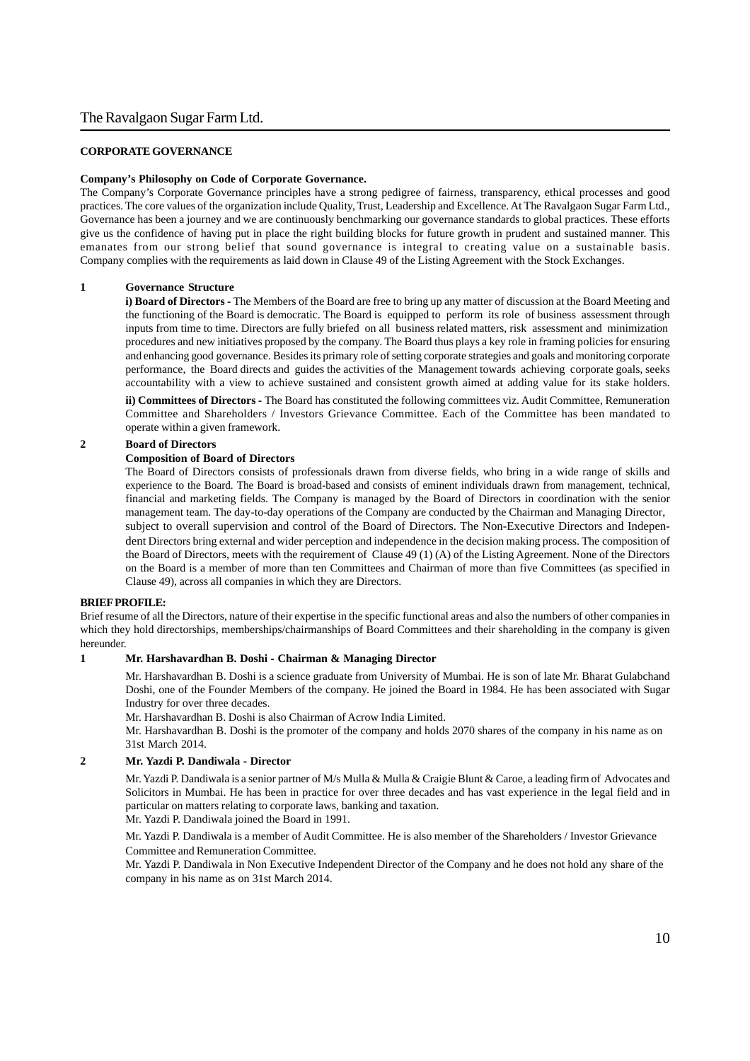## CORPORATE GOVERNANCE

**Company's Philosophy on Code of Corporate Governance.**

The Company's Corporate Governance principles have a strong pedigree of fairness, transparency, ethical processes and good practices. The core values of the organization include Quality, Trust, Leadership and Excellence. At The Ravalgaon Sugar Farm Ltd., Governance has been a journey and we are continuously benchmarking our governance standards to global practices. These efforts give us the confidence of having put in place the right building blocks for future growth in prudent and sustained manner. This emanates from our strong belief that sound governance is integral to creating value on a sustainable basis. Company complies with the requirements as laid down in Clause 49 of the Listing Agreement with the Stock Exchanges.

**1 Governance Structure**

**i) Board of Directors -** The Members of the Board are free to bring up any matter of discussion at the Board Meeting and the functioning of the Board is democratic. The Board is equipped to perform its role of business assessment through inputs from time to time. Directors are fully briefed on all business related matters, risk assessment and minimization procedures and new initiatives proposed by the company. The Board thus plays a key role in framing policies for ensuring and enhancing good governance. Besides its primary role of setting corporate strategies and goals and monitoring corporate performance, the Board directs and guides the activities of the Management towards achieving corporate goals, seeks accountability with a view to achieve sustained and consistent growth aimed at adding value for its stake holders.

**ii) Committees of Directors -** The Board has constituted the following committees viz. Audit Committee, Remuneration Committee and Shareholders / Investors Grievance Committee. Each of the Committee has been mandated to operate within a given framework.

**2 Board of Directors**

**Composition of Board of Directors**

The Board of Directors consists of professionals drawn from diverse fields, who bring in a wide range of skills and experience to the Board. The Board is broad-based and consists of eminent individuals drawn from management, technical, financial and marketing fields. The Company is managed by the Board of Directors in coordination with the senior management team. The day-to-day operations of the Company are conducted by the Chairman and Managing Director, subject to overall supervision and control of the Board of Directors. The Non-Executive Directors and Independent Directors bring external and wider perception and independence in the decision making process. The composition of the Board of Directors, meets with the requirement of Clause 49 (1) (A) of the Listing Agreement. None of the Directors on the Board is a member of more than ten Committees and Chairman of more than five Committees (as specified in Clause 49), across all companies in which they are Directors.

**BRIEF PROFILE:**

Brief resume of all the Directors, nature of their expertise in the specific functional areas and also the numbers of other companies in which they hold directorships, memberships/chairmanships of Board Committees and their shareholding in the company is given hereunder.

**1 Mr. Harshavardhan B. Doshi - Chairman & Managing Director**

Mr. Harshavardhan B. Doshi is a science graduate from University of Mumbai. He is son of late Mr. Bharat Gulabchand Doshi, one of the Founder Members of the company. He joined the Board in 1984. He has been associated with Sugar Industry for over three decades.

Mr. Harshavardhan B. Doshi is also Chairman of Acrow India Limited.

Mr. Harshavardhan B. Doshi is the promoter of the company and holds 2070 shares of the company in his name as on 31st March 2014.

**2 Mr. Yazdi P. Dandiwala - Director**

Mr. Yazdi P. Dandiwala is a senior partner of M/s Mulla & Mulla & Craigie Blunt & Caroe, a leading firm of Advocates and Solicitors in Mumbai. He has been in practice for over three decades and has vast experience in the legal field and in particular on matters relating to corporate laws, banking and taxation.

Mr. Yazdi P. Dandiwala joined the Board in 1991.

Mr. Yazdi P. Dandiwala is a member of Audit Committee. He is also member of the Shareholders / Investor Grievance Committee and Remuneration Committee.

Mr. Yazdi P. Dandiwala in Non Executive Independent Director of the Company and he does not hold any share of the company in his name as on 31st March 2014.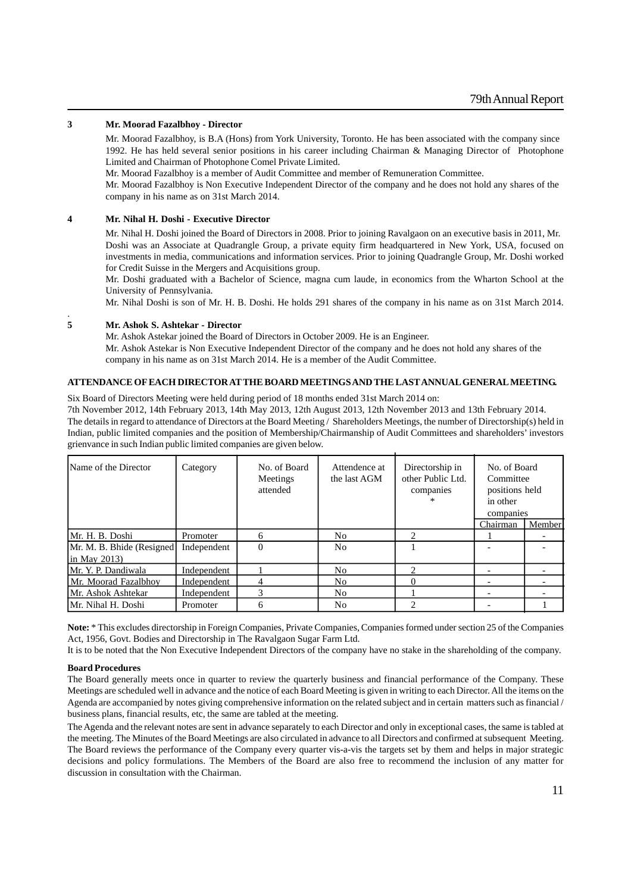**3 Mr. Moorad Fazalbhoy - Director**

Mr. Moorad Fazalbhoy, is B.A (Hons) from York University, Toronto. He has been associated with the company since 1992. He has held several senior positions in his career including Chairman & Managing Director of Photophone Limited and Chairman of Photophone Comel Private Limited.

Mr. Moorad Fazalbhoy is a member of Audit Committee and member of Remuneration Committee.

Mr. Moorad Fazalbhoy is Non Executive Independent Director of the company and he does not hold any shares of the company in his name as on 31st March 2014.

**4 Mr. Nihal H. Doshi - Executive Director**

Mr. Nihal H. Doshi joined the Board of Directors in 2008. Prior to joining Ravalgaon on an executive basis in 2011, Mr. Doshi was an Associate at Quadrangle Group, a private equity firm headquartered in New York, USA, focused on investments in media, communications and information services. Prior to joining Quadrangle Group, Mr. Doshi worked for Credit Suisse in the Mergers and Acquisitions group.

Mr. Doshi graduated with a Bachelor of Science, magna cum laude, in economics from the Wharton School at the University of Pennsylvania.

Mr. Nihal Doshi is son of Mr. H. B. Doshi. He holds 291 shares of the company in his name as on 31st March 2014.

**5 Mr. Ashok S. Ashtekar - Director**

Mr. Ashok Astekar joined the Board of Directors in October 2009. He is an Engineer.

Mr. Ashok Astekar is Non Executive Independent Director of the company and he does not hold any shares of the company in his name as on 31st March 2014. He is a member of the Audit Committee.

**ATTENDANCE OF EACH DIRECTOR AT THE BOARD MEETINGS AND THE LAST ANNUAL GENERAL MEETING.**

Six Board of Directors Meeting were held during period of 18 months ended 31st March 2014 on:

7th November 2012, 14th February 2013, 14th May 2013, 12th August 2013, 12th November 2013 and 13th February 2014.

The details in regard to attendance of Directors at the Board Meeting / Shareholders Meetings, the number of Directorship(s) held in Indian, public limited companies and the position of Membership/Chairmanship of Audit Committees and shareholders' investors grienvance in such Indian public limited companies are given below.

| Name of the Director | Category | No. of Board Meetings attended | Attendence at the last AGM | Directorship in other Public Ltd. companies * | No. of Board Committee positions held in other companies | |
|---|---|---|---|---|---|---|
| | | | | | Chairman | Member |
| Mr. H. B. Doshi | Promoter | 6 | No | 2 | 1 | - |
| Mr. M. B. Bhide (Resigned in May 2013) | Independent | 0 | No | 1 | - | - |
| Mr. Y. P. Dandiwala | Independent | 1 | No | 2 | - | - |
| Mr. Moorad Fazalbhoy | Independent | 4 | No | 0 | - | - |
| Mr. Ashok Ashtekar | Independent | 3 | No | 1 | - | - |
| Mr. Nihal H. Doshi | Promoter | 6 | No | 2 | - | 1 |

**Note:** * This excludes directorship in Foreign Companies, Private Companies, Companies formed under section 25 of the Companies Act, 1956, Govt. Bodies and Directorship in The Ravalgaon Sugar Farm Ltd.

It is to be noted that the Non Executive Independent Directors of the company have no stake in the shareholding of the company.

**Board Procedures**

The Board generally meets once in quarter to review the quarterly business and financial performance of the Company. These Meetings are scheduled well in advance and the notice of each Board Meeting is given in writing to each Director. All the items on the Agenda are accompanied by notes giving comprehensive information on the related subject and in certain matters such as financial / business plans, financial results, etc, the same are tabled at the meeting.

The Agenda and the relevant notes are sent in advance separately to each Director and only in exceptional cases, the same is tabled at the meeting. The Minutes of the Board Meetings are also circulated in advance to all Directors and confirmed at subsequent Meeting. The Board reviews the performance of the Company every quarter vis-a-vis the targets set by them and helps in major strategic decisions and policy formulations. The Members of the Board are also free to recommend the inclusion of any matter for discussion in consultation with the Chairman.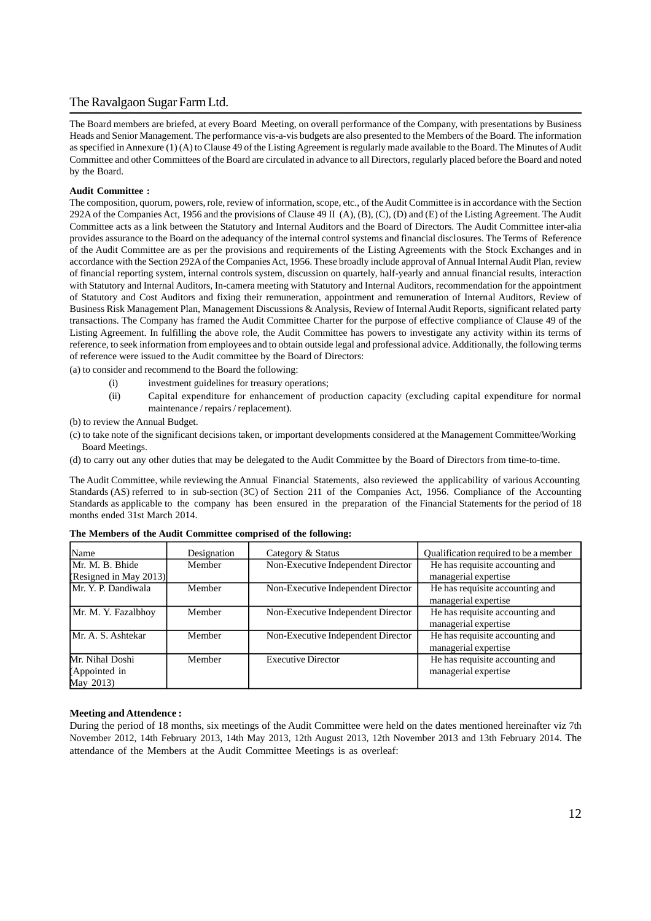The Board members are briefed, at every Board Meeting, on overall performance of the Company, with presentations by Business Heads and Senior Management. The performance vis-a-vis budgets are also presented to the Members of the Board. The information as specified in Annexure (1) (A) to Clause 49 of the Listing Agreement is regularly made available to the Board. The Minutes of Audit Committee and other Committees of the Board are circulated in advance to all Directors, regularly placed before the Board and noted by the Board.

**Audit Committee :**

The composition, quorum, powers, role, review of information, scope, etc., of the Audit Committee is in accordance with the Section 292A of the Companies Act, 1956 and the provisions of Clause 49 II (A), (B), (C), (D) and (E) of the Listing Agreement. The Audit Committee acts as a link between the Statutory and Internal Auditors and the Board of Directors. The Audit Committee inter-alia provides assurance to the Board on the adequancy of the internal control systems and financial disclosures. The Terms of Reference of the Audit Committee are as per the provisions and requirements of the Listing Agreements with the Stock Exchanges and in accordance with the Section 292A of the Companies Act, 1956. These broadly include approval of Annual Internal Audit Plan, review of financial reporting system, internal controls system, discussion on quartely, half-yearly and annual financial results, interaction with Statutory and Internal Auditors, In-camera meeting with Statutory and Internal Auditors, recommendation for the appointment of Statutory and Cost Auditors and fixing their remuneration, appointment and remuneration of Internal Auditors, Review of Business Risk Management Plan, Management Discussions & Analysis, Review of Internal Audit Reports, significant related party transactions. The Company has framed the Audit Committee Charter for the purpose of effective compliance of Clause 49 of the Listing Agreement. In fulfilling the above role, the Audit Committee has powers to investigate any activity within its terms of reference, to seek information from employees and to obtain outside legal and professional advice. Additionally, the following terms of reference were issued to the Audit committee by the Board of Directors:

(a) to consider and recommend to the Board the following:

- (i) investment guidelines for treasury operations;
- (ii) Capital expenditure for enhancement of production capacity (excluding capital expenditure for normal maintenance / repairs / replacement).

(b) to review the Annual Budget.

(c) to take note of the significant decisions taken, or important developments considered at the Management Committee/Working Board Meetings.

(d) to carry out any other duties that may be delegated to the Audit Committee by the Board of Directors from time-to-time.

The Audit Committee, while reviewing the Annual Financial Statements, also reviewed the applicability of various Accounting Standards (AS) referred to in sub-section (3C) of Section 211 of the Companies Act, 1956. Compliance of the Accounting Standards as applicable to the company has been ensured in the preparation of the Financial Statements for the period of 18 months ended 31st March 2014.

**The Members of the Audit Committee comprised of the following:**

| Name | Designation | Category & Status | Qualification required to be a member |
|---|---|---|---|
| Mr. M. B. Bhide (Resigned in May 2013) | Member | Non-Executive Independent Director | He has requisite accounting and managerial expertise |
| Mr. Y. P. Dandiwala | Member | Non-Executive Independent Director | He has requisite accounting and managerial expertise |
| Mr. M. Y. Fazalbhoy | Member | Non-Executive Independent Director | He has requisite accounting and managerial expertise |
| Mr. A. S. Ashtekar | Member | Non-Executive Independent Director | He has requisite accounting and managerial expertise |
| Mr. Nihal Doshi (Appointed in May 2013) | Member | Executive Director | He has requisite accounting and managerial expertise |

**Meeting and Attendence :**

During the period of 18 months, six meetings of the Audit Committee were held on the dates mentioned hereinafter viz 7th November 2012, 14th February 2013, 14th May 2013, 12th August 2013, 12th November 2013 and 13th February 2014. The attendance of the Members at the Audit Committee Meetings is as overleaf: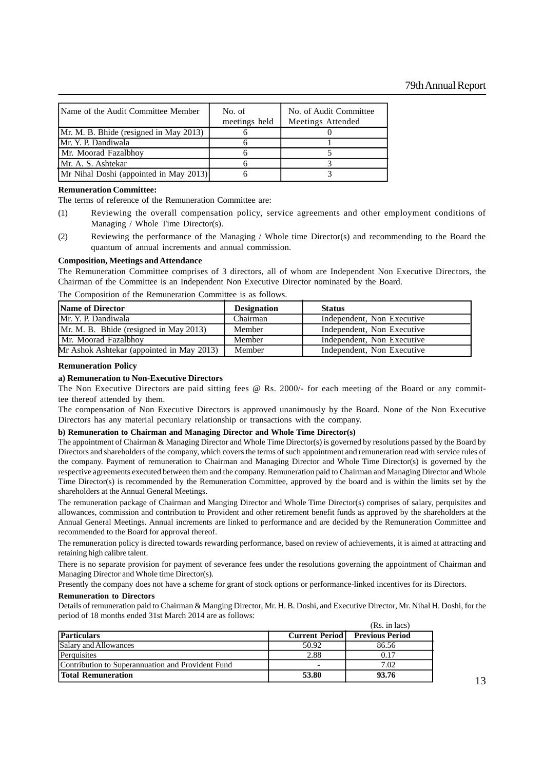| Name of the Audit Committee Member | No. of meetings held | No. of Audit Committee Meetings Attended |
|---|---|---|
| Mr. M. B. Bhide (resigned in May 2013) | 6 | 0 |
| Mr. Y. P. Dandiwala | 6 | 1 |
| Mr. Moorad Fazalbhoy | 6 | 5 |
| Mr. A. S. Ashtekar | 6 | 3 |
| Mr Nihal Doshi (appointed in May 2013) | 6 | 3 |

**Remuneration Committee:**

The terms of reference of the Remuneration Committee are:

(1) Reviewing the overall compensation policy, service agreements and other employment conditions of Managing / Whole Time Director(s).

(2) Reviewing the performance of the Managing / Whole time Director(s) and recommending to the Board the quantum of annual increments and annual commission.

**Composition, Meetings and Attendance**

The Remuneration Committee comprises of 3 directors, all of whom are Independent Non Executive Directors, the Chairman of the Committee is an Independent Non Executive Director nominated by the Board.

The Composition of the Remuneration Committee is as follows.

| Name of Director | Designation | Status |
|---|---|---|
| Mr. Y. P. Dandiwala | Chairman | Independent, Non Executive |
| Mr. M. B. Bhide (resigned in May 2013) | Member | Independent, Non Executive |
| Mr. Moorad Fazalbhoy | Member | Independent, Non Executive |
| Mr Ashok Ashtekar (appointed in May 2013) | Member | Independent, Non Executive |

**Remuneration Policy**

**a) Remuneration to Non-Executive Directors**

The Non Executive Directors are paid sitting fees @ Rs. 2000/- for each meeting of the Board or any committee thereof attended by them.

The compensation of Non Executive Directors is approved unanimously by the Board. None of the Non Executive Directors has any material pecuniary relationship or transactions with the company.

**b) Remuneration to Chairman and Managing Director and Whole Time Director(s)**

The appointment of Chairman & Managing Director and Whole Time Director(s) is governed by resolutions passed by the Board by Directors and shareholders of the company, which covers the terms of such appointment and remuneration read with service rules of the company. Payment of remuneration to Chairman and Managing Director and Whole Time Director(s) is governed by the respective agreements executed between them and the company. Remuneration paid to Chairman and Managing Director and Whole Time Director(s) is recommended by the Remuneration Committee, approved by the board and is within the limits set by the shareholders at the Annual General Meetings.

The remuneration package of Chairman and Manging Director and Whole Time Director(s) comprises of salary, perquisites and allowances, commission and contribution to Provident and other retirement benefit funds as approved by the shareholders at the Annual General Meetings. Annual increments are linked to performance and are decided by the Remuneration Committee and recommended to the Board for approval thereof.

The remuneration policy is directed towards rewarding performance, based on review of achievements, it is aimed at attracting and retaining high calibre talent.

There is no separate provision for payment of severance fees under the resolutions governing the appointment of Chairman and Managing Director and Whole time Director(s).

Presently the company does not have a scheme for grant of stock options or performance-linked incentives for its Directors.

**Remuneration to Directors**

Details of remuneration paid to Chairman & Manging Director, Mr. H. B. Doshi, and Executive Director, Mr. Nihal H. Doshi, for the period of 18 months ended 31st March 2014 are as follows:

(Rs. in lacs)

| Particulars | Current Period | Previous Period |
|---|---|---|
| Salary and Allowances | 50.92 | 86.56 |
| Perquisites | 2.88 | 0.17 |
| Contribution to Superannuation and Provident Fund | - | 7.02 |
| **Total Remuneration** | **53.80** | **93.76** |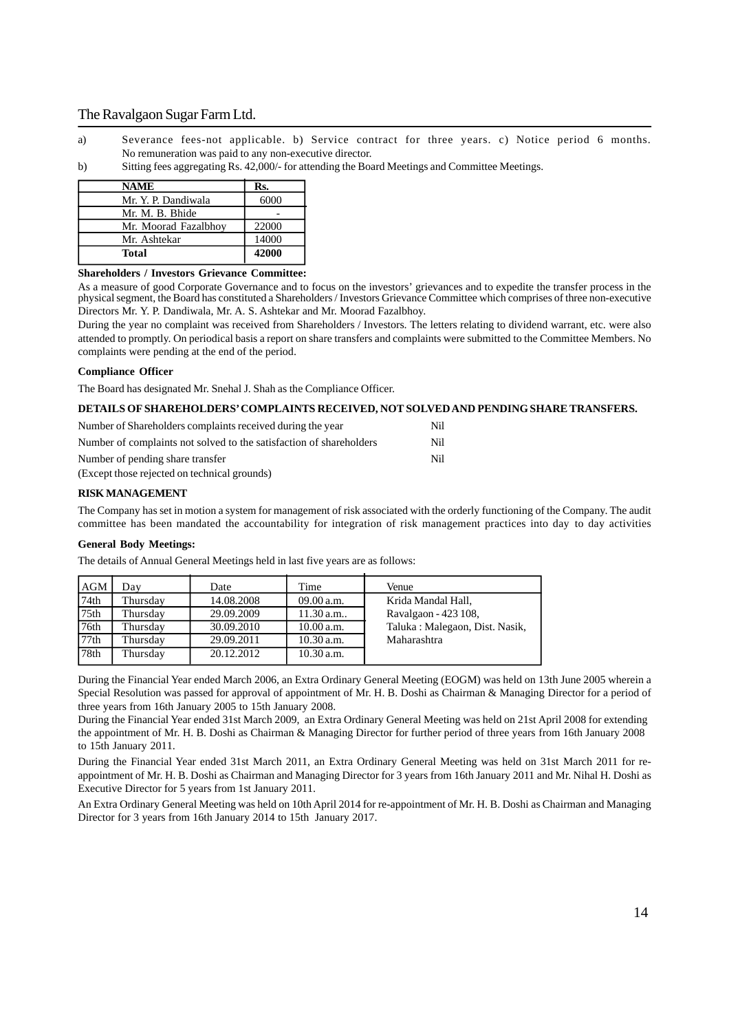a) Severance fees-not applicable. b) Service contract for three years. c) Notice period 6 months. No remuneration was paid to any non-executive director.

b) Sitting fees aggregating Rs. 42,000/- for attending the Board Meetings and Committee Meetings.

| NAME | Rs. |
|---|---|
| Mr. Y. P. Dandiwala | 6000 |
| Mr. M. B. Bhide | - |
| Mr. Moorad Fazalbhoy | 22000 |
| Mr. Ashtekar | 14000 |
| **Total** | **42000** |

**Shareholders / Investors Grievance Committee:**

As a measure of good Corporate Governance and to focus on the investors' grievances and to expedite the transfer process in the physical segment, the Board has constituted a Shareholders / Investors Grievance Committee which comprises of three non-executive Directors Mr. Y. P. Dandiwala, Mr. A. S. Ashtekar and Mr. Moorad Fazalbhoy.

During the year no complaint was received from Shareholders / Investors. The letters relating to dividend warrant, etc. were also attended to promptly. On periodical basis a report on share transfers and complaints were submitted to the Committee Members. No complaints were pending at the end of the period.

**Compliance Officer**

The Board has designated Mr. Snehal J. Shah as the Compliance Officer.

**DETAILS OF SHAREHOLDERS' COMPLAINTS RECEIVED, NOT SOLVED AND PENDING SHARE TRANSFERS.**

| | |
|---|---|
| Number of Shareholders complaints received during the year | Nil |
| Number of complaints not solved to the satisfaction of shareholders | Nil |
| Number of pending share transfer | Nil |
| (Except those rejected on technical grounds) | |

**RISK MANAGEMENT**

The Company has set in motion a system for management of risk associated with the orderly functioning of the Company. The audit committee has been mandated the accountability for integration of risk management practices into day to day activities

**General Body Meetings:**

The details of Annual General Meetings held in last five years are as follows:

| AGM | Day | Date | Time | Venue |
|---|---|---|---|---|
| 74th | Thursday | 14.08.2008 | 09.00 a.m. | Krida Mandal Hall, |
| 75th | Thursday | 29.09.2009 | 11.30 a.m.. | Ravalgaon - 423 108, |
| 76th | Thursday | 30.09.2010 | 10.00 a.m. | Taluka : Malegaon, Dist. Nasik, |
| 77th | Thursday | 29.09.2011 | 10.30 a.m. | Maharashtra |
| 78th | Thursday | 20.12.2012 | 10.30 a.m. | |

During the Financial Year ended March 2006, an Extra Ordinary General Meeting (EOGM) was held on 13th June 2005 wherein a Special Resolution was passed for approval of appointment of Mr. H. B. Doshi as Chairman & Managing Director for a period of three years from 16th January 2005 to 15th January 2008.

During the Financial Year ended 31st March 2009, an Extra Ordinary General Meeting was held on 21st April 2008 for extending the appointment of Mr. H. B. Doshi as Chairman & Managing Director for further period of three years from 16th January 2008 to 15th January 2011.

During the Financial Year ended 31st March 2011, an Extra Ordinary General Meeting was held on 31st March 2011 for re-appointment of Mr. H. B. Doshi as Chairman and Managing Director for 3 years from 16th January 2011 and Mr. Nihal H. Doshi as Executive Director for 5 years from 1st January 2011.

An Extra Ordinary General Meeting was held on 10th April 2014 for re-appointment of Mr. H. B. Doshi as Chairman and Managing Director for 3 years from 16th January 2014 to 15th January 2017.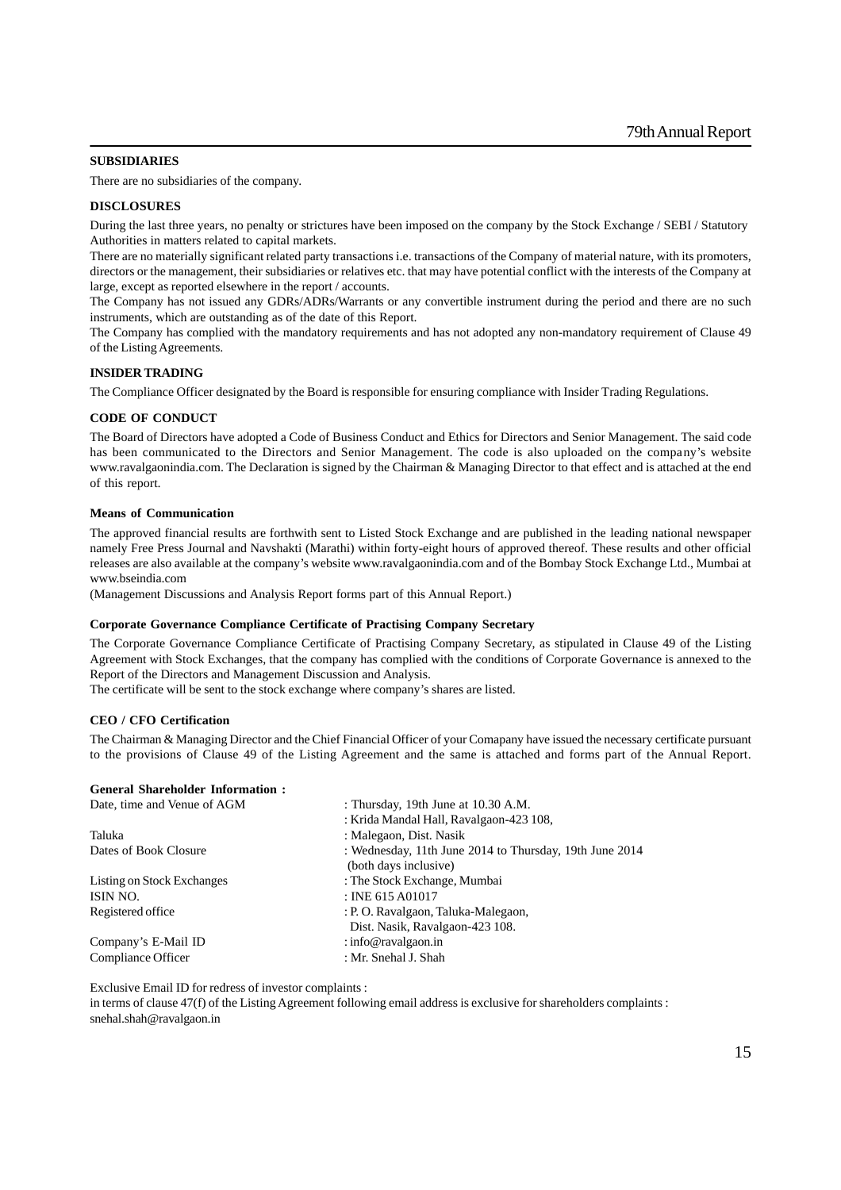## SUBSIDIARIES

There are no subsidiaries of the company.

## DISCLOSURES

During the last three years, no penalty or strictures have been imposed on the company by the Stock Exchange / SEBI / Statutory Authorities in matters related to capital markets.

There are no materially significant related party transactions i.e. transactions of the Company of material nature, with its promoters, directors or the management, their subsidiaries or relatives etc. that may have potential conflict with the interests of the Company at large, except as reported elsewhere in the report / accounts.

The Company has not issued any GDRs/ADRs/Warrants or any convertible instrument during the period and there are no such instruments, which are outstanding as of the date of this Report.

The Company has complied with the mandatory requirements and has not adopted any non-mandatory requirement of Clause 49 of the Listing Agreements.

## INSIDER TRADING

The Compliance Officer designated by the Board is responsible for ensuring compliance with Insider Trading Regulations.

## CODE OF CONDUCT

The Board of Directors have adopted a Code of Business Conduct and Ethics for Directors and Senior Management. The said code has been communicated to the Directors and Senior Management. The code is also uploaded on the company's website www.ravalgaonindia.com. The Declaration is signed by the Chairman & Managing Director to that effect and is attached at the end of this report.

### Means of Communication

The approved financial results are forthwith sent to Listed Stock Exchange and are published in the leading national newspaper namely Free Press Journal and Navshakti (Marathi) within forty-eight hours of approved thereof. These results and other official releases are also available at the company's website www.ravalgaonindia.com and of the Bombay Stock Exchange Ltd., Mumbai at www.bseindia.com

(Management Discussions and Analysis Report forms part of this Annual Report.)

### Corporate Governance Compliance Certificate of Practising Company Secretary

The Corporate Governance Compliance Certificate of Practising Company Secretary, as stipulated in Clause 49 of the Listing Agreement with Stock Exchanges, that the company has complied with the conditions of Corporate Governance is annexed to the Report of the Directors and Management Discussion and Analysis.

The certificate will be sent to the stock exchange where company's shares are listed.

### CEO / CFO Certification

The Chairman & Managing Director and the Chief Financial Officer of your Comapany have issued the necessary certificate pursuant to the provisions of Clause 49 of the Listing Agreement and the same is attached and forms part of the Annual Report.

### General Shareholder Information :

| | |
|---|---|
| Date, time and Venue of AGM | : Thursday, 19th June at 10.30 A.M.<br>: Krida Mandal Hall, Ravalgaon-423 108, |
| Taluka | : Malegaon, Dist. Nasik |
| Dates of Book Closure | : Wednesday, 11th June 2014 to Thursday, 19th June 2014 (both days inclusive) |
| Listing on Stock Exchanges | : The Stock Exchange, Mumbai |
| ISIN NO. | : INE 615 A01017 |
| Registered office | : P. O. Ravalgaon, Taluka-Malegaon, Dist. Nasik, Ravalgaon-423 108. |
| Company's E-Mail ID | : info@ravalgaon.in |
| Compliance Officer | : Mr. Snehal J. Shah |

Exclusive Email ID for redress of investor complaints :

in terms of clause 47(f) of the Listing Agreement following email address is exclusive for shareholders complaints : snehal.shah@ravalgaon.in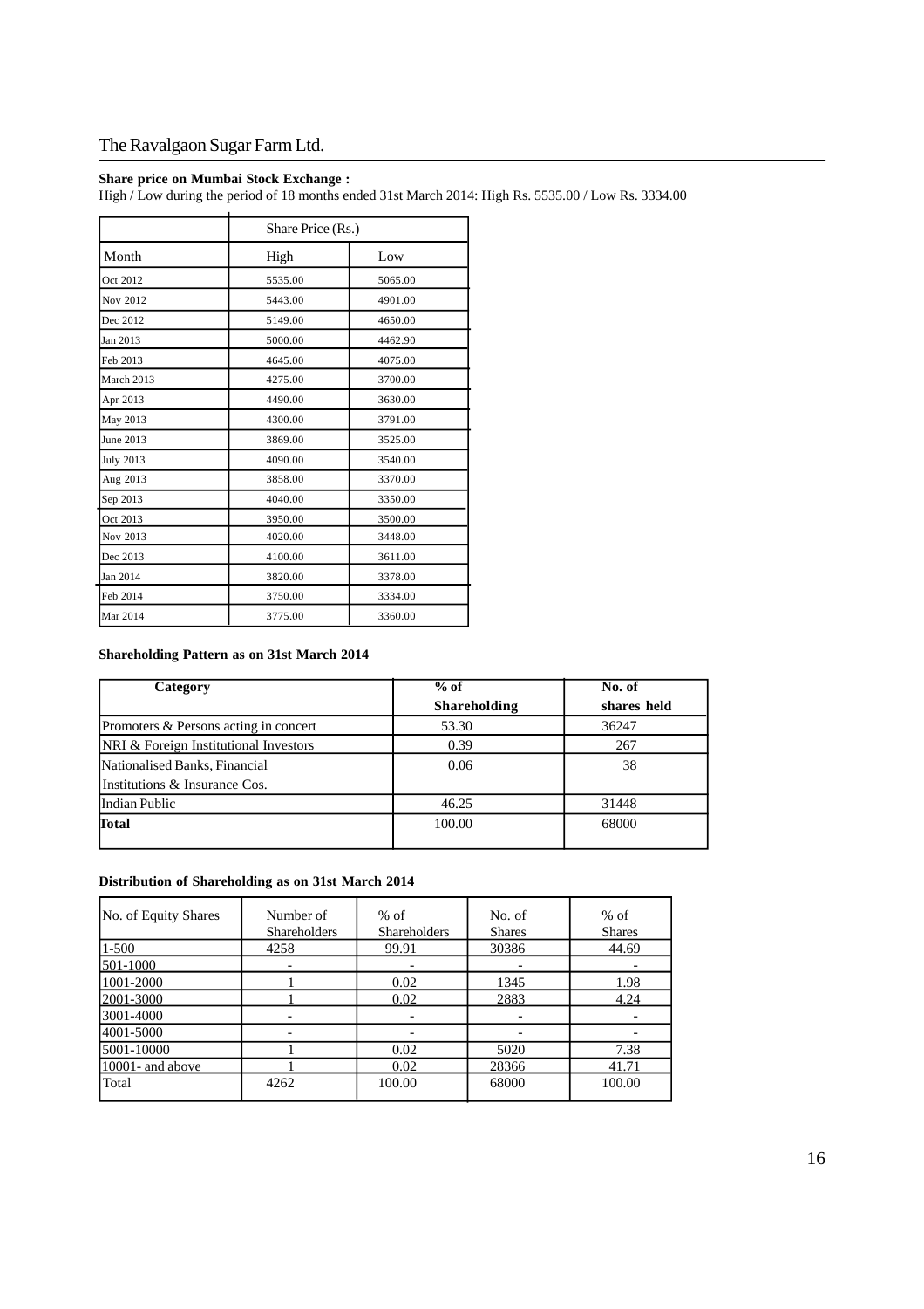**Share price on Mumbai Stock Exchange :**

High / Low during the period of 18 months ended 31st March 2014: High Rs. 5535.00 / Low Rs. 3334.00

| | Share Price (Rs.) | |
|---|---|---|
| Month | High | Low |
| Oct 2012 | 5535.00 | 5065.00 |
| Nov 2012 | 5443.00 | 4901.00 |
| Dec 2012 | 5149.00 | 4650.00 |
| Jan 2013 | 5000.00 | 4462.90 |
| Feb 2013 | 4645.00 | 4075.00 |
| March 2013 | 4275.00 | 3700.00 |
| Apr 2013 | 4490.00 | 3630.00 |
| May 2013 | 4300.00 | 3791.00 |
| June 2013 | 3869.00 | 3525.00 |
| July 2013 | 4090.00 | 3540.00 |
| Aug 2013 | 3858.00 | 3370.00 |
| Sep 2013 | 4040.00 | 3350.00 |
| Oct 2013 | 3950.00 | 3500.00 |
| Nov 2013 | 4020.00 | 3448.00 |
| Dec 2013 | 4100.00 | 3611.00 |
| Jan 2014 | 3820.00 | 3378.00 |
| Feb 2014 | 3750.00 | 3334.00 |
| Mar 2014 | 3775.00 | 3360.00 |

**Shareholding Pattern as on 31st March 2014**

| Category | % of Shareholding | No. of shares held |
|---|---|---|
| Promoters & Persons acting in concert | 53.30 | 36247 |
| NRI & Foreign Institutional Investors | 0.39 | 267 |
| Nationalised Banks, Financial Institutions & Insurance Cos. | 0.06 | 38 |
| Indian Public | 46.25 | 31448 |
| **Total** | 100.00 | 68000 |

**Distribution of Shareholding as on 31st March 2014**

| No. of Equity Shares | Number of Shareholders | % of Shareholders | No. of Shares | % of Shares |
|---|---|---|---|---|
| 1-500 | 4258 | 99.91 | 30386 | 44.69 |
| 501-1000 | - | - | - | - |
| 1001-2000 | 1 | 0.02 | 1345 | 1.98 |
| 2001-3000 | 1 | 0.02 | 2883 | 4.24 |
| 3001-4000 | - | - | - | - |
| 4001-5000 | - | - | - | - |
| 5001-10000 | 1 | 0.02 | 5020 | 7.38 |
| 10001- and above | 1 | 0.02 | 28366 | 41.71 |
| Total | 4262 | 100.00 | 68000 | 100.00 |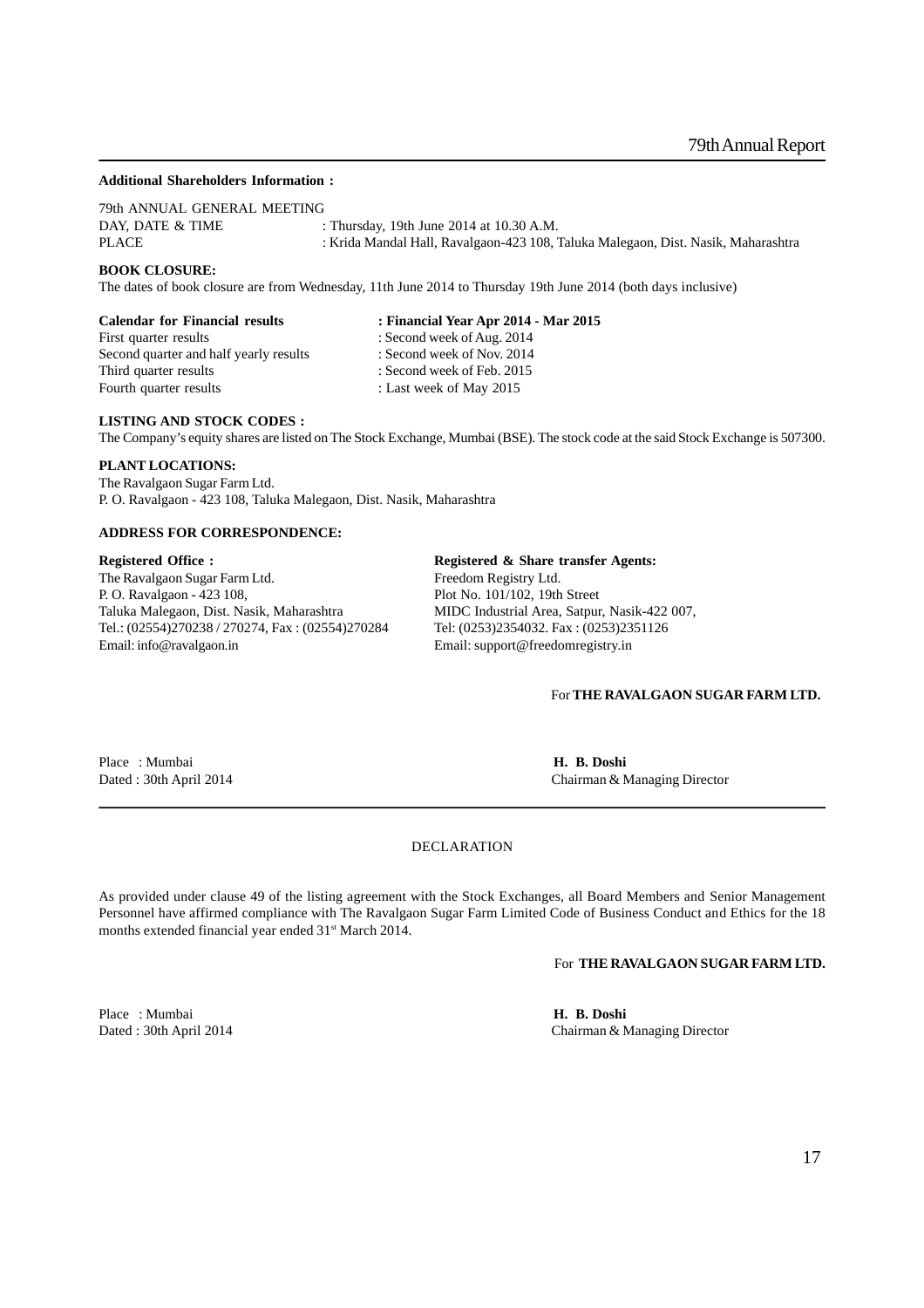**Additional Shareholders Information :**

79th ANNUAL GENERAL MEETING

| | |
|---|---|
| DAY, DATE & TIME | : Thursday, 19th June 2014 at 10.30 A.M. |
| PLACE | : Krida Mandal Hall, Ravalgaon-423 108, Taluka Malegaon, Dist. Nasik, Maharashtra |

**BOOK CLOSURE:**

The dates of book closure are from Wednesday, 11th June 2014 to Thursday 19th June 2014 (both days inclusive)

| **Calendar for Financial results** | **: Financial Year Apr 2014 - Mar 2015** |
|---|---|
| First quarter results | : Second week of Aug. 2014 |
| Second quarter and half yearly results | : Second week of Nov. 2014 |
| Third quarter results | : Second week of Feb. 2015 |
| Fourth quarter results | : Last week of May 2015 |

**LISTING AND STOCK CODES :**

The Company's equity shares are listed on The Stock Exchange, Mumbai (BSE). The stock code at the said Stock Exchange is 507300.

**PLANT LOCATIONS:**

The Ravalgaon Sugar Farm Ltd.
P. O. Ravalgaon - 423 108, Taluka Malegaon, Dist. Nasik, Maharashtra

**ADDRESS FOR CORRESPONDENCE:**

**Registered Office :**
The Ravalgaon Sugar Farm Ltd.
P. O. Ravalgaon - 423 108,
Taluka Malegaon, Dist. Nasik, Maharashtra
Tel.: (02554)270238 / 270274, Fax : (02554)270284
Email: info@ravalgaon.in

**Registered & Share transfer Agents:**
Freedom Registry Ltd.
Plot No. 101/102, 19th Street
MIDC Industrial Area, Satpur, Nasik-422 007,
Tel: (0253)2354032. Fax : (0253)2351126
Email: support@freedomregistry.in

For **THE RAVALGAON SUGAR FARM LTD.**

Place : Mumbai
Dated : 30th April 2014

**H. B. Doshi**
Chairman & Managing Director

DECLARATION

As provided under clause 49 of the listing agreement with the Stock Exchanges, all Board Members and Senior Management Personnel have affirmed compliance with The Ravalgaon Sugar Farm Limited Code of Business Conduct and Ethics for the 18 months extended financial year ended 31st March 2014.

For **THE RAVALGAON SUGAR FARM LTD.**

Place : Mumbai
Dated : 30th April 2014

**H. B. Doshi**
Chairman & Managing Director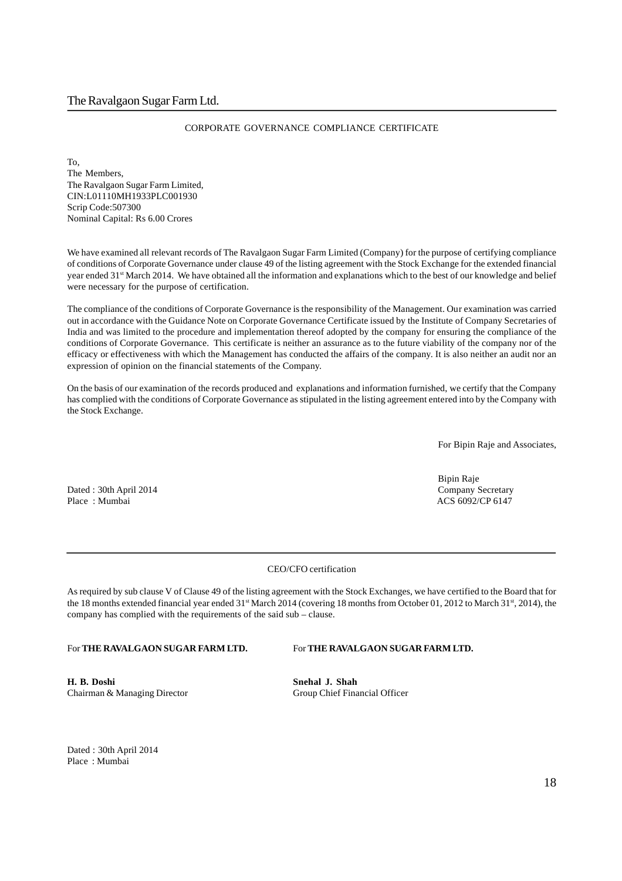## CORPORATE GOVERNANCE COMPLIANCE CERTIFICATE

To,
The Members,
The Ravalgaon Sugar Farm Limited,
CIN:L01110MH1933PLC001930
Scrip Code:507300
Nominal Capital: Rs 6.00 Crores

We have examined all relevant records of The Ravalgaon Sugar Farm Limited (Company) for the purpose of certifying compliance of conditions of Corporate Governance under clause 49 of the listing agreement with the Stock Exchange for the extended financial year ended 31st March 2014. We have obtained all the information and explanations which to the best of our knowledge and belief were necessary for the purpose of certification.

The compliance of the conditions of Corporate Governance is the responsibility of the Management. Our examination was carried out in accordance with the Guidance Note on Corporate Governance Certificate issued by the Institute of Company Secretaries of India and was limited to the procedure and implementation thereof adopted by the company for ensuring the compliance of the conditions of Corporate Governance. This certificate is neither an assurance as to the future viability of the company nor of the efficacy or effectiveness with which the Management has conducted the affairs of the company. It is also neither an audit nor an expression of opinion on the financial statements of the Company.

On the basis of our examination of the records produced and explanations and information furnished, we certify that the Company has complied with the conditions of Corporate Governance as stipulated in the listing agreement entered into by the Company with the Stock Exchange.

For Bipin Raje and Associates,

Bipin Raje
Company Secretary
ACS 6092/CP 6147

Dated : 30th April 2014
Place : Mumbai

---

## CEO/CFO certification

As required by sub clause V of Clause 49 of the listing agreement with the Stock Exchanges, we have certified to the Board that for the 18 months extended financial year ended 31st March 2014 (covering 18 months from October 01, 2012 to March 31st, 2014), the company has complied with the requirements of the said sub – clause.

For **THE RAVALGAON SUGAR FARM LTD.**

**H. B. Doshi**
Chairman & Managing Director

For **THE RAVALGAON SUGAR FARM LTD.**

**Snehal J. Shah**
Group Chief Financial Officer

Dated : 30th April 2014
Place : Mumbai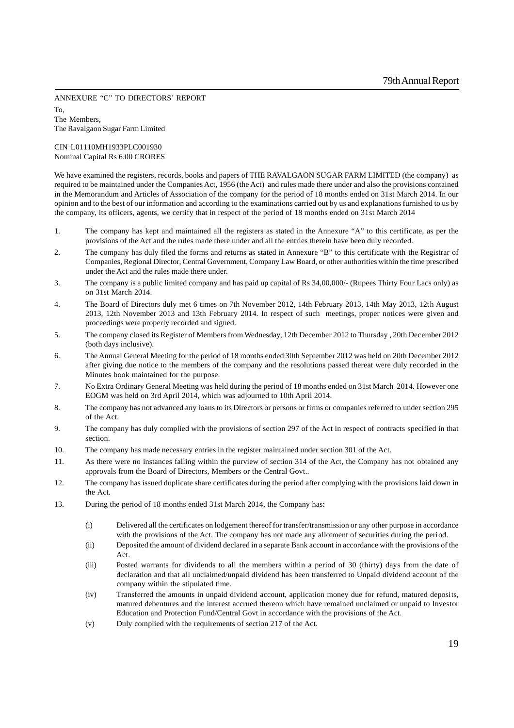ANNEXURE "C" TO DIRECTORS' REPORT

To,
The Members,
The Ravalgaon Sugar Farm Limited

CIN L01110MH1933PLC001930
Nominal Capital Rs 6.00 CRORES

We have examined the registers, records, books and papers of THE RAVALGAON SUGAR FARM LIMITED (the company) as required to be maintained under the Companies Act, 1956 (the Act) and rules made there under and also the provisions contained in the Memorandum and Articles of Association of the company for the period of 18 months ended on 31st March 2014. In our opinion and to the best of our information and according to the examinations carried out by us and explanations furnished to us by the company, its officers, agents, we certify that in respect of the period of 18 months ended on 31st March 2014

1. The company has kept and maintained all the registers as stated in the Annexure "A" to this certificate, as per the provisions of the Act and the rules made there under and all the entries therein have been duly recorded.
2. The company has duly filed the forms and returns as stated in Annexure "B" to this certificate with the Registrar of Companies, Regional Director, Central Government, Company Law Board, or other authorities within the time prescribed under the Act and the rules made there under.
3. The company is a public limited company and has paid up capital of Rs 34,00,000/- (Rupees Thirty Four Lacs only) as on 31st March 2014.
4. The Board of Directors duly met 6 times on 7th November 2012, 14th February 2013, 14th May 2013, 12th August 2013, 12th November 2013 and 13th February 2014. In respect of such meetings, proper notices were given and proceedings were properly recorded and signed.
5. The company closed its Register of Members from Wednesday, 12th December 2012 to Thursday , 20th December 2012 (both days inclusive).
6. The Annual General Meeting for the period of 18 months ended 30th September 2012 was held on 20th December 2012 after giving due notice to the members of the company and the resolutions passed thereat were duly recorded in the Minutes book maintained for the purpose.
7. No Extra Ordinary General Meeting was held during the period of 18 months ended on 31st March 2014. However one EOGM was held on 3rd April 2014, which was adjourned to 10th April 2014.
8. The company has not advanced any loans to its Directors or persons or firms or companies referred to under section 295 of the Act.
9. The company has duly complied with the provisions of section 297 of the Act in respect of contracts specified in that section.
10. The company has made necessary entries in the register maintained under section 301 of the Act.
11. As there were no instances falling within the purview of section 314 of the Act, the Company has not obtained any approvals from the Board of Directors, Members or the Central Govt..
12. The company has issued duplicate share certificates during the period after complying with the provisions laid down in the Act.
13. During the period of 18 months ended 31st March 2014, the Company has:
    - (i) Delivered all the certificates on lodgement thereof for transfer/transmission or any other purpose in accordance with the provisions of the Act. The company has not made any allotment of securities during the period.
    - (ii) Deposited the amount of dividend declared in a separate Bank account in accordance with the provisions of the Act.
    - (iii) Posted warrants for dividends to all the members within a period of 30 (thirty) days from the date of declaration and that all unclaimed/unpaid dividend has been transferred to Unpaid dividend account of the company within the stipulated time.
    - (iv) Transferred the amounts in unpaid dividend account, application money due for refund, matured deposits, matured debentures and the interest accrued thereon which have remained unclaimed or unpaid to Investor Education and Protection Fund/Central Govt in accordance with the provisions of the Act.
    - (v) Duly complied with the requirements of section 217 of the Act.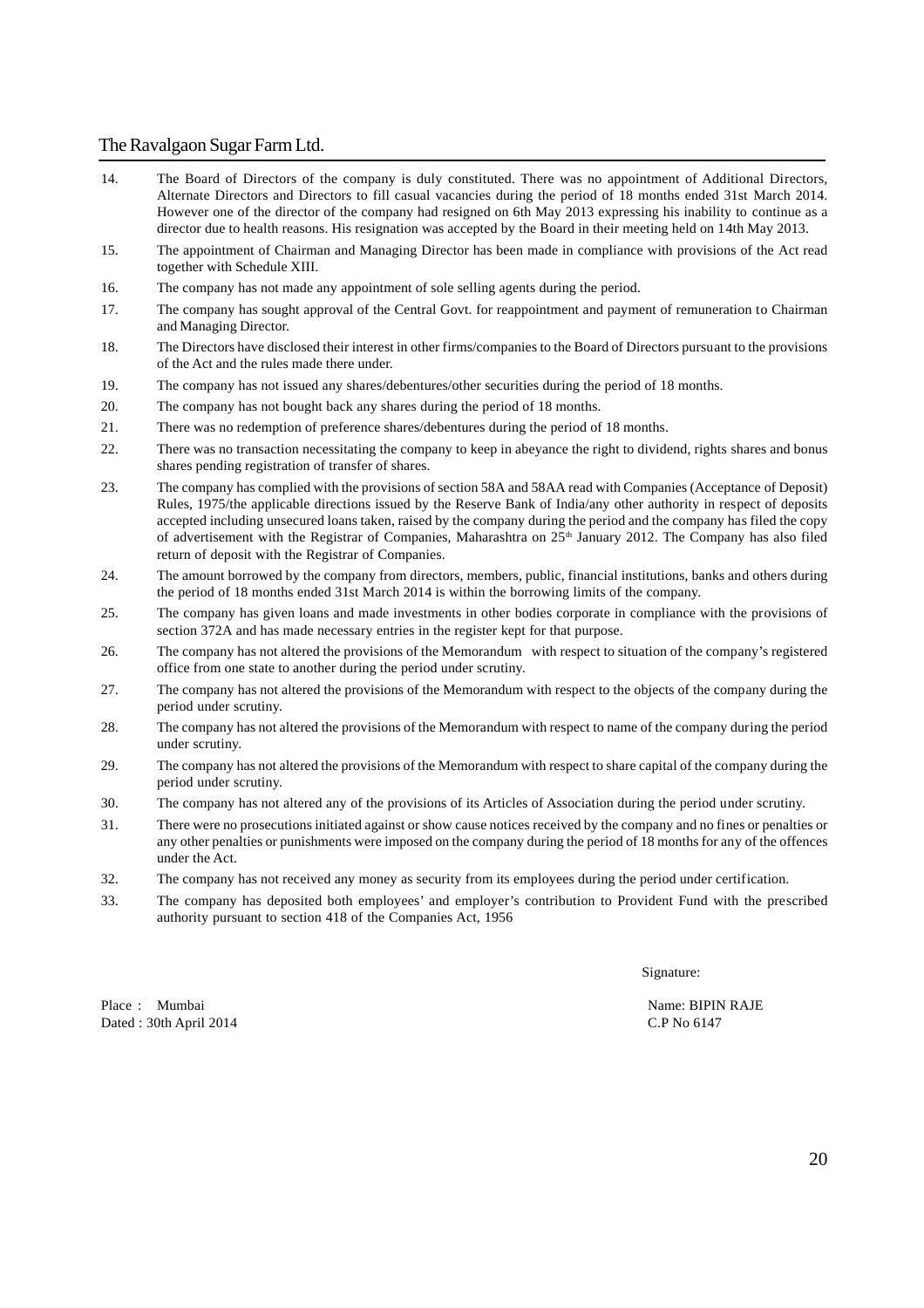14. The Board of Directors of the company is duly constituted. There was no appointment of Additional Directors, Alternate Directors and Directors to fill casual vacancies during the period of 18 months ended 31st March 2014. However one of the director of the company had resigned on 6th May 2013 expressing his inability to continue as a director due to health reasons. His resignation was accepted by the Board in their meeting held on 14th May 2013.

15. The appointment of Chairman and Managing Director has been made in compliance with provisions of the Act read together with Schedule XIII.

16. The company has not made any appointment of sole selling agents during the period.

17. The company has sought approval of the Central Govt. for reappointment and payment of remuneration to Chairman and Managing Director.

18. The Directors have disclosed their interest in other firms/companies to the Board of Directors pursuant to the provisions of the Act and the rules made there under.

19. The company has not issued any shares/debentures/other securities during the period of 18 months.

20. The company has not bought back any shares during the period of 18 months.

21. There was no redemption of preference shares/debentures during the period of 18 months.

22. There was no transaction necessitating the company to keep in abeyance the right to dividend, rights shares and bonus shares pending registration of transfer of shares.

23. The company has complied with the provisions of section 58A and 58AA read with Companies (Acceptance of Deposit) Rules, 1975/the applicable directions issued by the Reserve Bank of India/any other authority in respect of deposits accepted including unsecured loans taken, raised by the company during the period and the company has filed the copy of advertisement with the Registrar of Companies, Maharashtra on 25th January 2012. The Company has also filed return of deposit with the Registrar of Companies.

24. The amount borrowed by the company from directors, members, public, financial institutions, banks and others during the period of 18 months ended 31st March 2014 is within the borrowing limits of the company.

25. The company has given loans and made investments in other bodies corporate in compliance with the provisions of section 372A and has made necessary entries in the register kept for that purpose.

26. The company has not altered the provisions of the Memorandum with respect to situation of the company's registered office from one state to another during the period under scrutiny.

27. The company has not altered the provisions of the Memorandum with respect to the objects of the company during the period under scrutiny.

28. The company has not altered the provisions of the Memorandum with respect to name of the company during the period under scrutiny.

29. The company has not altered the provisions of the Memorandum with respect to share capital of the company during the period under scrutiny.

30. The company has not altered any of the provisions of its Articles of Association during the period under scrutiny.

31. There were no prosecutions initiated against or show cause notices received by the company and no fines or penalties or any other penalties or punishments were imposed on the company during the period of 18 months for any of the offences under the Act.

32. The company has not received any money as security from its employees during the period under certification.

33. The company has deposited both employees' and employer's contribution to Provident Fund with the prescribed authority pursuant to section 418 of the Companies Act, 1956

Signature:

Place : Mumbai
Dated : 30th April 2014

Name: BIPIN RAJE
C.P No 6147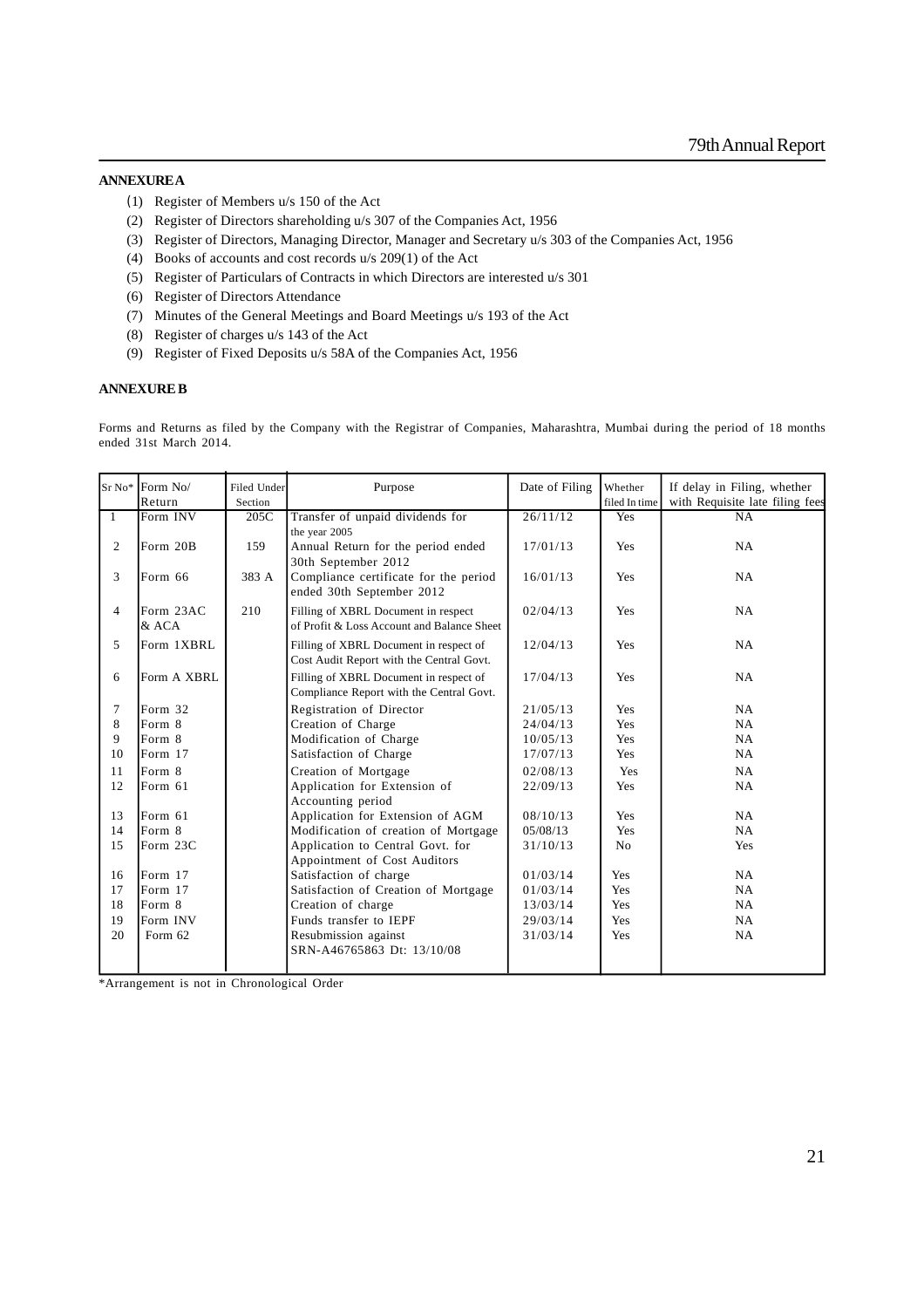**ANNEXURE A**

(1) Register of Members u/s 150 of the Act

(2) Register of Directors shareholding u/s 307 of the Companies Act, 1956

(3) Register of Directors, Managing Director, Manager and Secretary u/s 303 of the Companies Act, 1956

(4) Books of accounts and cost records u/s 209(1) of the Act

(5) Register of Particulars of Contracts in which Directors are interested u/s 301

(6) Register of Directors Attendance

(7) Minutes of the General Meetings and Board Meetings u/s 193 of the Act

(8) Register of charges u/s 143 of the Act

(9) Register of Fixed Deposits u/s 58A of the Companies Act, 1956

**ANNEXURE B**

Forms and Returns as filed by the Company with the Registrar of Companies, Maharashtra, Mumbai during the period of 18 months ended 31st March 2014.

| Sr No* | Form No/ Return | Filed Under Section | Purpose | Date of Filing | Whether filed In time | If delay in Filing, whether with Requisite late filing fees |
|---|---|---|---|---|---|---|
| 1 | Form INV | 205C | Transfer of unpaid dividends for the year 2005 | 26/11/12 | Yes | NA |
| 2 | Form 20B | 159 | Annual Return for the period ended 30th September 2012 | 17/01/13 | Yes | NA |
| 3 | Form 66 | 383 A | Compliance certificate for the period ended 30th September 2012 | 16/01/13 | Yes | NA |
| 4 | Form 23AC & ACA | 210 | Filling of XBRL Document in respect of Profit & Loss Account and Balance Sheet | 02/04/13 | Yes | NA |
| 5 | Form 1XBRL | | Filling of XBRL Document in respect of Cost Audit Report with the Central Govt. | 12/04/13 | Yes | NA |
| 6 | Form A XBRL | | Filling of XBRL Document in respect of Compliance Report with the Central Govt. | 17/04/13 | Yes | NA |
| 7 | Form 32 | | Registration of Director | 21/05/13 | Yes | NA |
| 8 | Form 8 | | Creation of Charge | 24/04/13 | Yes | NA |
| 9 | Form 8 | | Modification of Charge | 10/05/13 | Yes | NA |
| 10 | Form 17 | | Satisfaction of Charge | 17/07/13 | Yes | NA |
| 11 | Form 8 | | Creation of Mortgage | 02/08/13 | Yes | NA |
| 12 | Form 61 | | Application for Extension of Accounting period | 22/09/13 | Yes | NA |
| 13 | Form 61 | | Application for Extension of AGM | 08/10/13 | Yes | NA |
| 14 | Form 8 | | Modification of creation of Mortgage | 05/08/13 | Yes | NA |
| 15 | Form 23C | | Application to Central Govt. for Appointment of Cost Auditors | 31/10/13 | No | Yes |
| 16 | Form 17 | | Satisfaction of charge | 01/03/14 | Yes | NA |
| 17 | Form 17 | | Satisfaction of Creation of Mortgage | 01/03/14 | Yes | NA |
| 18 | Form 8 | | Creation of charge | 13/03/14 | Yes | NA |
| 19 | Form INV | | Funds transfer to IEPF | 29/03/14 | Yes | NA |
| 20 | Form 62 | | Resubmission against SRN-A46765863 Dt: 13/10/08 | 31/03/14 | Yes | NA |

*Arrangement is not in Chronological Order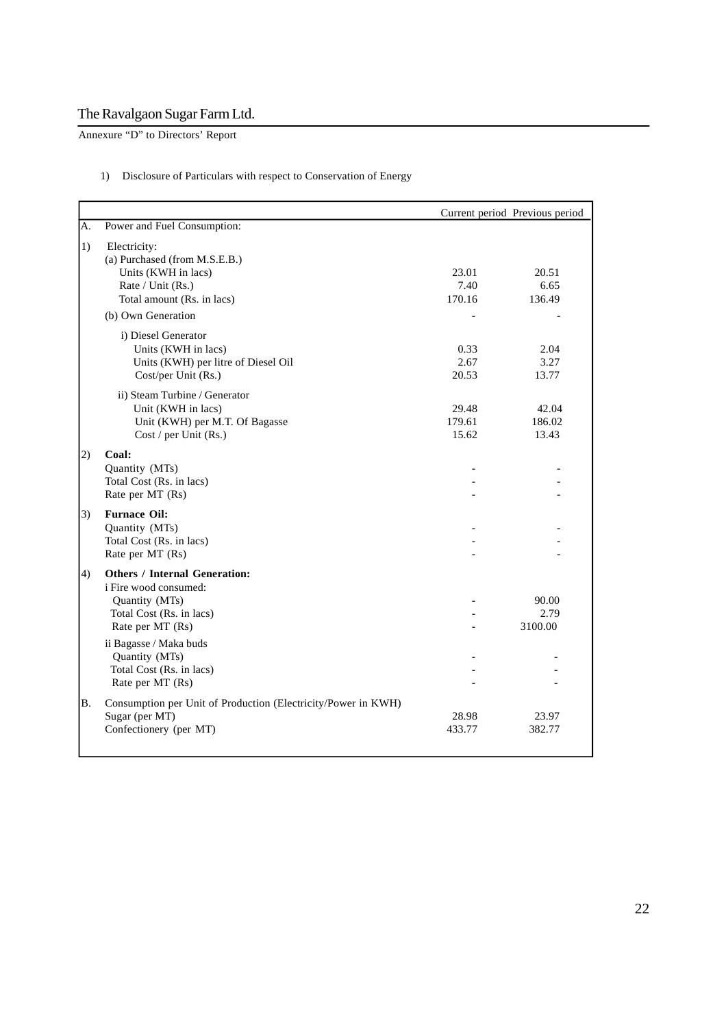The Ravalgaon Sugar Farm Ltd.

Annexure "D" to Directors' Report

1) Disclosure of Particulars with respect to Conservation of Energy

| | | Current period | Previous period |
|---|---|---|---|
| A. | Power and Fuel Consumption: | | |
| 1) | Electricity: | | |
| | (a) Purchased (from M.S.E.B.) | | |
| | Units (KWH in lacs) | 23.01 | 20.51 |
| | Rate / Unit (Rs.) | 7.40 | 6.65 |
| | Total amount (Rs. in lacs) | 170.16 | 136.49 |
| | (b) Own Generation | - | - |
| | i) Diesel Generator | | |
| | Units (KWH in lacs) | 0.33 | 2.04 |
| | Units (KWH) per litre of Diesel Oil | 2.67 | 3.27 |
| | Cost/per Unit (Rs.) | 20.53 | 13.77 |
| | ii) Steam Turbine / Generator | | |
| | Unit (KWH in lacs) | 29.48 | 42.04 |
| | Unit (KWH) per M.T. Of Bagasse | 179.61 | 186.02 |
| | Cost / per Unit (Rs.) | 15.62 | 13.43 |
| 2) | **Coal:** | | |
| | Quantity (MTs) | - | - |
| | Total Cost (Rs. in lacs) | - | - |
| | Rate per MT (Rs) | - | - |
| 3) | **Furnace Oil:** | | |
| | Quantity (MTs) | - | - |
| | Total Cost (Rs. in lacs) | - | - |
| | Rate per MT (Rs) | - | - |
| 4) | **Others / Internal Generation:** | | |
| | i Fire wood consumed: | | |
| | Quantity (MTs) | - | 90.00 |
| | Total Cost (Rs. in lacs) | - | 2.79 |
| | Rate per MT (Rs) | - | 3100.00 |
| | ii Bagasse / Maka buds | | |
| | Quantity (MTs) | - | - |
| | Total Cost (Rs. in lacs) | - | - |
| | Rate per MT (Rs) | - | - |
| B. | Consumption per Unit of Production (Electricity/Power in KWH) | | |
| | Sugar (per MT) | 28.98 | 23.97 |
| | Confectionery (per MT) | 433.77 | 382.77 |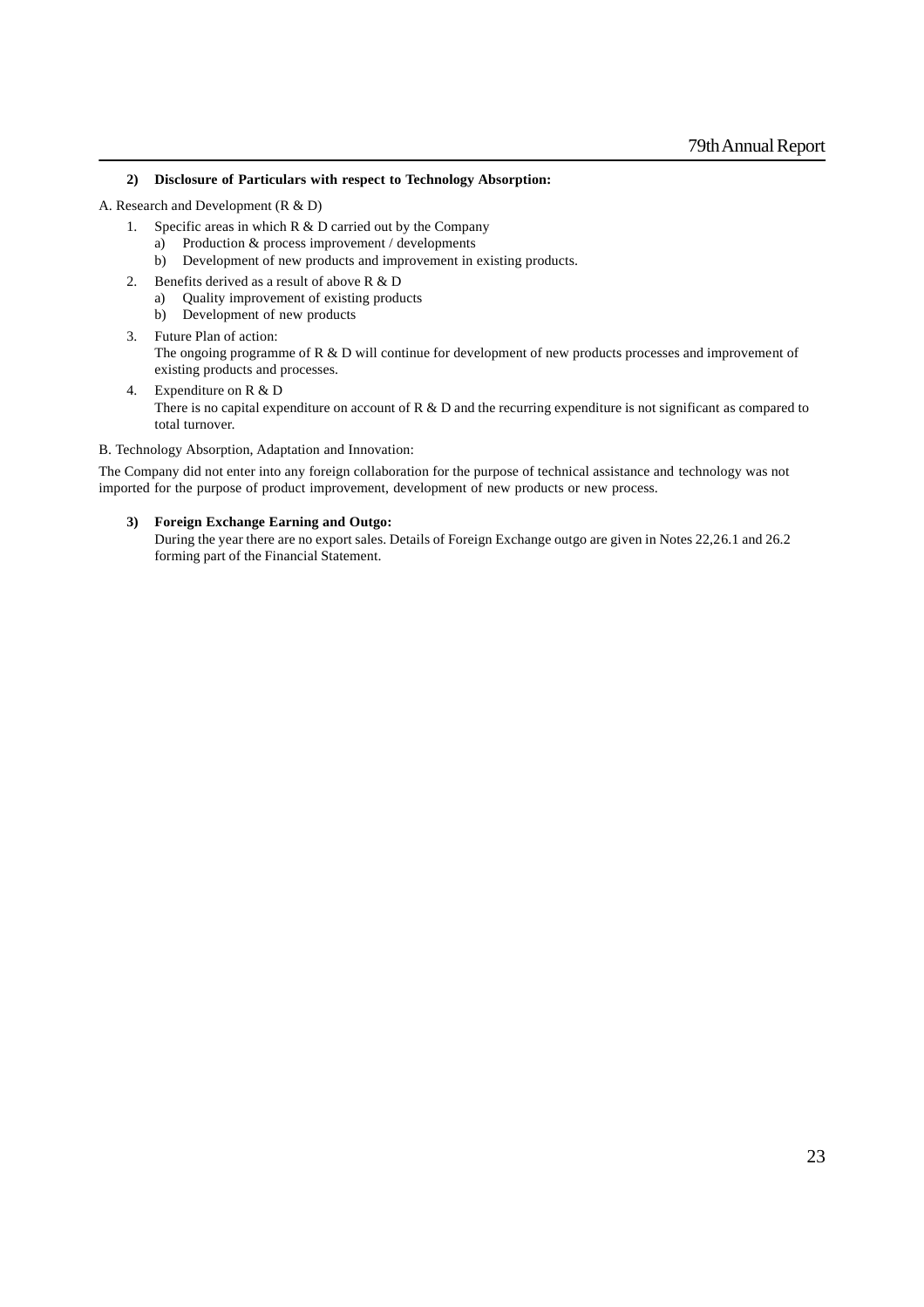**2) Disclosure of Particulars with respect to Technology Absorption:**

A. Research and Development (R & D)

1. Specific areas in which R & D carried out by the Company
   a) Production & process improvement / developments
   b) Development of new products and improvement in existing products.
2. Benefits derived as a result of above R & D
   a) Quality improvement of existing products
   b) Development of new products
3. Future Plan of action:
   The ongoing programme of R & D will continue for development of new products processes and improvement of existing products and processes.
4. Expenditure on R & D
   There is no capital expenditure on account of R & D and the recurring expenditure is not significant as compared to total turnover.

B. Technology Absorption, Adaptation and Innovation:

The Company did not enter into any foreign collaboration for the purpose of technical assistance and technology was not imported for the purpose of product improvement, development of new products or new process.

**3) Foreign Exchange Earning and Outgo:**

During the year there are no export sales. Details of Foreign Exchange outgo are given in Notes 22,26.1 and 26.2 forming part of the Financial Statement.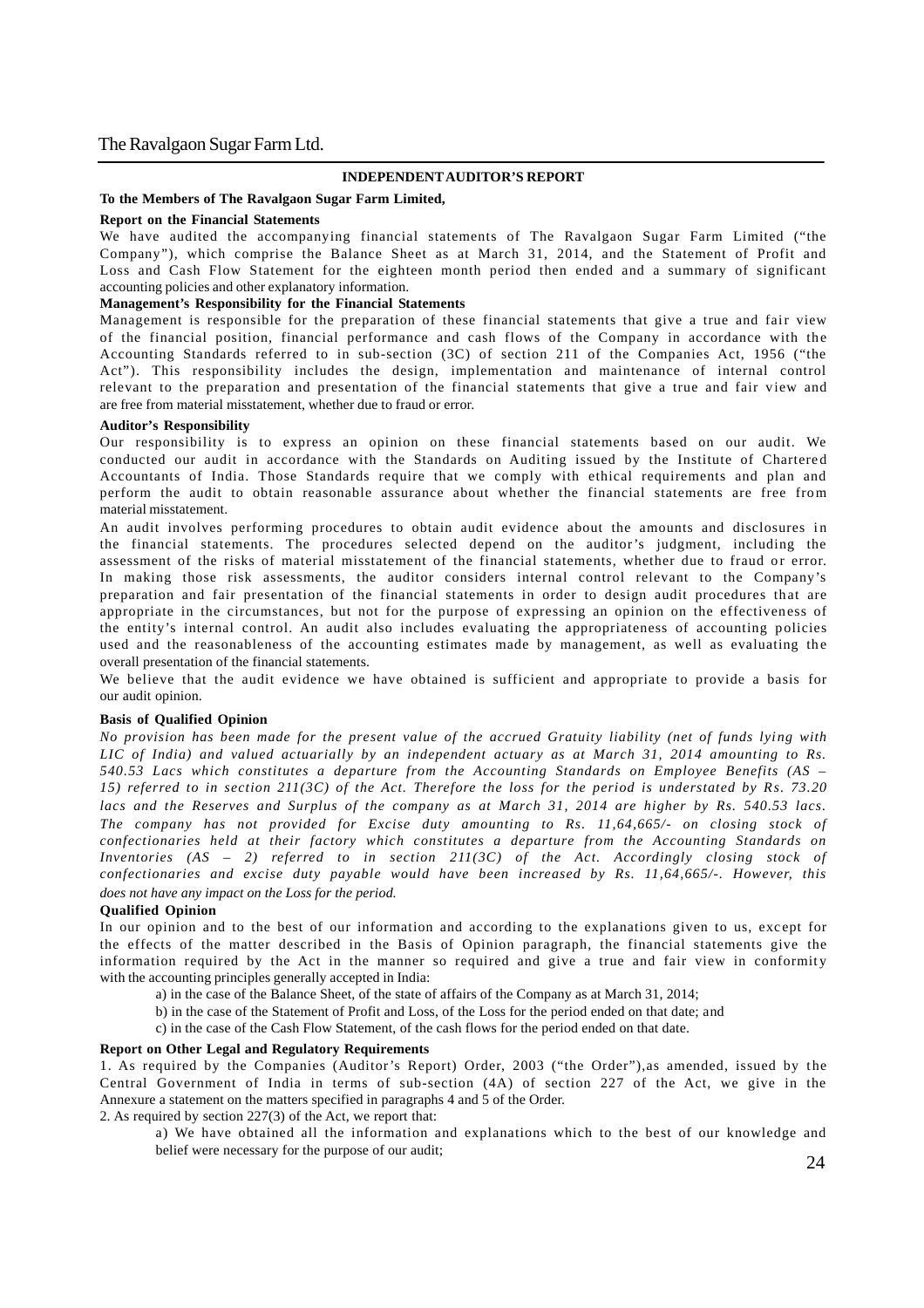## INDEPENDENT AUDITOR'S REPORT

**To the Members of The Ravalgaon Sugar Farm Limited,**

**Report on the Financial Statements**

We have audited the accompanying financial statements of The Ravalgaon Sugar Farm Limited ("the Company"), which comprise the Balance Sheet as at March 31, 2014, and the Statement of Profit and Loss and Cash Flow Statement for the eighteen month period then ended and a summary of significant accounting policies and other explanatory information.

**Management's Responsibility for the Financial Statements**

Management is responsible for the preparation of these financial statements that give a true and fair view of the financial position, financial performance and cash flows of the Company in accordance with the Accounting Standards referred to in sub-section (3C) of section 211 of the Companies Act, 1956 ("the Act"). This responsibility includes the design, implementation and maintenance of internal control relevant to the preparation and presentation of the financial statements that give a true and fair view and are free from material misstatement, whether due to fraud or error.

**Auditor's Responsibility**

Our responsibility is to express an opinion on these financial statements based on our audit. We conducted our audit in accordance with the Standards on Auditing issued by the Institute of Chartered Accountants of India. Those Standards require that we comply with ethical requirements and plan and perform the audit to obtain reasonable assurance about whether the financial statements are free from material misstatement.

An audit involves performing procedures to obtain audit evidence about the amounts and disclosures in the financial statements. The procedures selected depend on the auditor's judgment, including the assessment of the risks of material misstatement of the financial statements, whether due to fraud or error. In making those risk assessments, the auditor considers internal control relevant to the Company's preparation and fair presentation of the financial statements in order to design audit procedures that are appropriate in the circumstances, but not for the purpose of expressing an opinion on the effectiveness of the entity's internal control. An audit also includes evaluating the appropriateness of accounting policies used and the reasonableness of the accounting estimates made by management, as well as evaluating the overall presentation of the financial statements.

We believe that the audit evidence we have obtained is sufficient and appropriate to provide a basis for our audit opinion.

**Basis of Qualified Opinion**

*No provision has been made for the present value of the accrued Gratuity liability (net of funds lying with LIC of India) and valued actuarially by an independent actuary as at March 31, 2014 amounting to Rs. 540.53 Lacs which constitutes a departure from the Accounting Standards on Employee Benefits (AS – 15) referred to in section 211(3C) of the Act. Therefore the loss for the period is understated by Rs. 73.20 lacs and the Reserves and Surplus of the company as at March 31, 2014 are higher by Rs. 540.53 lacs. The company has not provided for Excise duty amounting to Rs. 11,64,665/- on closing stock of confectionaries held at their factory which constitutes a departure from the Accounting Standards on Inventories (AS – 2) referred to in section 211(3C) of the Act. Accordingly closing stock of confectionaries and excise duty payable would have been increased by Rs. 11,64,665/-. However, this does not have any impact on the Loss for the period.*

**Qualified Opinion**

In our opinion and to the best of our information and according to the explanations given to us, except for the effects of the matter described in the Basis of Opinion paragraph, the financial statements give the information required by the Act in the manner so required and give a true and fair view in conformity with the accounting principles generally accepted in India:

a) in the case of the Balance Sheet, of the state of affairs of the Company as at March 31, 2014;

b) in the case of the Statement of Profit and Loss, of the Loss for the period ended on that date; and

c) in the case of the Cash Flow Statement, of the cash flows for the period ended on that date.

**Report on Other Legal and Regulatory Requirements**

1. As required by the Companies (Auditor's Report) Order, 2003 ("the Order"),as amended, issued by the Central Government of India in terms of sub-section (4A) of section 227 of the Act, we give in the Annexure a statement on the matters specified in paragraphs 4 and 5 of the Order.

2. As required by section 227(3) of the Act, we report that:

a) We have obtained all the information and explanations which to the best of our knowledge and belief were necessary for the purpose of our audit;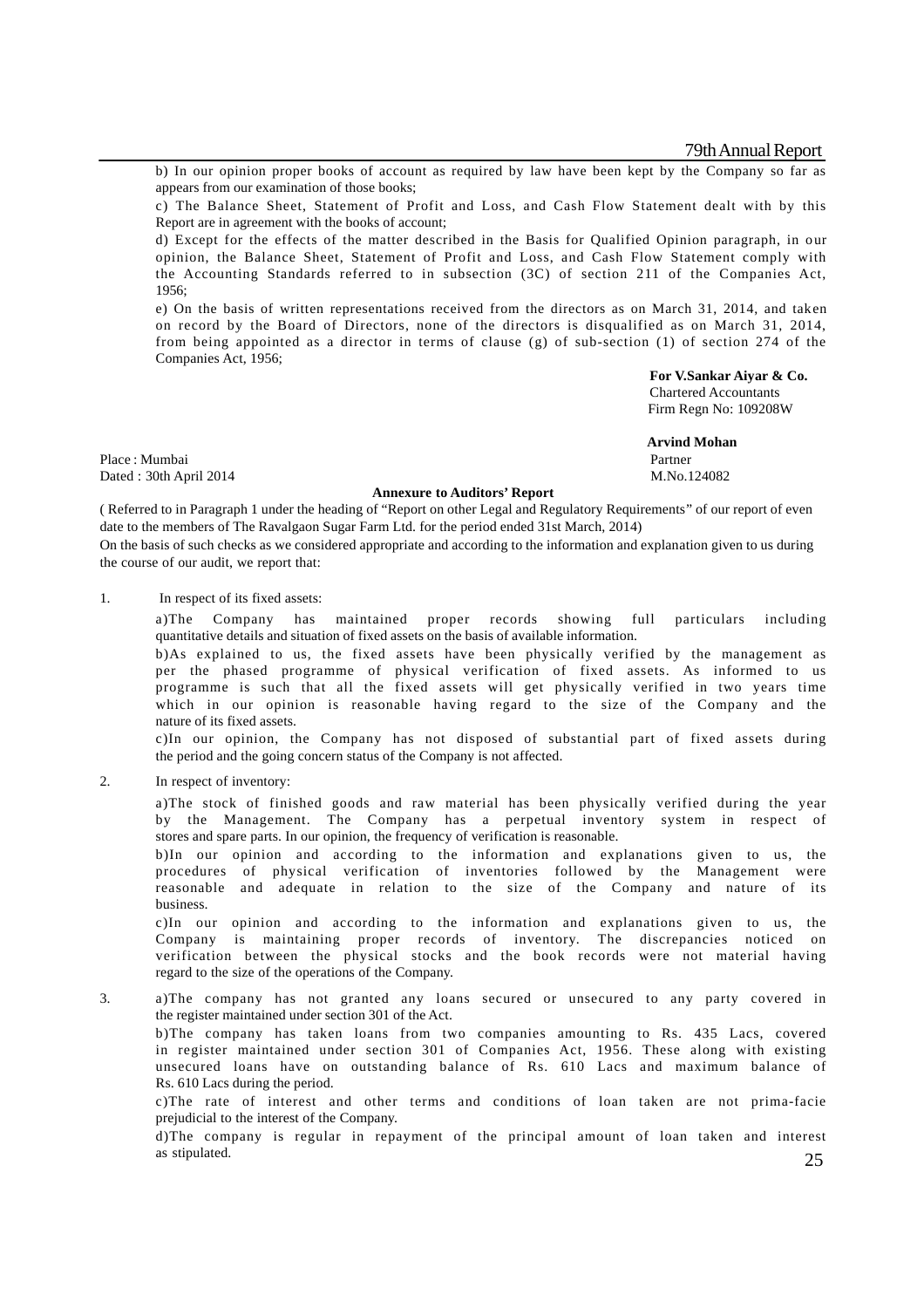b) In our opinion proper books of account as required by law have been kept by the Company so far as appears from our examination of those books;

c) The Balance Sheet, Statement of Profit and Loss, and Cash Flow Statement dealt with by this Report are in agreement with the books of account;

d) Except for the effects of the matter described in the Basis for Qualified Opinion paragraph, in our opinion, the Balance Sheet, Statement of Profit and Loss, and Cash Flow Statement comply with the Accounting Standards referred to in subsection (3C) of section 211 of the Companies Act, 1956;

e) On the basis of written representations received from the directors as on March 31, 2014, and taken on record by the Board of Directors, none of the directors is disqualified as on March 31, 2014, from being appointed as a director in terms of clause (g) of sub-section (1) of section 274 of the Companies Act, 1956;

**For V.Sankar Aiyar & Co.**
Chartered Accountants
Firm Regn No: 109208W

**Arvind Mohan**
Partner
M.No.124082

Place : Mumbai
Dated : 30th April 2014

## Annexure to Auditors' Report

( Referred to in Paragraph 1 under the heading of "Report on other Legal and Regulatory Requirements" of our report of even date to the members of The Ravalgaon Sugar Farm Ltd. for the period ended 31st March, 2014)

On the basis of such checks as we considered appropriate and according to the information and explanation given to us during the course of our audit, we report that:

1. In respect of its fixed assets:

   a)The Company has maintained proper records showing full particulars including quantitative details and situation of fixed assets on the basis of available information.

   b)As explained to us, the fixed assets have been physically verified by the management as per the phased programme of physical verification of fixed assets. As informed to us programme is such that all the fixed assets will get physically verified in two years time which in our opinion is reasonable having regard to the size of the Company and the nature of its fixed assets.

   c)In our opinion, the Company has not disposed of substantial part of fixed assets during the period and the going concern status of the Company is not affected.

2. In respect of inventory:

   a)The stock of finished goods and raw material has been physically verified during the year by the Management. The Company has a perpetual inventory system in respect of stores and spare parts. In our opinion, the frequency of verification is reasonable.

   b)In our opinion and according to the information and explanations given to us, the procedures of physical verification of inventories followed by the Management were reasonable and adequate in relation to the size of the Company and nature of its business.

   c)In our opinion and according to the information and explanations given to us, the Company is maintaining proper records of inventory. The discrepancies noticed on verification between the physical stocks and the book records were not material having regard to the size of the operations of the Company.

3. a)The company has not granted any loans secured or unsecured to any party covered in the register maintained under section 301 of the Act.

   b)The company has taken loans from two companies amounting to Rs. 435 Lacs, covered in register maintained under section 301 of Companies Act, 1956. These along with existing unsecured loans have on outstanding balance of Rs. 610 Lacs and maximum balance of Rs. 610 Lacs during the period.

   c)The rate of interest and other terms and conditions of loan taken are not prima-facie prejudicial to the interest of the Company.

   d)The company is regular in repayment of the principal amount of loan taken and interest as stipulated.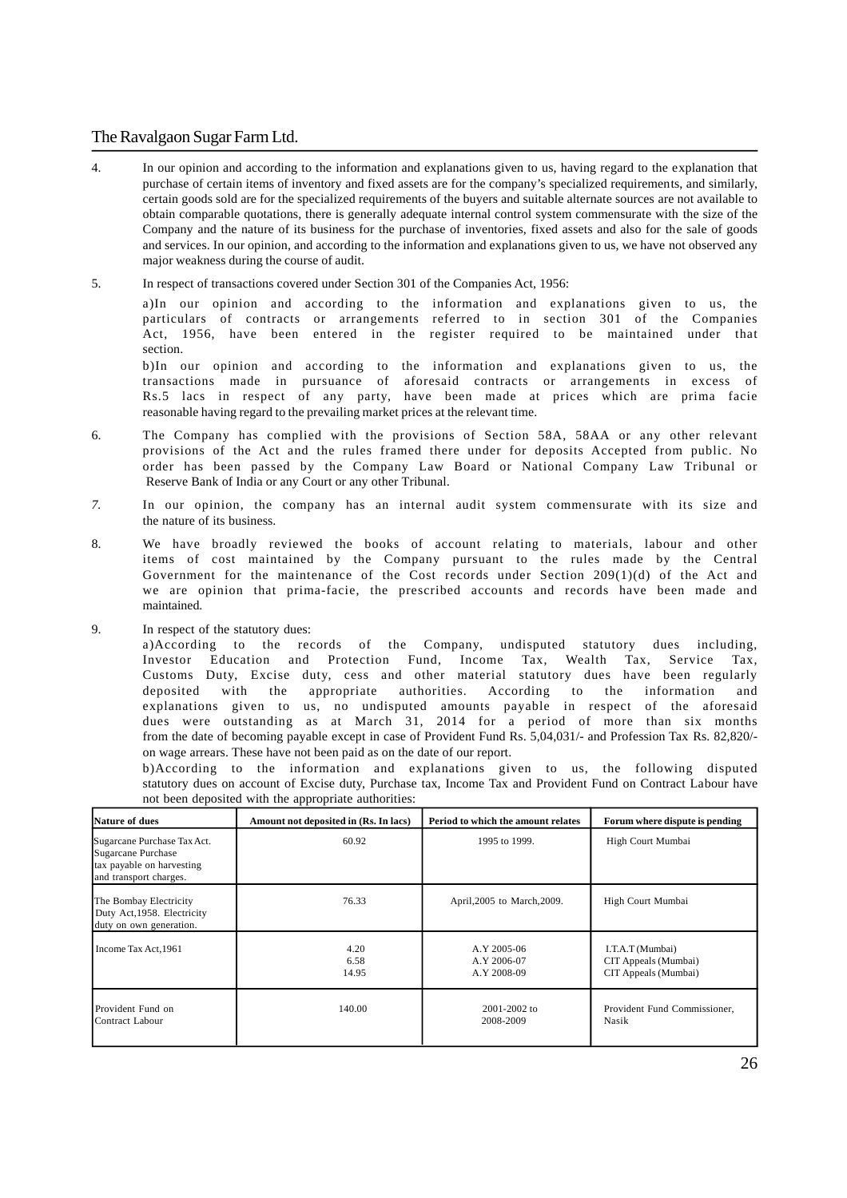4. In our opinion and according to the information and explanations given to us, having regard to the explanation that purchase of certain items of inventory and fixed assets are for the company's specialized requirements, and similarly, certain goods sold are for the specialized requirements of the buyers and suitable alternate sources are not available to obtain comparable quotations, there is generally adequate internal control system commensurate with the size of the Company and the nature of its business for the purchase of inventories, fixed assets and also for the sale of goods and services. In our opinion, and according to the information and explanations given to us, we have not observed any major weakness during the course of audit.

5. In respect of transactions covered under Section 301 of the Companies Act, 1956:

   a)In our opinion and according to the information and explanations given to us, the particulars of contracts or arrangements referred to in section 301 of the Companies Act, 1956, have been entered in the register required to be maintained under that section.

   b)In our opinion and according to the information and explanations given to us, the transactions made in pursuance of aforesaid contracts or arrangements in excess of Rs.5 lacs in respect of any party, have been made at prices which are prima facie reasonable having regard to the prevailing market prices at the relevant time.

6. The Company has complied with the provisions of Section 58A, 58AA or any other relevant provisions of the Act and the rules framed there under for deposits Accepted from public. No order has been passed by the Company Law Board or National Company Law Tribunal or Reserve Bank of India or any Court or any other Tribunal.

7. In our opinion, the company has an internal audit system commensurate with its size and the nature of its business.

8. We have broadly reviewed the books of account relating to materials, labour and other items of cost maintained by the Company pursuant to the rules made by the Central Government for the maintenance of the Cost records under Section 209(1)(d) of the Act and we are opinion that prima-facie, the prescribed accounts and records have been made and maintained.

9. In respect of the statutory dues:

   a)According to the records of the Company, undisputed statutory dues including, Investor Education and Protection Fund, Income Tax, Wealth Tax, Service Tax, Customs Duty, Excise duty, cess and other material statutory dues have been regularly deposited with the appropriate authorities. According to the information and explanations given to us, no undisputed amounts payable in respect of the aforesaid dues were outstanding as at March 31, 2014 for a period of more than six months from the date of becoming payable except in case of Provident Fund Rs. 5,04,031/- and Profession Tax Rs. 82,820/- on wage arrears. These have not been paid as on the date of our report.

   b)According to the information and explanations given to us, the following disputed statutory dues on account of Excise duty, Purchase tax, Income Tax and Provident Fund on Contract Labour have not been deposited with the appropriate authorities:

| Nature of dues | Amount not deposited in (Rs. In lacs) | Period to which the amount relates | Forum where dispute is pending |
|---|---|---|---|
| Sugarcane Purchase Tax Act. Sugarcane Purchase tax payable on harvesting and transport charges. | 60.92 | 1995 to 1999. | High Court Mumbai |
| The Bombay Electricity Duty Act,1958. Electricity duty on own generation. | 76.33 | April,2005 to March,2009. | High Court Mumbai |
| Income Tax Act,1961 | 4.20<br>6.58<br>14.95 | A.Y 2005-06<br>A.Y 2006-07<br>A.Y 2008-09 | I.T.A.T (Mumbai)<br>CIT Appeals (Mumbai)<br>CIT Appeals (Mumbai) |
| Provident Fund on Contract Labour | 140.00 | 2001-2002 to 2008-2009 | Provident Fund Commissioner, Nasik |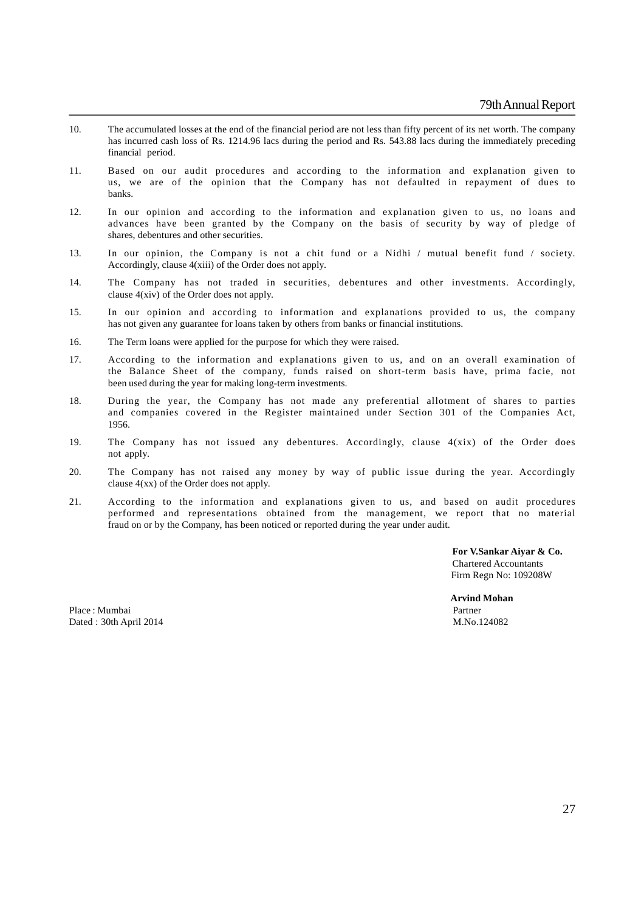10. The accumulated losses at the end of the financial period are not less than fifty percent of its net worth. The company has incurred cash loss of Rs. 1214.96 lacs during the period and Rs. 543.88 lacs during the immediately preceding financial period.

11. Based on our audit procedures and according to the information and explanation given to us, we are of the opinion that the Company has not defaulted in repayment of dues to banks.

12. In our opinion and according to the information and explanation given to us, no loans and advances have been granted by the Company on the basis of security by way of pledge of shares, debentures and other securities.

13. In our opinion, the Company is not a chit fund or a Nidhi / mutual benefit fund / society. Accordingly, clause 4(xiii) of the Order does not apply.

14. The Company has not traded in securities, debentures and other investments. Accordingly, clause 4(xiv) of the Order does not apply.

15. In our opinion and according to information and explanations provided to us, the company has not given any guarantee for loans taken by others from banks or financial institutions.

16. The Term loans were applied for the purpose for which they were raised.

17. According to the information and explanations given to us, and on an overall examination of the Balance Sheet of the company, funds raised on short-term basis have, prima facie, not been used during the year for making long-term investments.

18. During the year, the Company has not made any preferential allotment of shares to parties and companies covered in the Register maintained under Section 301 of the Companies Act, 1956.

19. The Company has not issued any debentures. Accordingly, clause 4(xix) of the Order does not apply.

20. The Company has not raised any money by way of public issue during the year. Accordingly clause 4(xx) of the Order does not apply.

21. According to the information and explanations given to us, and based on audit procedures performed and representations obtained from the management, we report that no material fraud on or by the Company, has been noticed or reported during the year under audit.

**For V.Sankar Aiyar & Co.**
Chartered Accountants
Firm Regn No: 109208W

**Arvind Mohan**
Partner
M.No.124082

Place : Mumbai
Dated : 30th April 2014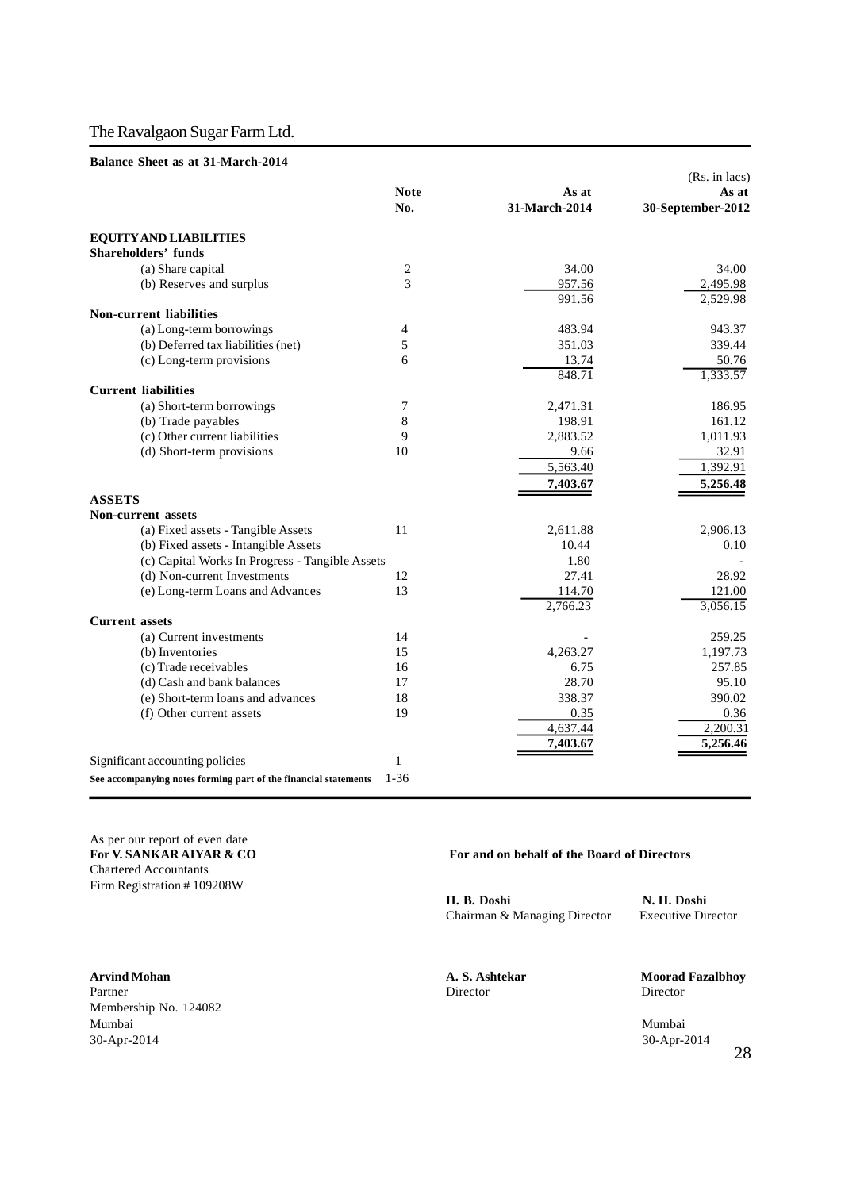# The Ravalgaon Sugar Farm Ltd.

**Balance Sheet as at 31-March-2014**

(Rs. in lacs)

| | Note No. | As at 31-March-2014 | As at 30-September-2012 |
|---|---|---|---|
| **EQUITY AND LIABILITIES** | | | |
| **Shareholders' funds** | | | |
| (a) Share capital | 2 | 34.00 | 34.00 |
| (b) Reserves and surplus | 3 | 957.56 | 2,495.98 |
| | | 991.56 | 2,529.98 |
| **Non-current liabilities** | | | |
| (a) Long-term borrowings | 4 | 483.94 | 943.37 |
| (b) Deferred tax liabilities (net) | 5 | 351.03 | 339.44 |
| (c) Long-term provisions | 6 | 13.74 | 50.76 |
| | | 848.71 | 1,333.57 |
| **Current liabilities** | | | |
| (a) Short-term borrowings | 7 | 2,471.31 | 186.95 |
| (b) Trade payables | 8 | 198.91 | 161.12 |
| (c) Other current liabilities | 9 | 2,883.52 | 1,011.93 |
| (d) Short-term provisions | 10 | 9.66 | 32.91 |
| | | 5,563.40 | 1,392.91 |
| | | **7,403.67** | **5,256.48** |
| **ASSETS** | | | |
| **Non-current assets** | | | |
| (a) Fixed assets - Tangible Assets | 11 | 2,611.88 | 2,906.13 |
| (b) Fixed assets - Intangible Assets | | 10.44 | 0.10 |
| (c) Capital Works In Progress - Tangible Assets | | 1.80 | - |
| (d) Non-current Investments | 12 | 27.41 | 28.92 |
| (e) Long-term Loans and Advances | 13 | 114.70 | 121.00 |
| | | 2,766.23 | 3,056.15 |
| **Current assets** | | | |
| (a) Current investments | 14 | - | 259.25 |
| (b) Inventories | 15 | 4,263.27 | 1,197.73 |
| (c) Trade receivables | 16 | 6.75 | 257.85 |
| (d) Cash and bank balances | 17 | 28.70 | 95.10 |
| (e) Short-term loans and advances | 18 | 338.37 | 390.02 |
| (f) Other current assets | 19 | 0.35 | 0.36 |
| | | 4,637.44 | 2,200.31 |
| | | **7,403.67** | **5,256.46** |
| Significant accounting policies | 1 | | |
| **See accompanying notes forming part of the financial statements** | 1-36 | | |

As per our report of even date
**For V. SANKAR AIYAR & CO**
Chartered Accountants
Firm Registration # 109208W

**Arvind Mohan**
Partner
Membership No. 124082
Mumbai
30-Apr-2014

**For and on behalf of the Board of Directors**

**H. B. Doshi**
Chairman & Managing Director

**N. H. Doshi**
Executive Director

**A. S. Ashtekar**
Director

**Moorad Fazalbhoy**
Director

Mumbai
30-Apr-2014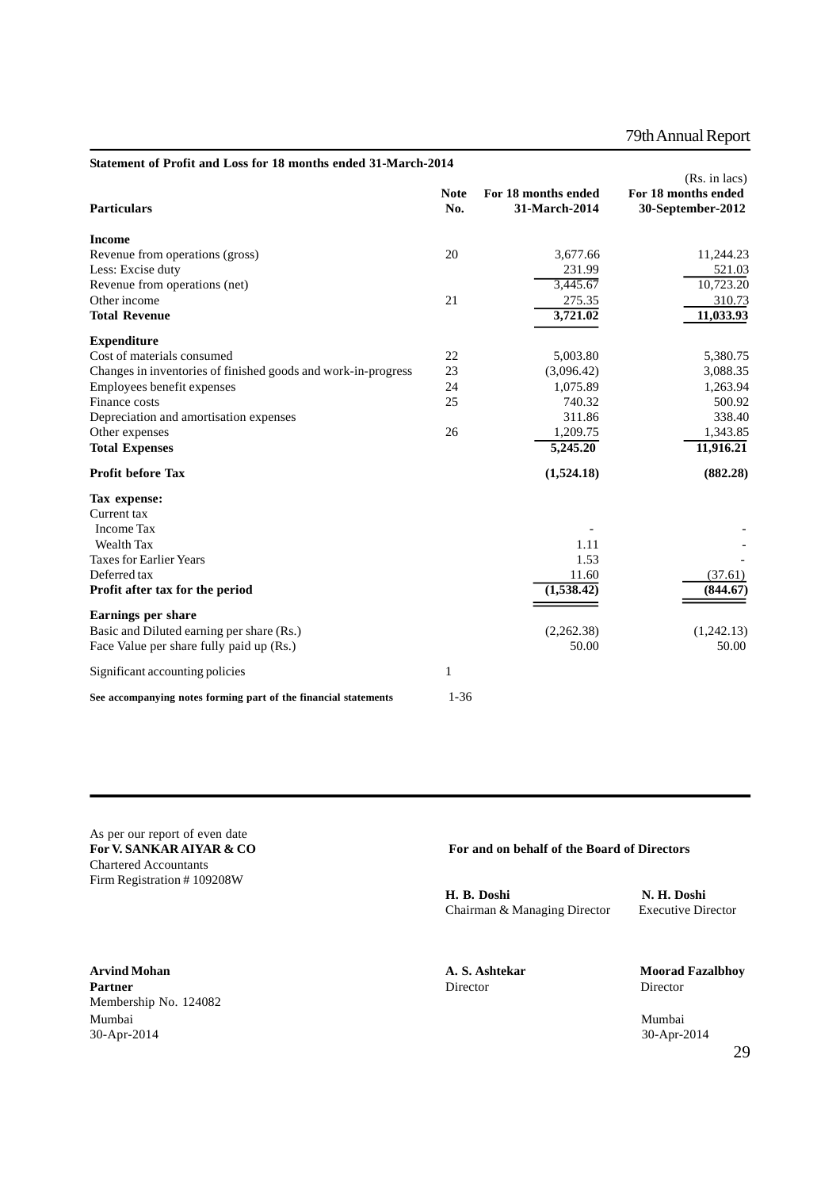**Statement of Profit and Loss for 18 months ended 31-March-2014**

(Rs. in lacs)

| Particulars | Note No. | For 18 months ended 31-March-2014 | For 18 months ended 30-September-2012 |
|---|---|---|---|
| **Income** | | | |
| Revenue from operations (gross) | 20 | 3,677.66 | 11,244.23 |
| Less: Excise duty | | 231.99 | 521.03 |
| Revenue from operations (net) | | 3,445.67 | 10,723.20 |
| Other income | 21 | 275.35 | 310.73 |
| **Total Revenue** | | **3,721.02** | **11,033.93** |
| **Expenditure** | | | |
| Cost of materials consumed | 22 | 5,003.80 | 5,380.75 |
| Changes in inventories of finished goods and work-in-progress | 23 | (3,096.42) | 3,088.35 |
| Employees benefit expenses | 24 | 1,075.89 | 1,263.94 |
| Finance costs | 25 | 740.32 | 500.92 |
| Depreciation and amortisation expenses | | 311.86 | 338.40 |
| Other expenses | 26 | 1,209.75 | 1,343.85 |
| **Total Expenses** | | **5,245.20** | **11,916.21** |
| **Profit before Tax** | | **(1,524.18)** | **(882.28)** |
| **Tax expense:** | | | |
| Current tax | | | |
| Income Tax | | - | - |
| Wealth Tax | | 1.11 | - |
| Taxes for Earlier Years | | 1.53 | - |
| Deferred tax | | 11.60 | (37.61) |
| **Profit after tax for the period** | | **(1,538.42)** | **(844.67)** |
| **Earnings per share** | | | |
| Basic and Diluted earning per share (Rs.) | | (2,262.38) | (1,242.13) |
| Face Value per share fully paid up (Rs.) | | 50.00 | 50.00 |
| Significant accounting policies | 1 | | |
| **See accompanying notes forming part of the financial statements** | 1-36 | | |

As per our report of even date
**For V. SANKAR AIYAR & CO**
Chartered Accountants
Firm Registration # 109208W

**For and on behalf of the Board of Directors**

**H. B. Doshi**
Chairman & Managing Director

**N. H. Doshi**
Executive Director

**Arvind Mohan**
**Partner**
Membership No. 124082
Mumbai
30-Apr-2014

**A. S. Ashtekar**
Director

**Moorad Fazalbhoy**
Director

Mumbai
30-Apr-2014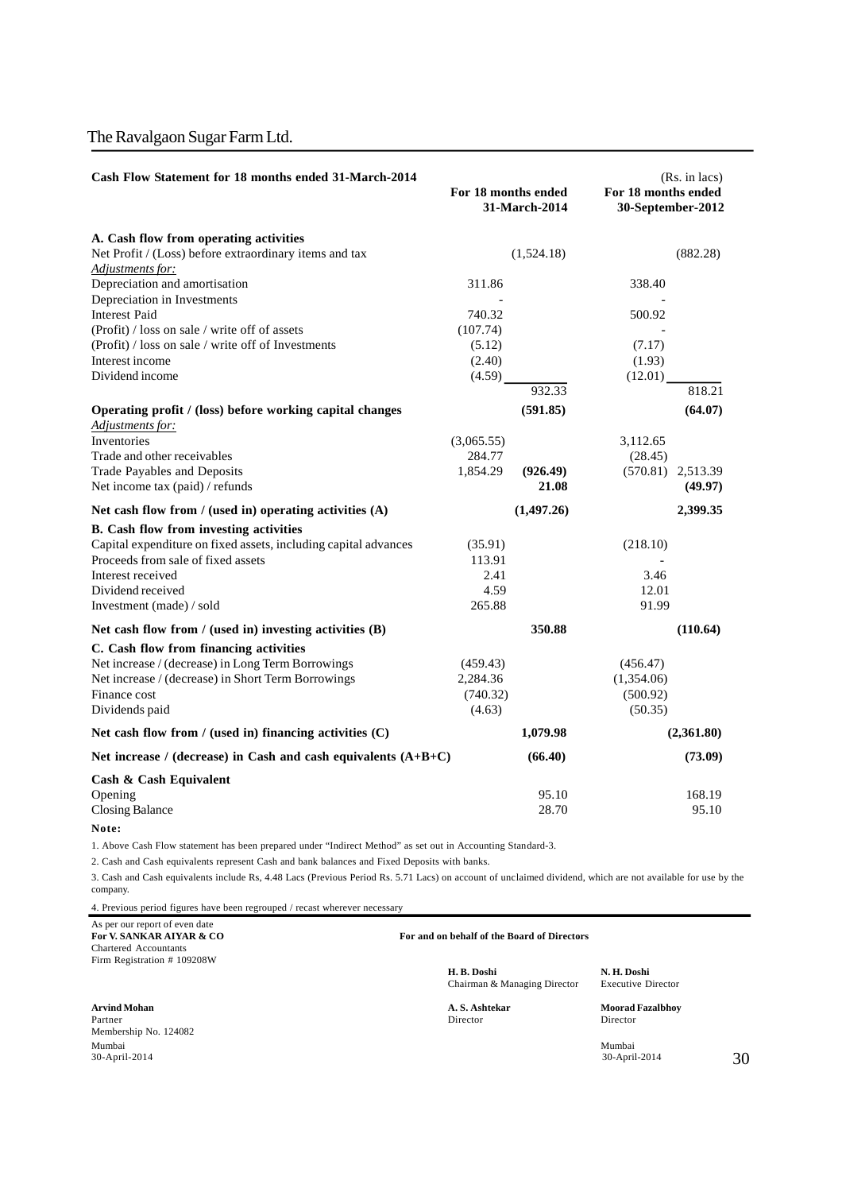# The Ravalgaon Sugar Farm Ltd.

**Cash Flow Statement for 18 months ended 31-March-2014**

(Rs. in lacs)

| | For 18 months ended 31-March-2014 | | For 18 months ended 30-September-2012 | |
|---|---|---|---|---|
| **A. Cash flow from operating activities** | | | | |
| Net Profit / (Loss) before extraordinary items and tax | | (1,524.18) | | (882.28) |
| *Adjustments for:* | | | | |
| Depreciation and amortisation | 311.86 | | 338.40 | |
| Depreciation in Investments | - | | - | |
| Interest Paid | 740.32 | | 500.92 | |
| (Profit) / loss on sale / write off of assets | (107.74) | | - | |
| (Profit) / loss on sale / write off of Investments | (5.12) | | (7.17) | |
| Interest income | (2.40) | | (1.93) | |
| Dividend income | (4.59) | 932.33 | (12.01) | 818.21 |
| **Operating profit / (loss) before working capital changes** | | **(591.85)** | | **(64.07)** |
| *Adjustments for:* | | | | |
| Inventories | (3,065.55) | | 3,112.65 | |
| Trade and other receivables | 284.77 | | (28.45) | |
| Trade Payables and Deposits | 1,854.29 | **(926.49)** | (570.81) | 2,513.39 |
| Net income tax (paid) / refunds | | **21.08** | | **(49.97)** |
| **Net cash flow from / (used in) operating activities (A)** | | **(1,497.26)** | | **2,399.35** |
| **B. Cash flow from investing activities** | | | | |
| Capital expenditure on fixed assets, including capital advances | (35.91) | | (218.10) | |
| Proceeds from sale of fixed assets | 113.91 | | - | |
| Interest received | 2.41 | | 3.46 | |
| Dividend received | 4.59 | | 12.01 | |
| Investment (made) / sold | 265.88 | | 91.99 | |
| **Net cash flow from / (used in) investing activities (B)** | | **350.88** | | **(110.64)** |
| **C. Cash flow from financing activities** | | | | |
| Net increase / (decrease) in Long Term Borrowings | (459.43) | | (456.47) | |
| Net increase / (decrease) in Short Term Borrowings | 2,284.36 | | (1,354.06) | |
| Finance cost | (740.32) | | (500.92) | |
| Dividends paid | (4.63) | | (50.35) | |
| **Net cash flow from / (used in) financing activities (C)** | | **1,079.98** | | **(2,361.80)** |
| **Net increase / (decrease) in Cash and cash equivalents (A+B+C)** | | **(66.40)** | | **(73.09)** |
| **Cash & Cash Equivalent** | | | | |
| Opening | | 95.10 | | 168.19 |
| Closing Balance | | 28.70 | | 95.10 |

**Note:**

1. Above Cash Flow statement has been prepared under "Indirect Method" as set out in Accounting Standard-3.
2. Cash and Cash equivalents represent Cash and bank balances and Fixed Deposits with banks.
3. Cash and Cash equivalents include Rs, 4.48 Lacs (Previous Period Rs. 5.71 Lacs) on account of unclaimed dividend, which are not available for use by the company.
4. Previous period figures have been regrouped / recast wherever necessary

As per our report of even date
**For V. SANKAR AIYAR & CO**
Chartered Accountants
Firm Registration # 109208W

**Arvind Mohan**
Partner
Membership No. 124082
Mumbai
30-April-2014

**For and on behalf of the Board of Directors**

**H. B. Doshi**
Chairman & Managing Director

**N. H. Doshi**
Executive Director

**A. S. Ashtekar**
Director

**Moorad Fazalbhoy**
Director

Mumbai
30-April-2014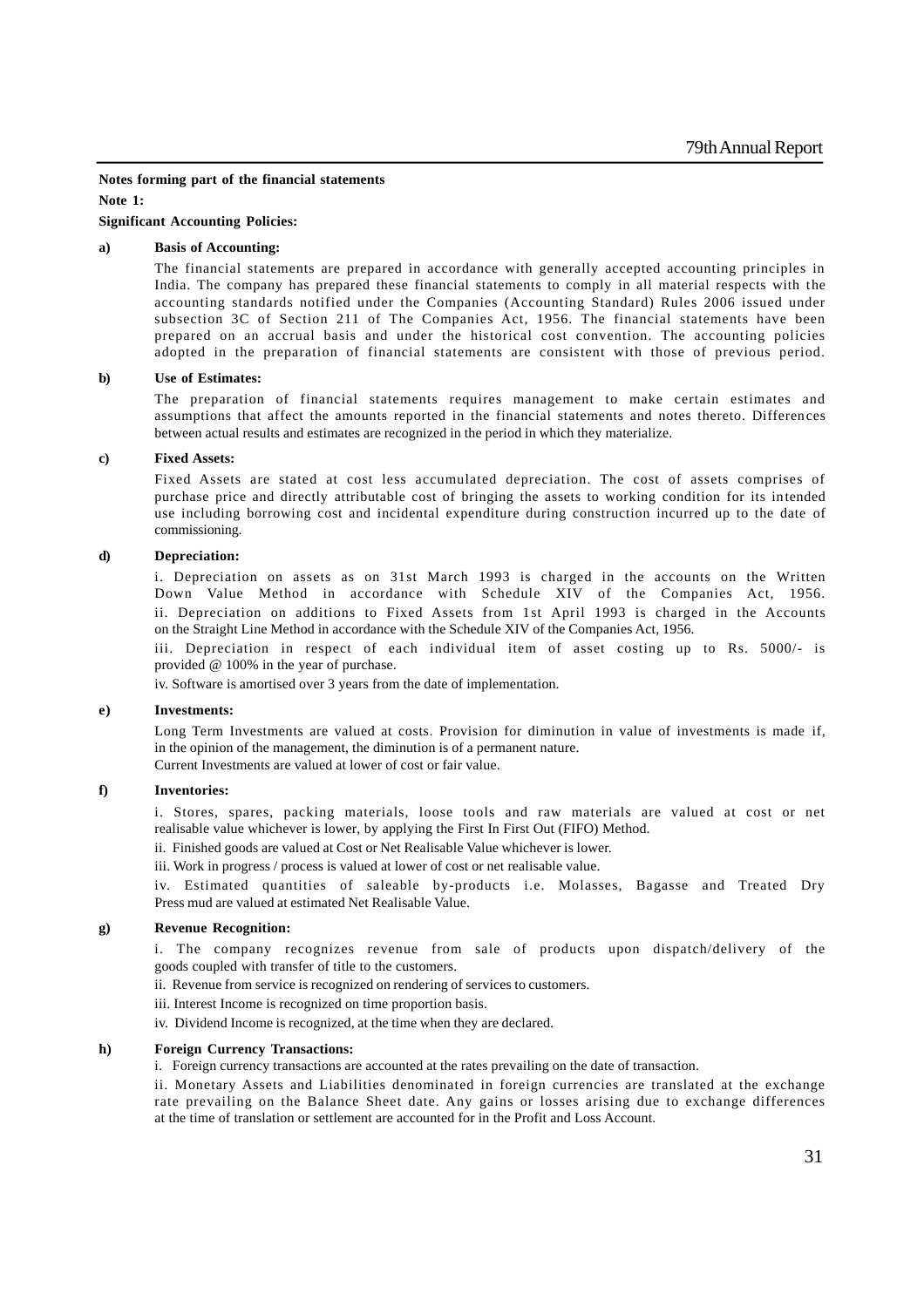**Notes forming part of the financial statements**

**Note 1:**

**Significant Accounting Policies:**

**a) Basis of Accounting:**

The financial statements are prepared in accordance with generally accepted accounting principles in India. The company has prepared these financial statements to comply in all material respects with the accounting standards notified under the Companies (Accounting Standard) Rules 2006 issued under subsection 3C of Section 211 of The Companies Act, 1956. The financial statements have been prepared on an accrual basis and under the historical cost convention. The accounting policies adopted in the preparation of financial statements are consistent with those of previous period.

**b) Use of Estimates:**

The preparation of financial statements requires management to make certain estimates and assumptions that affect the amounts reported in the financial statements and notes thereto. Differences between actual results and estimates are recognized in the period in which they materialize.

**c) Fixed Assets:**

Fixed Assets are stated at cost less accumulated depreciation. The cost of assets comprises of purchase price and directly attributable cost of bringing the assets to working condition for its intended use including borrowing cost and incidental expenditure during construction incurred up to the date of commissioning.

**d) Depreciation:**

i. Depreciation on assets as on 31st March 1993 is charged in the accounts on the Written Down Value Method in accordance with Schedule XIV of the Companies Act, 1956.

ii. Depreciation on additions to Fixed Assets from 1st April 1993 is charged in the Accounts on the Straight Line Method in accordance with the Schedule XIV of the Companies Act, 1956.

iii. Depreciation in respect of each individual item of asset costing up to Rs. 5000/- is provided @ 100% in the year of purchase.

iv. Software is amortised over 3 years from the date of implementation.

**e) Investments:**

Long Term Investments are valued at costs. Provision for diminution in value of investments is made if, in the opinion of the management, the diminution is of a permanent nature.

Current Investments are valued at lower of cost or fair value.

**f) Inventories:**

i. Stores, spares, packing materials, loose tools and raw materials are valued at cost or net realisable value whichever is lower, by applying the First In First Out (FIFO) Method.

ii. Finished goods are valued at Cost or Net Realisable Value whichever is lower.

iii. Work in progress / process is valued at lower of cost or net realisable value.

iv. Estimated quantities of saleable by-products i.e. Molasses, Bagasse and Treated Dry Press mud are valued at estimated Net Realisable Value.

**g) Revenue Recognition:**

i. The company recognizes revenue from sale of products upon dispatch/delivery of the goods coupled with transfer of title to the customers.

ii. Revenue from service is recognized on rendering of services to customers.

iii. Interest Income is recognized on time proportion basis.

iv. Dividend Income is recognized, at the time when they are declared.

**h) Foreign Currency Transactions:**

i. Foreign currency transactions are accounted at the rates prevailing on the date of transaction.

ii. Monetary Assets and Liabilities denominated in foreign currencies are translated at the exchange rate prevailing on the Balance Sheet date. Any gains or losses arising due to exchange differences at the time of translation or settlement are accounted for in the Profit and Loss Account.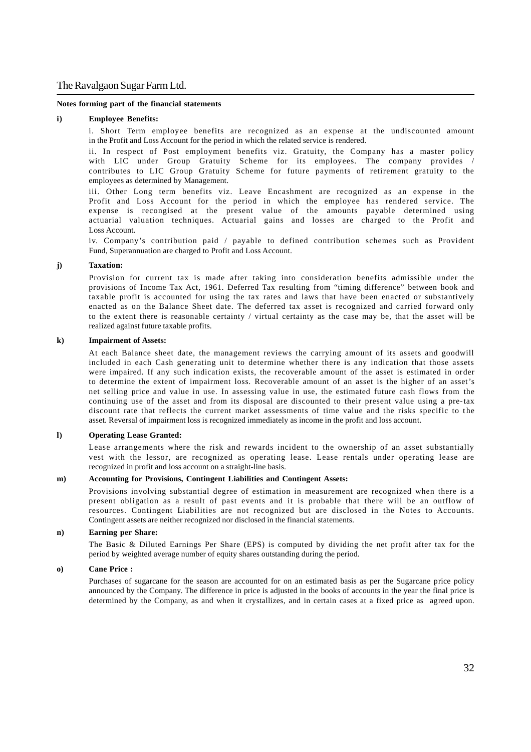**Notes forming part of the financial statements**

**i) Employee Benefits:**

i. Short Term employee benefits are recognized as an expense at the undiscounted amount in the Profit and Loss Account for the period in which the related service is rendered.

ii. In respect of Post employment benefits viz. Gratuity, the Company has a master policy with LIC under Group Gratuity Scheme for its employees. The company provides / contributes to LIC Group Gratuity Scheme for future payments of retirement gratuity to the employees as determined by Management.

iii. Other Long term benefits viz. Leave Encashment are recognized as an expense in the Profit and Loss Account for the period in which the employee has rendered service. The expense is recongised at the present value of the amounts payable determined using actuarial valuation techniques. Actuarial gains and losses are charged to the Profit and Loss Account.

iv. Company's contribution paid / payable to defined contribution schemes such as Provident Fund, Superannuation are charged to Profit and Loss Account.

**j) Taxation:**

Provision for current tax is made after taking into consideration benefits admissible under the provisions of Income Tax Act, 1961. Deferred Tax resulting from "timing difference" between book and taxable profit is accounted for using the tax rates and laws that have been enacted or substantively enacted as on the Balance Sheet date. The deferred tax asset is recognized and carried forward only to the extent there is reasonable certainty / virtual certainty as the case may be, that the asset will be realized against future taxable profits.

**k) Impairment of Assets:**

At each Balance sheet date, the management reviews the carrying amount of its assets and goodwill included in each Cash generating unit to determine whether there is any indication that those assets were impaired. If any such indication exists, the recoverable amount of the asset is estimated in order to determine the extent of impairment loss. Recoverable amount of an asset is the higher of an asset's net selling price and value in use. In assessing value in use, the estimated future cash flows from the continuing use of the asset and from its disposal are discounted to their present value using a pre-tax discount rate that reflects the current market assessments of time value and the risks specific to the asset. Reversal of impairment loss is recognized immediately as income in the profit and loss account.

**l) Operating Lease Granted:**

Lease arrangements where the risk and rewards incident to the ownership of an asset substantially vest with the lessor, are recognized as operating lease. Lease rentals under operating lease are recognized in profit and loss account on a straight-line basis.

**m) Accounting for Provisions, Contingent Liabilities and Contingent Assets:**

Provisions involving substantial degree of estimation in measurement are recognized when there is a present obligation as a result of past events and it is probable that there will be an outflow of resources. Contingent Liabilities are not recognized but are disclosed in the Notes to Accounts. Contingent assets are neither recognized nor disclosed in the financial statements.

**n) Earning per Share:**

The Basic & Diluted Earnings Per Share (EPS) is computed by dividing the net profit after tax for the period by weighted average number of equity shares outstanding during the period.

**o) Cane Price :**

Purchases of sugarcane for the season are accounted for on an estimated basis as per the Sugarcane price policy announced by the Company. The difference in price is adjusted in the books of accounts in the year the final price is determined by the Company, as and when it crystallizes, and in certain cases at a fixed price as agreed upon.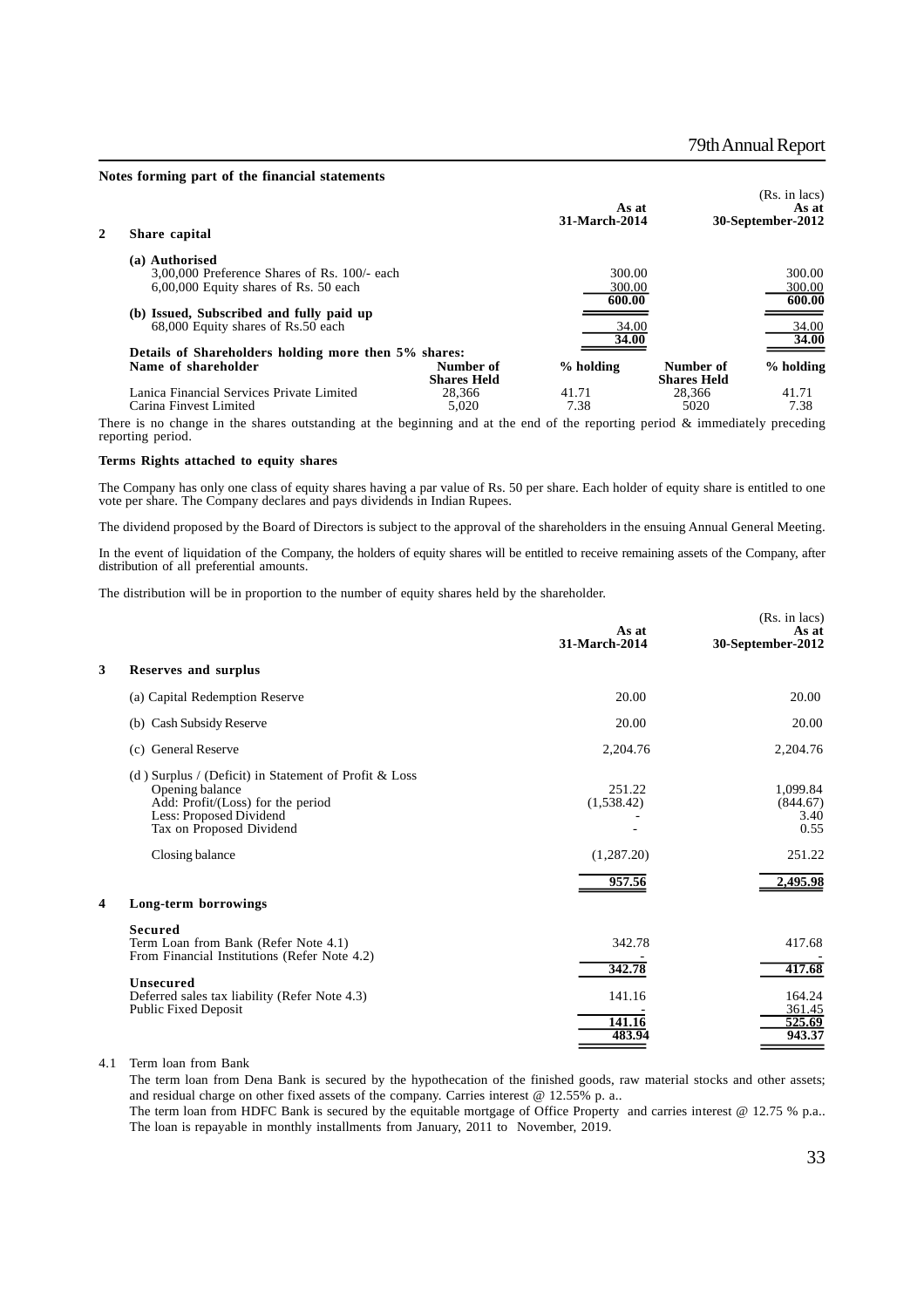**Notes forming part of the financial statements**

(Rs. in lacs)

| | | As at 31-March-2014 | | As at 30-September-2012 |
|---|---|---|---|---|
| **2** | **Share capital** | | | |
| | **(a) Authorised** | | | |
| | 3,00,000 Preference Shares of Rs. 100/- each | 300.00 | | 300.00 |
| | 6,00,000 Equity shares of Rs. 50 each | 300.00 | | 300.00 |
| | | **600.00** | | **600.00** |
| | **(b) Issued, Subscribed and fully paid up** | | | |
| | 68,000 Equity shares of Rs.50 each | 34.00 | | 34.00 |
| | | **34.00** | | **34.00** |

**Details of Shareholders holding more then 5% shares:**

| Name of shareholder | Number of Shares Held | % holding | Number of Shares Held | % holding |
|---|---|---|---|---|
| Lanica Financial Services Private Limited | 28,366 | 41.71 | 28,366 | 41.71 |
| Carina Finvest Limited | 5,020 | 7.38 | 5020 | 7.38 |

There is no change in the shares outstanding at the beginning and at the end of the reporting period & immediately preceding reporting period.

**Terms Rights attached to equity shares**

The Company has only one class of equity shares having a par value of Rs. 50 per share. Each holder of equity share is entitled to one vote per share. The Company declares and pays dividends in Indian Rupees.

The dividend proposed by the Board of Directors is subject to the approval of the shareholders in the ensuing Annual General Meeting.

In the event of liquidation of the Company, the holders of equity shares will be entitled to receive remaining assets of the Company, after distribution of all preferential amounts.

The distribution will be in proportion to the number of equity shares held by the shareholder.

(Rs. in lacs)

| | | As at 31-March-2014 | As at 30-September-2012 |
|---|---|---|---|
| **3** | **Reserves and surplus** | | |
| | (a) Capital Redemption Reserve | 20.00 | 20.00 |
| | (b) Cash Subsidy Reserve | 20.00 | 20.00 |
| | (c) General Reserve | 2,204.76 | 2,204.76 |
| | (d ) Surplus / (Deficit) in Statement of Profit & Loss | | |
| | Opening balance | 251.22 | 1,099.84 |
| | Add: Profit/(Loss) for the period | (1,538.42) | (844.67) |
| | Less: Proposed Dividend | - | 3.40 |
| | Tax on Proposed Dividend | - | 0.55 |
| | Closing balance | (1,287.20) | 251.22 |
| | | **957.56** | **2,495.98** |
| **4** | **Long-term borrowings** | | |
| | **Secured** | | |
| | Term Loan from Bank (Refer Note 4.1) | 342.78 | 417.68 |
| | From Financial Institutions (Refer Note 4.2) | - | - |
| | | **342.78** | **417.68** |
| | **Unsecured** | | |
| | Deferred sales tax liability (Refer Note 4.3) | 141.16 | 164.24 |
| | Public Fixed Deposit | - | 361.45 |
| | | **141.16** | **525.69** |
| | | **483.94** | **943.37** |

4.1 Term loan from Bank

The term loan from Dena Bank is secured by the hypothecation of the finished goods, raw material stocks and other assets; and residual charge on other fixed assets of the company. Carries interest @ 12.55% p. a..

The term loan from HDFC Bank is secured by the equitable mortgage of Office Property and carries interest @ 12.75 % p.a.. The loan is repayable in monthly installments from January, 2011 to November, 2019.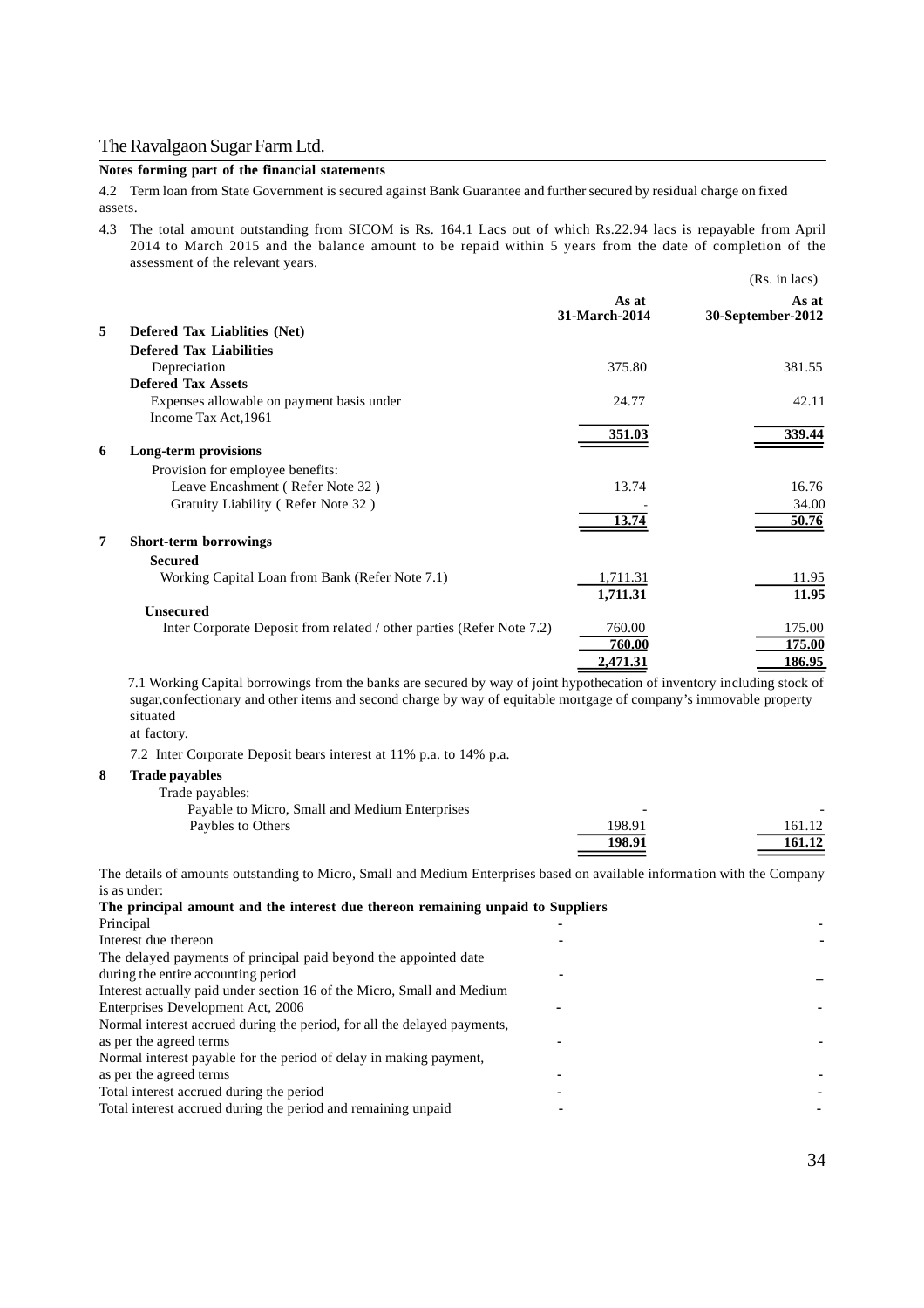**Notes forming part of the financial statements**

4.2 Term loan from State Government is secured against Bank Guarantee and further secured by residual charge on fixed assets.

4.3 The total amount outstanding from SICOM is Rs. 164.1 Lacs out of which Rs.22.94 lacs is repayable from April 2014 to March 2015 and the balance amount to be repaid within 5 years from the date of completion of the assessment of the relevant years.

(Rs. in lacs)

| | | As at 31-March-2014 | As at 30-September-2012 |
|---|---|---|---|
| **5** | **Defered Tax Liablities (Net)** | | |
| | **Defered Tax Liabilities** | | |
| | Depreciation | 375.80 | 381.55 |
| | **Defered Tax Assets** | | |
| | Expenses allowable on payment basis under Income Tax Act,1961 | 24.77 | 42.11 |
| | | **351.03** | **339.44** |
| **6** | **Long-term provisions** | | |
| | Provision for employee benefits: | | |
| | Leave Encashment ( Refer Note 32 ) | 13.74 | 16.76 |
| | Gratuity Liability ( Refer Note 32 ) | - | 34.00 |
| | | **13.74** | **50.76** |
| **7** | **Short-term borrowings** | | |
| | **Secured** | | |
| | Working Capital Loan from Bank (Refer Note 7.1) | 1,711.31 | 11.95 |
| | | **1,711.31** | **11.95** |
| | **Unsecured** | | |
| | Inter Corporate Deposit from related / other parties (Refer Note 7.2) | 760.00 | 175.00 |
| | | **760.00** | **175.00** |
| | | **2,471.31** | **186.95** |

7.1 Working Capital borrowings from the banks are secured by way of joint hypothecation of inventory including stock of sugar,confectionary and other items and second charge by way of equitable mortgage of company's immovable property situated
at factory.

7.2 Inter Corporate Deposit bears interest at 11% p.a. to 14% p.a.

| | | | |
|---|---|---|---|
| **8** | **Trade payables** | | |
| | Trade payables: | | |
| | Payable to Micro, Small and Medium Enterprises | - | - |
| | Paybles to Others | 198.91 | 161.12 |
| | | **198.91** | **161.12** |

The details of amounts outstanding to Micro, Small and Medium Enterprises based on available information with the Company is as under:

| **The principal amount and the interest due thereon remaining unpaid to Suppliers** | | |
|---|---|---|
| Principal | - | - |
| Interest due thereon | - | - |
| The delayed payments of principal paid beyond the appointed date during the entire accounting period | - | – |
| Interest actually paid under section 16 of the Micro, Small and Medium Enterprises Development Act, 2006 | - | - |
| Normal interest accrued during the period, for all the delayed payments, as per the agreed terms | - | - |
| Normal interest payable for the period of delay in making payment, as per the agreed terms | - | - |
| Total interest accrued during the period | - | - |
| Total interest accrued during the period and remaining unpaid | - | - |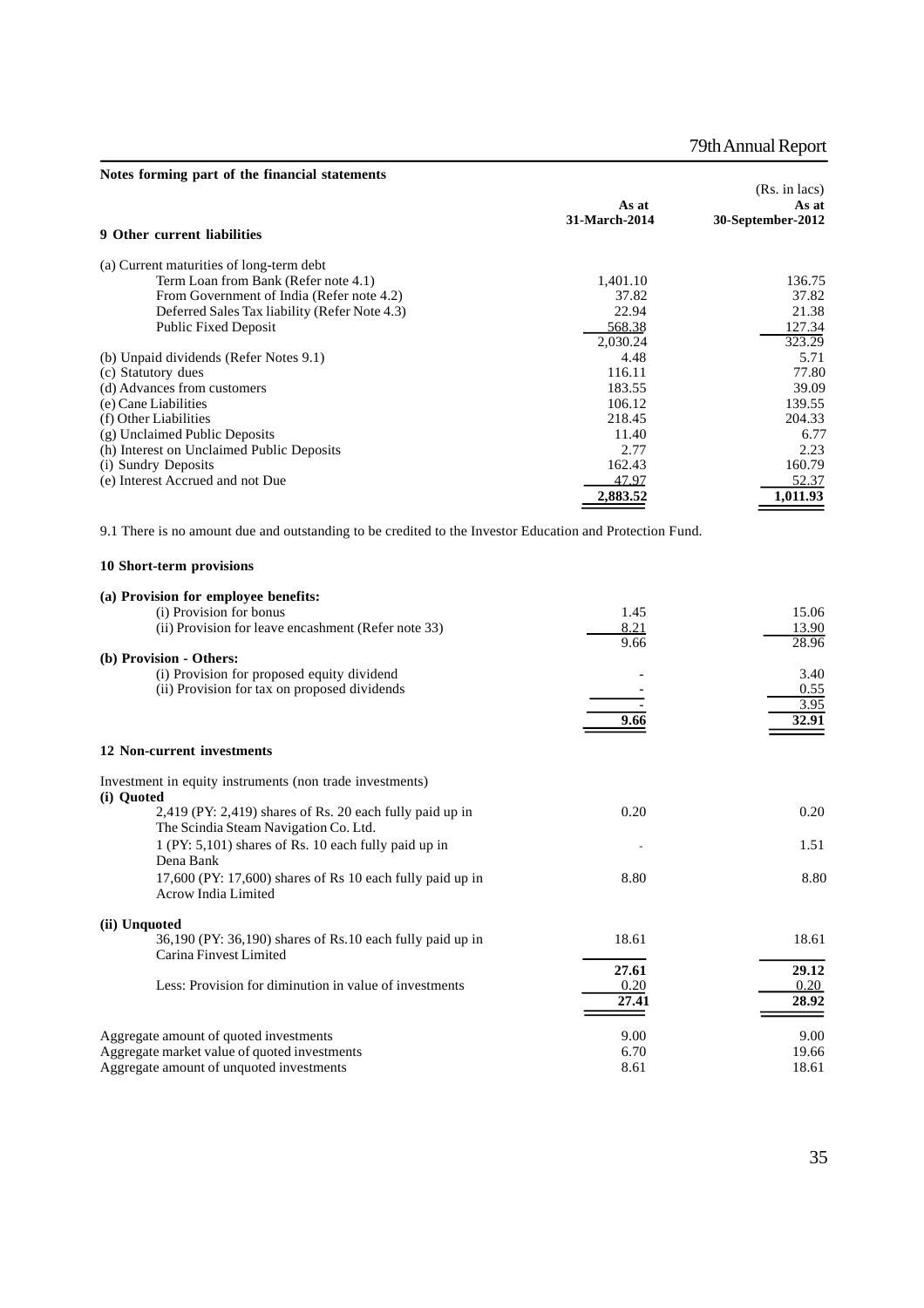## Notes forming part of the financial statements

(Rs. in lacs)

| | As at 31-March-2014 | As at 30-September-2012 |
|---|---|---|
| **9 Other current liabilities** | | |
| (a) Current maturities of long-term debt | | |
| Term Loan from Bank (Refer note 4.1) | 1,401.10 | 136.75 |
| From Government of India (Refer note 4.2) | 37.82 | 37.82 |
| Deferred Sales Tax liability (Refer Note 4.3) | 22.94 | 21.38 |
| Public Fixed Deposit | 568.38 | 127.34 |
| | 2,030.24 | 323.29 |
| (b) Unpaid dividends (Refer Notes 9.1) | 4.48 | 5.71 |
| (c) Statutory dues | 116.11 | 77.80 |
| (d) Advances from customers | 183.55 | 39.09 |
| (e) Cane Liabilities | 106.12 | 139.55 |
| (f) Other Liabilities | 218.45 | 204.33 |
| (g) Unclaimed Public Deposits | 11.40 | 6.77 |
| (h) Interest on Unclaimed Public Deposits | 2.77 | 2.23 |
| (i) Sundry Deposits | 162.43 | 160.79 |
| (e) Interest Accrued and not Due | 47.97 | 52.37 |
| | **2,883.52** | **1,011.93** |

9.1 There is no amount due and outstanding to be credited to the Investor Education and Protection Fund.

### 10 Short-term provisions

| | | |
|---|---|---|
| **(a) Provision for employee benefits:** | | |
| (i) Provision for bonus | 1.45 | 15.06 |
| (ii) Provision for leave encashment (Refer note 33) | 8.21 | 13.90 |
| | 9.66 | 28.96 |
| **(b) Provision - Others:** | | |
| (i) Provision for proposed equity dividend | - | 3.40 |
| (ii) Provision for tax on proposed dividends | - | 0.55 |
| | - | 3.95 |
| | **9.66** | **32.91** |

### 12 Non-current investments

| | | |
|---|---|---|
| Investment in equity instruments (non trade investments) | | |
| **(i) Quoted** | | |
| 2,419 (PY: 2,419) shares of Rs. 20 each fully paid up in The Scindia Steam Navigation Co. Ltd. | 0.20 | 0.20 |
| 1 (PY: 5,101) shares of Rs. 10 each fully paid up in Dena Bank | - | 1.51 |
| 17,600 (PY: 17,600) shares of Rs 10 each fully paid up in Acrow India Limited | 8.80 | 8.80 |
| **(ii) Unquoted** | | |
| 36,190 (PY: 36,190) shares of Rs.10 each fully paid up in Carina Finvest Limited | 18.61 | 18.61 |
| | **27.61** | **29.12** |
| Less: Provision for diminution in value of investments | 0.20 | 0.20 |
| | **27.41** | **28.92** |
| Aggregate amount of quoted investments | 9.00 | 9.00 |
| Aggregate market value of quoted investments | 6.70 | 19.66 |
| Aggregate amount of unquoted investments | 8.61 | 18.61 |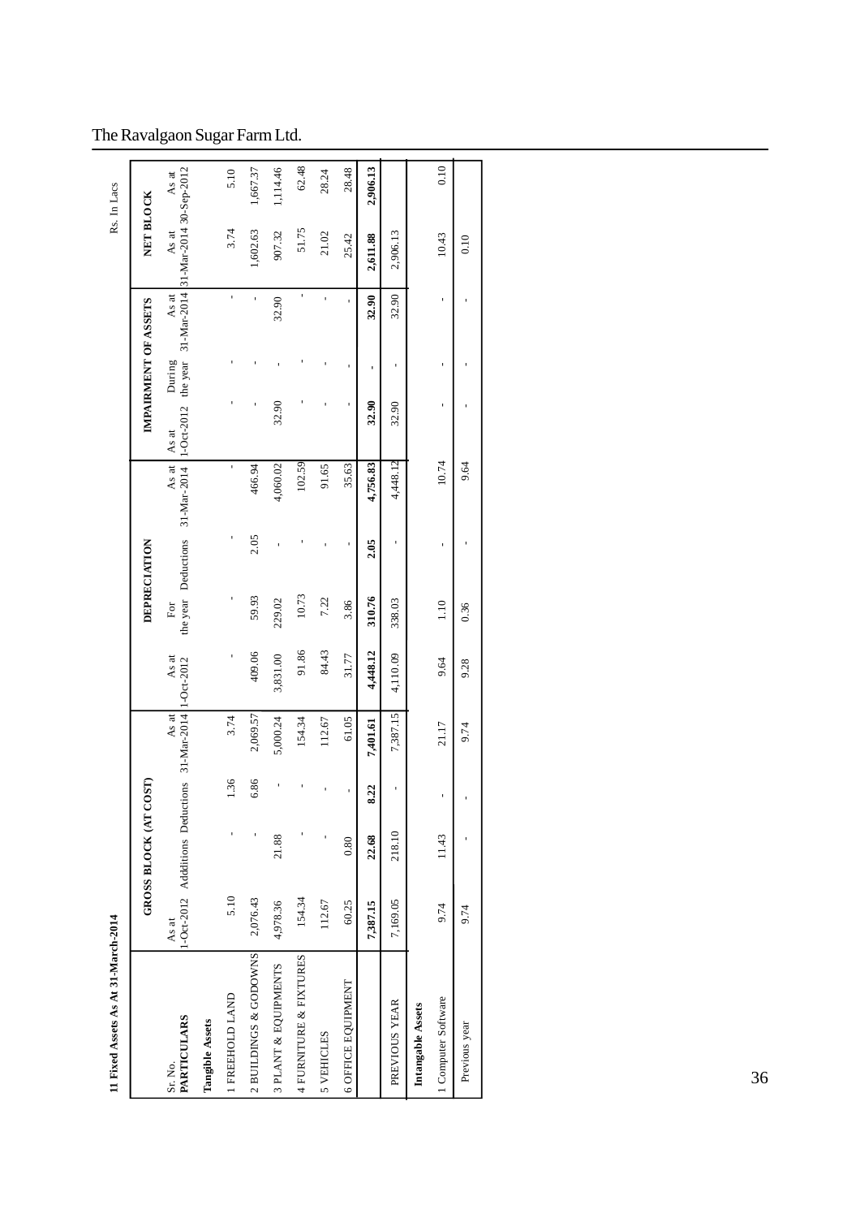**11 Fixed Assets As At 31-March-2014**

Rs. In Lacs

| Sr. No. PARTICULARS | GROSS BLOCK (AT COST) | | | | DEPRECIATION | | | | IMPAIRMENT OF ASSETS | | | NET BLOCK | |
|---|---|---|---|---|---|---|---|---|---|---|---|---|---|
| | As at 1-Oct-2012 | Addditions | Deductions | As at 31-Mar-2014 | As at 1-Oct-2012 | For the year | Deductions | As at 31-Mar-2014 | As at 1-Oct-2012 | During the year | As at 31-Mar-2014 | As at 31-Mar-2014 | As at 30-Sep-2012 |
| **Tangible Assets** | | | | | | | | | | | | | |
| 1 FREEHOLD LAND | 5.10 | - | 1.36 | 3.74 | - | - | - | - | - | - | - | 3.74 | 5.10 |
| 2 BUILDINGS & GODOWNS | 2,076.43 | - | 6.86 | 2,069.57 | 409.06 | 59.93 | 2.05 | 466.94 | - | - | - | 1,602.63 | 1,667.37 |
| 3 PLANT & EQUIPMENTS | 4,978.36 | 21.88 | - | 5,000.24 | 3,831.00 | 229.02 | - | 4,060.02 | 32.90 | - | 32.90 | 907.32 | 1,114.46 |
| 4 FURNITURE & FIXTURES | 154.34 | - | - | 154.34 | 91.86 | 10.73 | - | 102.59 | - | - | - | 51.75 | 62.48 |
| 5 VEHICLES | 112.67 | - | - | 112.67 | 84.43 | 7.22 | - | 91.65 | - | - | - | 21.02 | 28.24 |
| 6 OFFICE EQUIPMENT | 60.25 | 0.80 | - | 61.05 | 31.77 | 3.86 | - | 35.63 | - | - | - | 25.42 | 28.48 |
| | **7,387.15** | **22.68** | **8.22** | **7,401.61** | **4,448.12** | **310.76** | **2.05** | **4,756.83** | **32.90** | **-** | **32.90** | **2,611.88** | **2,906.13** |
| PREVIOUS YEAR | 7,169.05 | 218.10 | - | 7,387.15 | 4,110.09 | 338.03 | - | 4,448.12 | 32.90 | - | 32.90 | 2,906.13 | |
| **Intangable Assets** | | | | | | | | | | | | | |
| 1 Computer Software | 9.74 | 11.43 | - | 21.17 | 9.64 | 1.10 | - | 10.74 | - | - | - | 10.43 | 0.10 |
| Previous year | 9.74 | - | - | 9.74 | 9.28 | 0.36 | - | 9.64 | - | - | - | 0.10 | |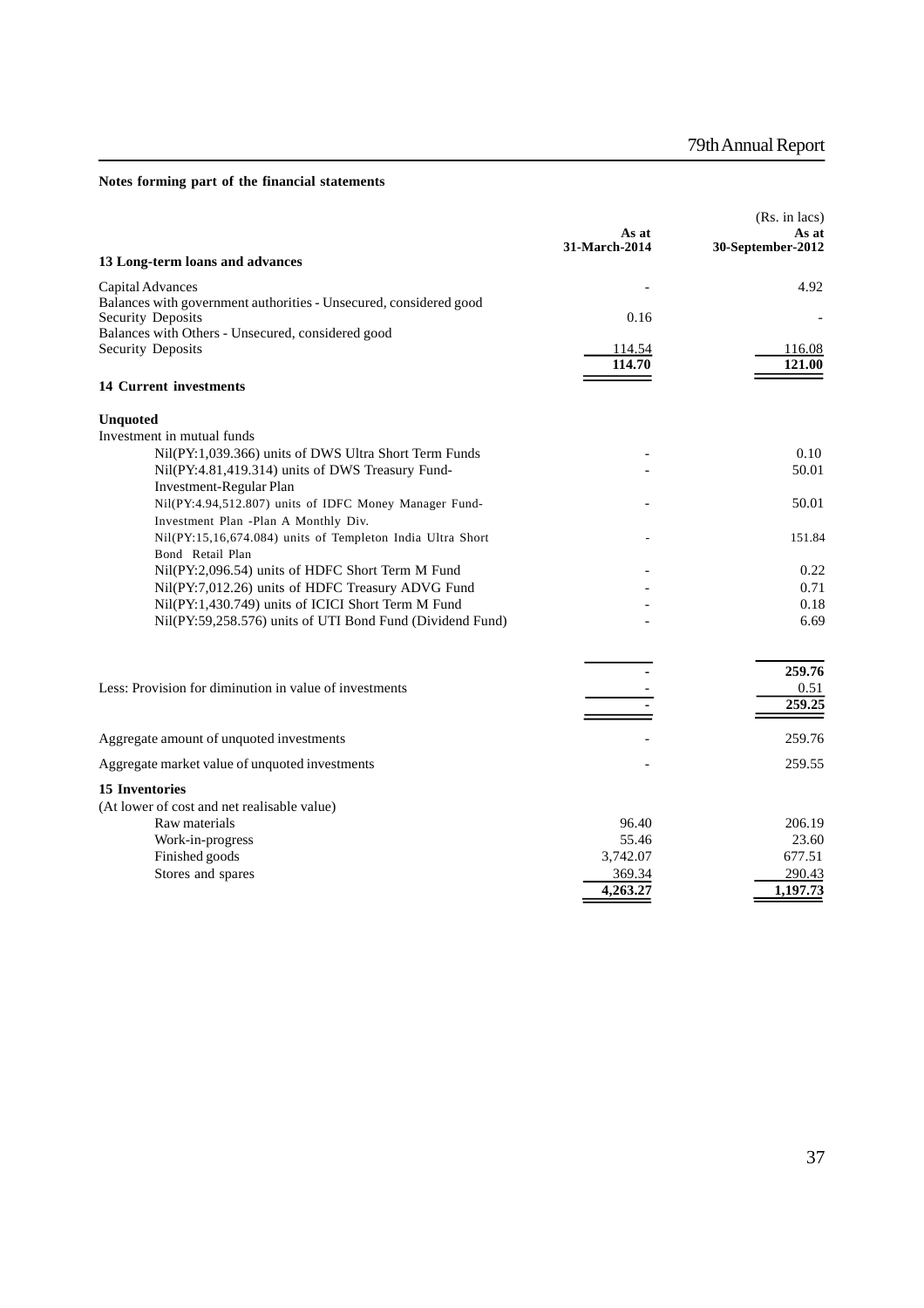**Notes forming part of the financial statements**

(Rs. in lacs)

| | As at 31-March-2014 | As at 30-September-2012 |
|---|---|---|
| **13 Long-term loans and advances** | | |
| Capital Advances | - | 4.92 |
| Balances with government authorities - Unsecured, considered good | | |
| Security Deposits | 0.16 | - |
| Balances with Others - Unsecured, considered good | | |
| Security Deposits | 114.54 | 116.08 |
| | **114.70** | **121.00** |
| **14 Current investments** | | |
| **Unquoted** | | |
| Investment in mutual funds | | |
| Nil(PY:1,039.366) units of DWS Ultra Short Term Funds | - | 0.10 |
| Nil(PY:4.81,419.314) units of DWS Treasury Fund-Investment-Regular Plan | - | 50.01 |
| Nil(PY:4.94,512.807) units of IDFC Money Manager Fund-Investment Plan -Plan A Monthly Div. | - | 50.01 |
| Nil(PY:15,16,674.084) units of Templeton India Ultra Short Bond Retail Plan | - | 151.84 |
| Nil(PY:2,096.54) units of HDFC Short Term M Fund | - | 0.22 |
| Nil(PY:7,012.26) units of HDFC Treasury ADVG Fund | - | 0.71 |
| Nil(PY:1,430.749) units of ICICI Short Term M Fund | - | 0.18 |
| Nil(PY:59,258.576) units of UTI Bond Fund (Dividend Fund) | - | 6.69 |
| | **-** | **259.76** |
| Less: Provision for diminution in value of investments | - | 0.51 |
| | **-** | **259.25** |
| Aggregate amount of unquoted investments | - | 259.76 |
| Aggregate market value of unquoted investments | - | 259.55 |
| **15 Inventories** | | |
| (At lower of cost and net realisable value) | | |
| Raw materials | 96.40 | 206.19 |
| Work-in-progress | 55.46 | 23.60 |
| Finished goods | 3,742.07 | 677.51 |
| Stores and spares | 369.34 | 290.43 |
| | **4,263.27** | **1,197.73** |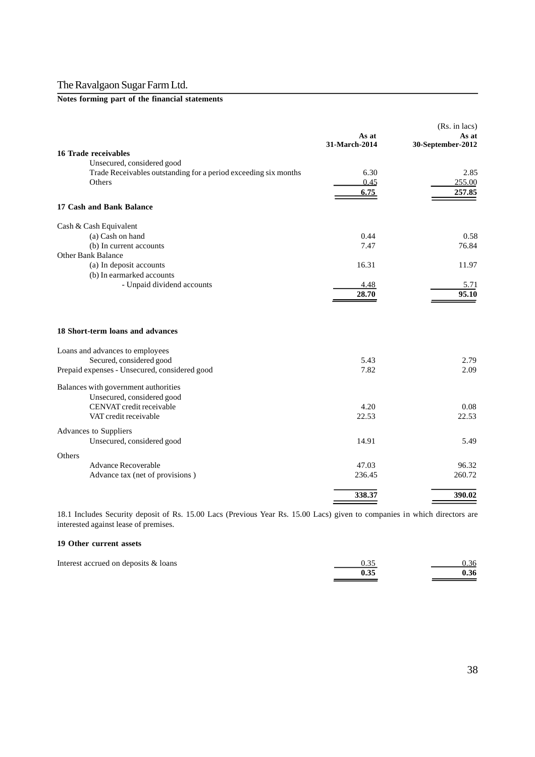The Ravalgaon Sugar Farm Ltd.

**Notes forming part of the financial statements**

| | As at 31-March-2014 | (Rs. in lacs) As at 30-September-2012 |
|---|---|---|
| **16 Trade receivables** | | |
| Unsecured, considered good | | |
| Trade Receivables outstanding for a period exceeding six months | 6.30 | 2.85 |
| Others | 0.45 | 255.00 |
| | **6.75** | **257.85** |
| **17 Cash and Bank Balance** | | |
| Cash & Cash Equivalent | | |
| (a) Cash on hand | 0.44 | 0.58 |
| (b) In current accounts | 7.47 | 76.84 |
| Other Bank Balance | | |
| (a) In deposit accounts | 16.31 | 11.97 |
| (b) In earmarked accounts | | |
| - Unpaid dividend accounts | 4.48 | 5.71 |
| | **28.70** | **95.10** |
| **18 Short-term loans and advances** | | |
| Loans and advances to employees | | |
| Secured, considered good | 5.43 | 2.79 |
| Prepaid expenses - Unsecured, considered good | 7.82 | 2.09 |
| Balances with government authorities | | |
| Unsecured, considered good | | |
| CENVAT credit receivable | 4.20 | 0.08 |
| VAT credit receivable | 22.53 | 22.53 |
| Advances to Suppliers | | |
| Unsecured, considered good | 14.91 | 5.49 |
| Others | | |
| Advance Recoverable | 47.03 | 96.32 |
| Advance tax (net of provisions ) | 236.45 | 260.72 |
| | **338.37** | **390.02** |

18.1 Includes Security deposit of Rs. 15.00 Lacs (Previous Year Rs. 15.00 Lacs) given to companies in which directors are interested against lease of premises.

**19 Other current assets**

| | | |
|---|---|---|
| Interest accrued on deposits & loans | 0.35 | 0.36 |
| | **0.35** | **0.36** |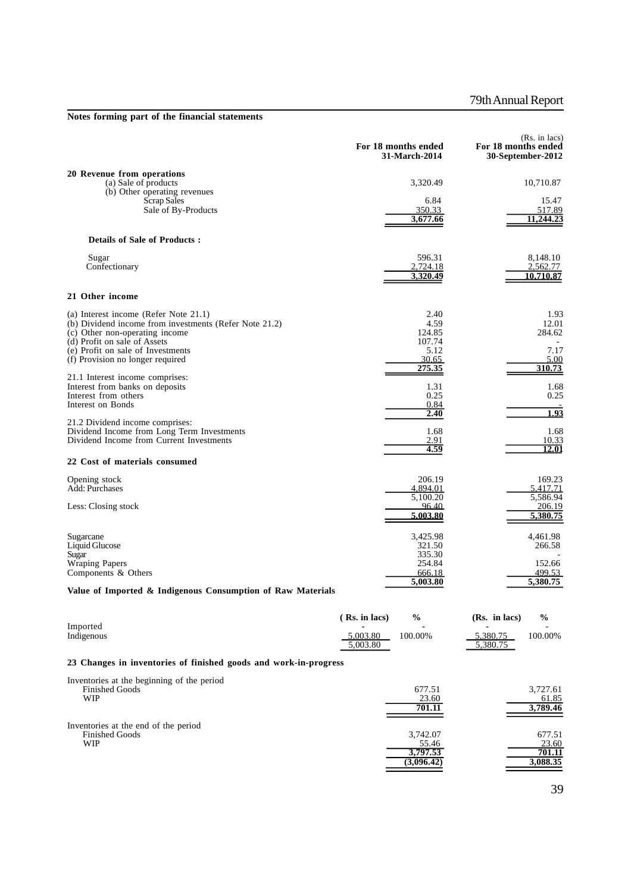## Notes forming part of the financial statements

(Rs. in lacs)

| | For 18 months ended 31-March-2014 | For 18 months ended 30-September-2012 |
|---|---|---|
| **20 Revenue from operations** | | |
| (a) Sale of products | 3,320.49 | 10,710.87 |
| (b) Other operating revenues | | |
| Scrap Sales | 6.84 | 15.47 |
| Sale of By-Products | 350.33 | 517.89 |
| | **3,677.66** | **11,244.23** |
| **Details of Sale of Products :** | | |
| Sugar | 596.31 | 8,148.10 |
| Confectionary | 2,724.18 | 2,562.77 |
| | **3,320.49** | **10,710.87** |
| **21 Other income** | | |
| (a) Interest income (Refer Note 21.1) | 2.40 | 1.93 |
| (b) Dividend income from investments (Refer Note 21.2) | 4.59 | 12.01 |
| (c) Other non-operating income | 124.85 | 284.62 |
| (d) Profit on sale of Assets | 107.74 | - |
| (e) Profit on sale of Investments | 5.12 | 7.17 |
| (f) Provision no longer required | 30.65 | 5.00 |
| | **275.35** | **310.73** |
| 21.1 Interest income comprises: | | |
| Interest from banks on deposits | 1.31 | 1.68 |
| Interest from others | 0.25 | 0.25 |
| Interest on Bonds | 0.84 | - |
| | **2.40** | **1.93** |
| 21.2 Dividend income comprises: | | |
| Dividend Income from Long Term Investments | 1.68 | 1.68 |
| Dividend Income from Current Investments | 2.91 | 10.33 |
| | **4.59** | **12.01** |
| **22 Cost of materials consumed** | | |
| Opening stock | 206.19 | 169.23 |
| Add: Purchases | 4,894.01 | 5,417.71 |
| | 5,100.20 | 5,586.94 |
| Less: Closing stock | 96.40 | 206.19 |
| | **5,003.80** | **5,380.75** |
| Sugarcane | 3,425.98 | 4,461.98 |
| Liquid Glucose | 321.50 | 266.58 |
| Sugar | 335.30 | - |
| Wraping Papers | 254.84 | 152.66 |
| Components & Others | 666.18 | 499.53 |
| | **5,003.80** | **5,380.75** |

**Value of Imported & Indigenous Consumption of Raw Materials**

| | (Rs. in lacs) | % | (Rs. in lacs) | % |
|---|---|---|---|---|
| Imported | - | - | - | - |
| Indigenous | 5,003.80 | 100.00% | 5,380.75 | 100.00% |
| | 5,003.80 | | 5,380.75 | |

**23 Changes in inventories of finished goods and work-in-progress**

| | For 18 months ended 31-March-2014 | For 18 months ended 30-September-2012 |
|---|---|---|
| Inventories at the beginning of the period | | |
| Finished Goods | 677.51 | 3,727.61 |
| WIP | 23.60 | 61.85 |
| | **701.11** | **3,789.46** |
| Inventories at the end of the period | | |
| Finished Goods | 3,742.07 | 677.51 |
| WIP | 55.46 | 23.60 |
| | **3,797.53** | **701.11** |
| | **(3,096.42)** | **3,088.35** |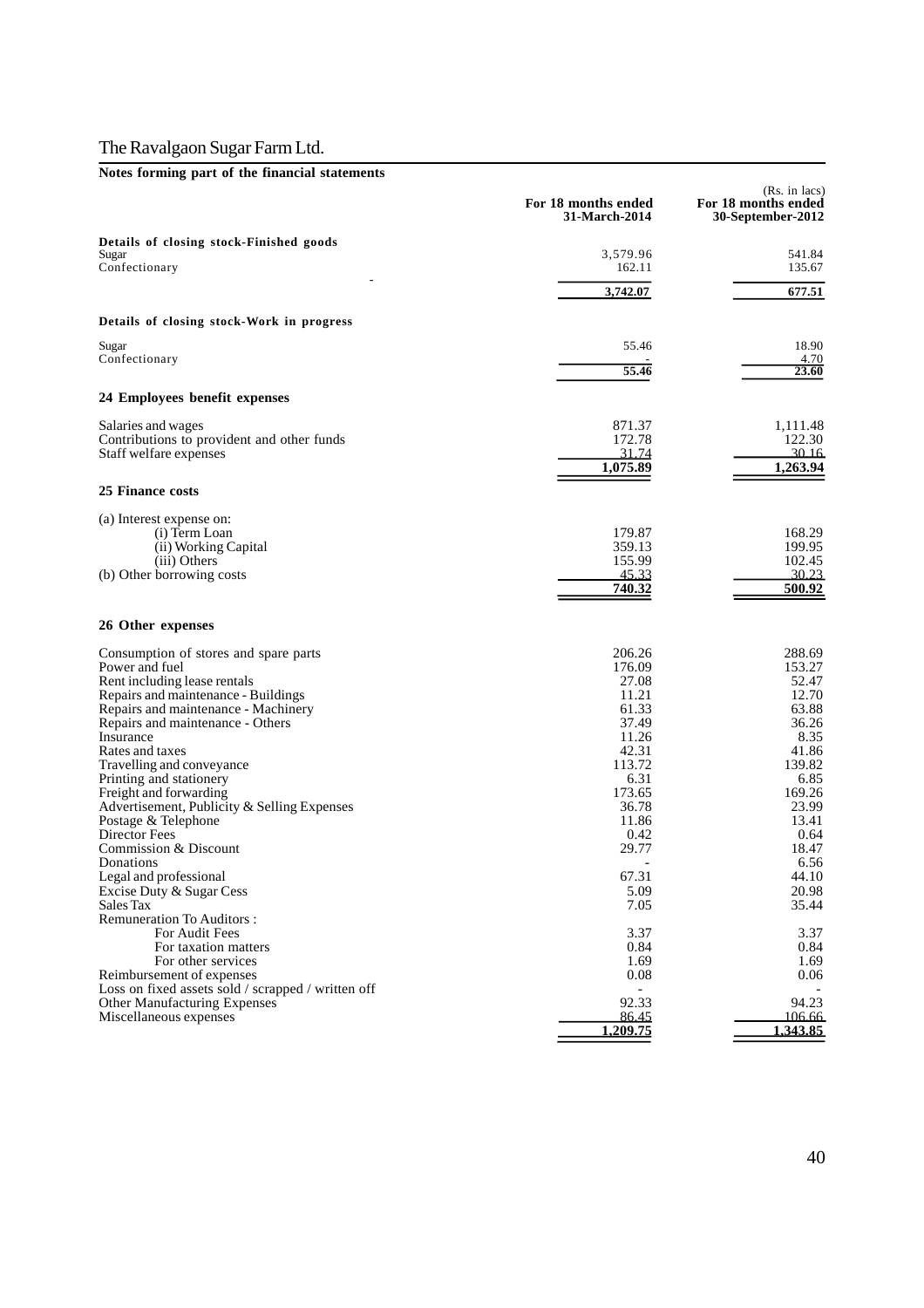The Ravalgaon Sugar Farm Ltd.

**Notes forming part of the financial statements**

(Rs. in lacs)

| | For 18 months ended 31-March-2014 | For 18 months ended 30-September-2012 |
|---|---|---|
| **Details of closing stock-Finished goods** | | |
| Sugar | 3,579.96 | 541.84 |
| Confectionary | 162.11 | 135.67 |
| | **3,742.07** | **677.51** |
| **Details of closing stock-Work in progress** | | |
| Sugar | 55.46 | 18.90 |
| Confectionary | - | 4.70 |
| | **55.46** | **23.60** |
| **24 Employees benefit expenses** | | |
| Salaries and wages | 871.37 | 1,111.48 |
| Contributions to provident and other funds | 172.78 | 122.30 |
| Staff welfare expenses | 31.74 | 30.16 |
| | **1,075.89** | **1,263.94** |
| **25 Finance costs** | | |
| (a) Interest expense on: | | |
| (i) Term Loan | 179.87 | 168.29 |
| (ii) Working Capital | 359.13 | 199.95 |
| (iii) Others | 155.99 | 102.45 |
| (b) Other borrowing costs | 45.33 | 30.23 |
| | **740.32** | **500.92** |
| **26 Other expenses** | | |
| Consumption of stores and spare parts | 206.26 | 288.69 |
| Power and fuel | 176.09 | 153.27 |
| Rent including lease rentals | 27.08 | 52.47 |
| Repairs and maintenance - Buildings | 11.21 | 12.70 |
| Repairs and maintenance - Machinery | 61.33 | 63.88 |
| Repairs and maintenance - Others | 37.49 | 36.26 |
| Insurance | 11.26 | 8.35 |
| Rates and taxes | 42.31 | 41.86 |
| Travelling and conveyance | 113.72 | 139.82 |
| Printing and stationery | 6.31 | 6.85 |
| Freight and forwarding | 173.65 | 169.26 |
| Advertisement, Publicity & Selling Expenses | 36.78 | 23.99 |
| Postage & Telephone | 11.86 | 13.41 |
| Director Fees | 0.42 | 0.64 |
| Commission & Discount | 29.77 | 18.47 |
| Donations | - | 6.56 |
| Legal and professional | 67.31 | 44.10 |
| Excise Duty & Sugar Cess | 5.09 | 20.98 |
| Sales Tax | 7.05 | 35.44 |
| Remuneration To Auditors : | | |
| For Audit Fees | 3.37 | 3.37 |
| For taxation matters | 0.84 | 0.84 |
| For other services | 1.69 | 1.69 |
| Reimbursement of expenses | 0.08 | 0.06 |
| Loss on fixed assets sold / scrapped / written off | - | - |
| Other Manufacturing Expenses | 92.33 | 94.23 |
| Miscellaneous expenses | 86.45 | 106.66 |
| | **1,209.75** | **1,343.85** |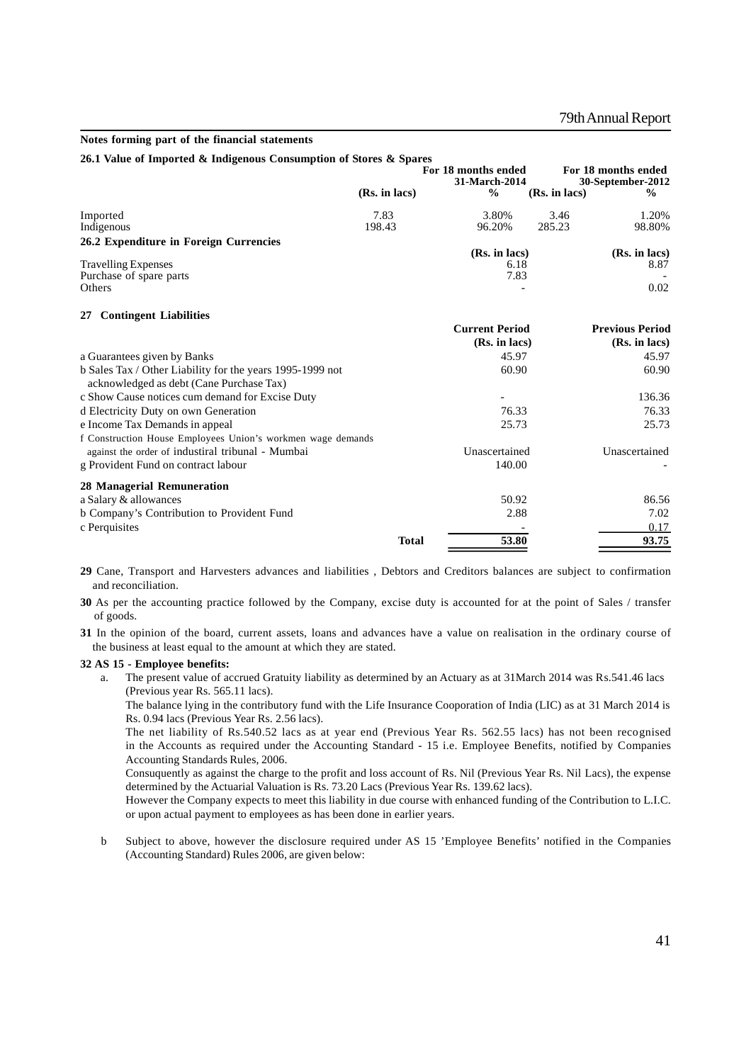**Notes forming part of the financial statements**

**26.1 Value of Imported & Indigenous Consumption of Stores & Spares**

| | For 18 months ended 31-March-2014 | | For 18 months ended 30-September-2012 | |
|---|---|---|---|---|
| | (Rs. in lacs) | % | (Rs. in lacs) | % |
| Imported | 7.83 | 3.80% | 3.46 | 1.20% |
| Indigenous | 198.43 | 96.20% | 285.23 | 98.80% |

**26.2 Expenditure in Foreign Currencies**

| | (Rs. in lacs) | (Rs. in lacs) |
|---|---|---|
| Travelling Expenses | 6.18 | 8.87 |
| Purchase of spare parts | 7.83 | - |
| Others | - | 0.02 |

**27 Contingent Liabilities**

| | Current Period (Rs. in lacs) | Previous Period (Rs. in lacs) |
|---|---|---|
| a Guarantees given by Banks | 45.97 | 45.97 |
| b Sales Tax / Other Liability for the years 1995-1999 not acknowledged as debt (Cane Purchase Tax) | 60.90 | 60.90 |
| c Show Cause notices cum demand for Excise Duty | - | 136.36 |
| d Electricity Duty on own Generation | 76.33 | 76.33 |
| e Income Tax Demands in appeal | 25.73 | 25.73 |
| f Construction House Employees Union's workmen wage demands against the order of industiral tribunal - Mumbai | Unascertained | Unascertained |
| g Provident Fund on contract labour | 140.00 | - |

**28 Managerial Remuneration**

| | Current Period | Previous Period |
|---|---|---|
| a Salary & allowances | 50.92 | 86.56 |
| b Company's Contribution to Provident Fund | 2.88 | 7.02 |
| c Perquisites | - | 0.17 |
| **Total** | **53.80** | **93.75** |

**29** Cane, Transport and Harvesters advances and liabilities , Debtors and Creditors balances are subject to confirmation and reconciliation.

**30** As per the accounting practice followed by the Company, excise duty is accounted for at the point of Sales / transfer of goods.

**31** In the opinion of the board, current assets, loans and advances have a value on realisation in the ordinary course of the business at least equal to the amount at which they are stated.

**32 AS 15 - Employee benefits:**

a. The present value of accrued Gratuity liability as determined by an Actuary as at 31March 2014 was Rs.541.46 lacs (Previous year Rs. 565.11 lacs).

The balance lying in the contributory fund with the Life Insurance Cooporation of India (LIC) as at 31 March 2014 is Rs. 0.94 lacs (Previous Year Rs. 2.56 lacs).

The net liability of Rs.540.52 lacs as at year end (Previous Year Rs. 562.55 lacs) has not been recognised in the Accounts as required under the Accounting Standard - 15 i.e. Employee Benefits, notified by Companies Accounting Standards Rules, 2006.

Consuquently as against the charge to the profit and loss account of Rs. Nil (Previous Year Rs. Nil Lacs), the expense determined by the Actuarial Valuation is Rs. 73.20 Lacs (Previous Year Rs. 139.62 lacs).

However the Company expects to meet this liability in due course with enhanced funding of the Contribution to L.I.C. or upon actual payment to employees as has been done in earlier years.

b Subject to above, however the disclosure required under AS 15 'Employee Benefits' notified in the Companies (Accounting Standard) Rules 2006, are given below: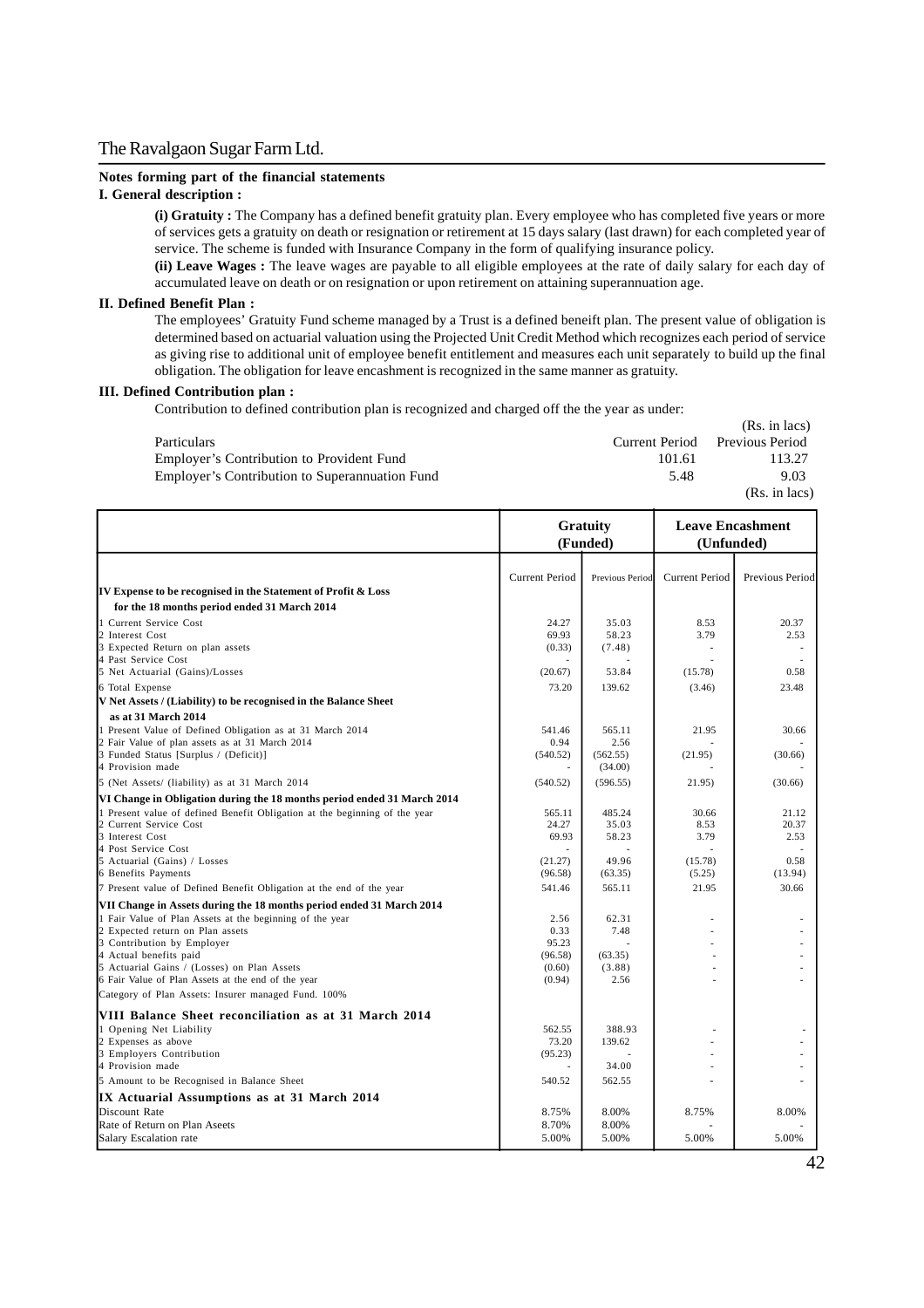**Notes forming part of the financial statements**

**I. General description :**

**(i) Gratuity :** The Company has a defined benefit gratuity plan. Every employee who has completed five years or more of services gets a gratuity on death or resignation or retirement at 15 days salary (last drawn) for each completed year of service. The scheme is funded with Insurance Company in the form of qualifying insurance policy.

**(ii) Leave Wages :** The leave wages are payable to all eligible employees at the rate of daily salary for each day of accumulated leave on death or on resignation or upon retirement on attaining superannuation age.

**II. Defined Benefit Plan :**

The employees' Gratuity Fund scheme managed by a Trust is a defined beneift plan. The present value of obligation is determined based on actuarial valuation using the Projected Unit Credit Method which recognizes each period of service as giving rise to additional unit of employee benefit entitlement and measures each unit separately to build up the final obligation. The obligation for leave encashment is recognized in the same manner as gratuity.

**III. Defined Contribution plan :**

Contribution to defined contribution plan is recognized and charged off the the year as under:

(Rs. in lacs)

| Particulars | Current Period | Previous Period |
|---|---|---|
| Employer's Contribution to Provident Fund | 101.61 | 113.27 |
| Employer's Contribution to Superannuation Fund | 5.48 | 9.03 |

(Rs. in lacs)

| | Gratuity (Funded) | | Leave Encashment (Unfunded) | |
|---|---|---|---|---|
| | Current Period | Previous Period | Current Period | Previous Period |
| **IV Expense to be recognised in the Statement of Profit & Loss for the 18 months period ended 31 March 2014** | | | | |
| 1 Current Service Cost | 24.27 | 35.03 | 8.53 | 20.37 |
| 2 Interest Cost | 69.93 | 58.23 | 3.79 | 2.53 |
| 3 Expected Return on plan assets | (0.33) | (7.48) | - | - |
| 4 Past Service Cost | - | - | - | - |
| 5 Net Actuarial (Gains)/Losses | (20.67) | 53.84 | (15.78) | 0.58 |
| 6 Total Expense | 73.20 | 139.62 | (3.46) | 23.48 |
| **V Net Assets / (Liability) to be recognised in the Balance Sheet as at 31 March 2014** | | | | |
| 1 Present Value of Defined Obligation as at 31 March 2014 | 541.46 | 565.11 | 21.95 | 30.66 |
| 2 Fair Value of plan assets as at 31 March 2014 | 0.94 | 2.56 | - | - |
| 3 Funded Status [Surplus / (Deficit)] | (540.52) | (562.55) | (21.95) | (30.66) |
| 4 Provision made | - | (34.00) | - | |
| 5 (Net Assets/ (liability) as at 31 March 2014 | (540.52) | (596.55) | 21.95) | (30.66) |
| **VI Change in Obligation during the 18 months period ended 31 March 2014** | | | | |
| 1 Present value of defined Benefit Obligation at the beginning of the year | 565.11 | 485.24 | 30.66 | 21.12 |
| 2 Current Service Cost | 24.27 | 35.03 | 8.53 | 20.37 |
| 3 Interest Cost | 69.93 | 58.23 | 3.79 | 2.53 |
| 4 Post Service Cost | - | - | - | - |
| 5 Actuarial (Gains) / Losses | (21.27) | 49.96 | (15.78) | 0.58 |
| 6 Benefits Payments | (96.58) | (63.35) | (5.25) | (13.94) |
| 7 Present value of Defined Benefit Obligation at the end of the year | 541.46 | 565.11 | 21.95 | 30.66 |
| **VII Change in Assets during the 18 months period ended 31 March 2014** | | | | |
| 1 Fair Value of Plan Assets at the beginning of the year | 2.56 | 62.31 | - | - |
| 2 Expected return on Plan assets | 0.33 | 7.48 | - | - |
| 3 Contribution by Employer | 95.23 | - | - | - |
| 4 Actual benefits paid | (96.58) | (63.35) | - | - |
| 5 Actuarial Gains / (Losses) on Plan Assets | (0.60) | (3.88) | - | - |
| 6 Fair Value of Plan Assets at the end of the year | (0.94) | 2.56 | - | - |
| Category of Plan Assets: Insurer managed Fund. 100% | | | | |
| **VIII Balance Sheet reconciliation as at 31 March 2014** | | | | |
| 1 Opening Net Liability | 562.55 | 388.93 | - | - |
| 2 Expenses as above | 73.20 | 139.62 | - | - |
| 3 Employers Contribution | (95.23) | - | - | - |
| 4 Provision made | - | 34.00 | - | - |
| 5 Amount to be Recognised in Balance Sheet | 540.52 | 562.55 | - | - |
| **IX Actuarial Assumptions as at 31 March 2014** | | | | |
| Discount Rate | 8.75% | 8.00% | 8.75% | 8.00% |
| Rate of Return on Plan Aseets | 8.70% | 8.00% | - | - |
| Salary Escalation rate | 5.00% | 5.00% | 5.00% | 5.00% |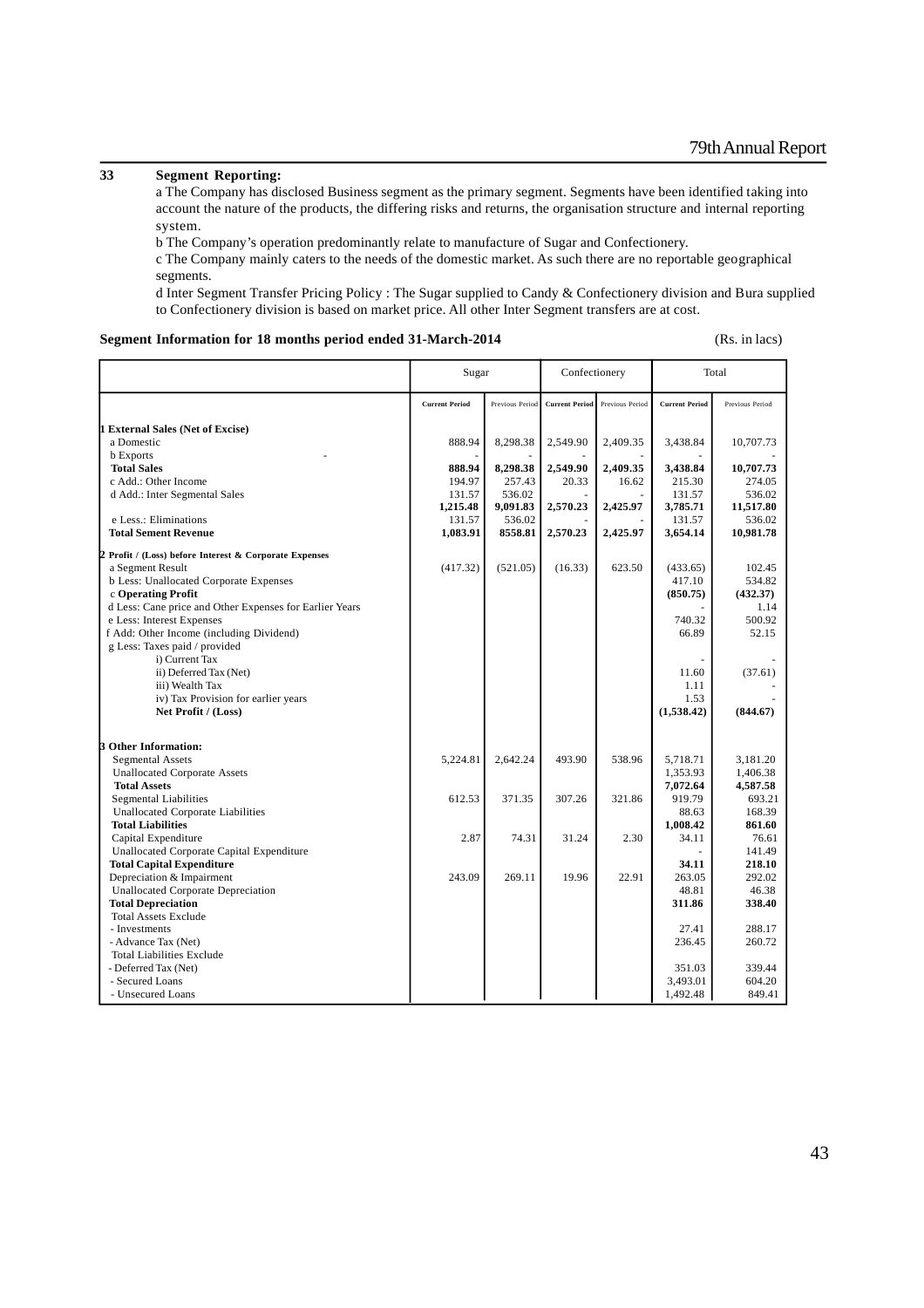## 33 Segment Reporting:

a The Company has disclosed Business segment as the primary segment. Segments have been identified taking into account the nature of the products, the differing risks and returns, the organisation structure and internal reporting system.

b The Company's operation predominantly relate to manufacture of Sugar and Confectionery.

c The Company mainly caters to the needs of the domestic market. As such there are no reportable geographical segments.

d Inter Segment Transfer Pricing Policy : The Sugar supplied to Candy & Confectionery division and Bura supplied to Confectionery division is based on market price. All other Inter Segment transfers are at cost.

**Segment Information for 18 months period ended 31-March-2014** (Rs. in lacs)

| | Sugar | | Confectionery | | Total | |
|---|---|---|---|---|---|---|
| | **Current Period** | Previous Period | **Current Period** | Previous Period | **Current Period** | Previous Period |
| **1 External Sales (Net of Excise)** | | | | | | |
| a Domestic | 888.94 | 8,298.38 | 2,549.90 | 2,409.35 | 3,438.84 | 10,707.73 |
| b Exports | - | - | - | - | - | - |
| **Total Sales** | **888.94** | **8,298.38** | **2,549.90** | **2,409.35** | **3,438.84** | **10,707.73** |
| c Add.: Other Income | 194.97 | 257.43 | 20.33 | 16.62 | 215.30 | 274.05 |
| d Add.: Inter Segmental Sales | 131.57 | 536.02 | - | - | 131.57 | 536.02 |
| | **1,215.48** | **9,091.83** | **2,570.23** | **2,425.97** | **3,785.71** | **11,517.80** |
| e Less.: Eliminations | 131.57 | 536.02 | - | - | 131.57 | 536.02 |
| **Total Sement Revenue** | **1,083.91** | **8558.81** | **2,570.23** | **2,425.97** | **3,654.14** | **10,981.78** |
| **2 Profit / (Loss) before Interest & Corporate Expenses** | | | | | | |
| a Segment Result | (417.32) | (521.05) | (16.33) | 623.50 | (433.65) | 102.45 |
| b Less: Unallocated Corporate Expenses | | | | | 417.10 | 534.82 |
| c **Operating Profit** | | | | | **(850.75)** | **(432.37)** |
| d Less: Cane price and Other Expenses for Earlier Years | | | | | - | 1.14 |
| e Less: Interest Expenses | | | | | 740.32 | 500.92 |
| f Add: Other Income (including Dividend) | | | | | 66.89 | 52.15 |
| g Less: Taxes paid / provided | | | | | | |
| i) Current Tax | | | | | - | - |
| ii) Deferred Tax (Net) | | | | | 11.60 | (37.61) |
| iii) Wealth Tax | | | | | 1.11 | - |
| iv) Tax Provision for earlier years | | | | | 1.53 | - |
| **Net Profit / (Loss)** | | | | | **(1,538.42)** | **(844.67)** |
| **3 Other Information:** | | | | | | |
| Segmental Assets | 5,224.81 | 2,642.24 | 493.90 | 538.96 | 5,718.71 | 3,181.20 |
| Unallocated Corporate Assets | | | | | 1,353.93 | 1,406.38 |
| **Total Assets** | | | | | **7,072.64** | **4,587.58** |
| Segmental Liabilities | 612.53 | 371.35 | 307.26 | 321.86 | 919.79 | 693.21 |
| Unallocated Corporate Liabilities | | | | | 88.63 | 168.39 |
| **Total Liabilities** | | | | | **1,008.42** | **861.60** |
| Capital Expenditure | 2.87 | 74.31 | 31.24 | 2.30 | 34.11 | 76.61 |
| Unallocated Corporate Capital Expenditure | | | | | - | 141.49 |
| **Total Capital Expenditure** | | | | | **34.11** | **218.10** |
| Depreciation & Impairment | 243.09 | 269.11 | 19.96 | 22.91 | 263.05 | 292.02 |
| Unallocated Corporate Depreciation | | | | | 48.81 | 46.38 |
| **Total Depreciation** | | | | | **311.86** | **338.40** |
| Total Assets Exclude | | | | | | |
| - Investments | | | | | 27.41 | 288.17 |
| - Advance Tax (Net) | | | | | 236.45 | 260.72 |
| Total Liabilities Exclude | | | | | | |
| - Deferred Tax (Net) | | | | | 351.03 | 339.44 |
| - Secured Loans | | | | | 3,493.01 | 604.20 |
| - Unsecured Loans | | | | | 1,492.48 | 849.41 |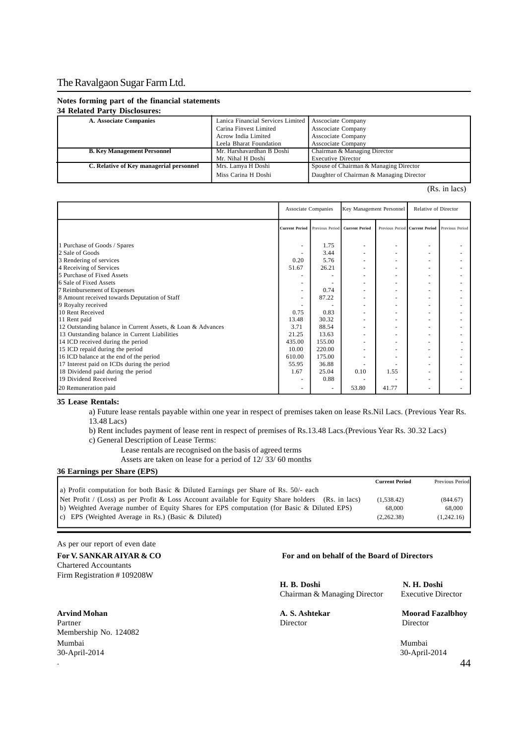## Notes forming part of the financial statements

### 34 Related Party Disclosures:

| | | |
|---|---|---|
| **A. Associate Companies** | Lanica Financial Services Limited | Asscociate Company |
| | Carina Finvest Limited | Asscociate Company |
| | Acrow India Limited | Asscociate Company |
| | Leela Bharat Foundation | Asscociate Company |
| **B. Key Management Personnel** | Mr. Harshavardhan B Doshi | Chairman & Managing Director |
| | Mr. Nihal H Doshi | Executive Director |
| **C. Relative of Key managerial personnel** | Mrs. Lamya H Doshi | Spouse of Chairman & Managing Director |
| | Miss Carina H Doshi | Daughter of Chairman & Managing Director |

(Rs. in lacs)

| | Associate Companies | | Key Management Personnel | | Relative of Director | |
|---|---|---|---|---|---|---|
| | **Current Period** | Previous Period | **Current Period** | Previous Period | **Current Period** | Previous Period |
| 1 Purchase of Goods / Spares | - | 1.75 | - | - | - | - |
| 2 Sale of Goods | - | 3.44 | - | - | - | - |
| 3 Rendering of services | 0.20 | 5.76 | - | - | - | - |
| 4 Receiving of Services | 51.67 | 26.21 | - | - | - | - |
| 5 Purchase of Fixed Assets | - | - | - | - | - | - |
| 6 Sale of Fixed Assets | - | - | - | - | - | - |
| 7 Reimbursement of Expenses | - | 0.74 | - | - | - | - |
| 8 Amount received towards Deputation of Staff | - | 87.22 | - | - | - | - |
| 9 Royalty received | - | - | - | - | - | - |
| 10 Rent Received | 0.75 | 0.83 | - | - | - | - |
| 11 Rent paid | 13.48 | 30.32 | - | - | - | - |
| 12 Outstanding balance in Current Assets, & Loan & Advances | 3.71 | 88.54 | - | - | - | - |
| 13 Outstanding balance in Current Liabilities | 21.25 | 13.63 | - | - | - | - |
| 14 ICD received during the period | 435.00 | 155.00 | - | - | - | - |
| 15 ICD repaid during the period | 10.00 | 220.00 | - | - | - | - |
| 16 ICD balance at the end of the period | 610.00 | 175.00 | - | - | - | - |
| 17 Interest paid on ICDs during the period | 55.95 | 36.88 | - | - | - | - |
| 18 Dividend paid during the period | 1.67 | 25.04 | 0.10 | 1.55 | - | - |
| 19 Dividend Received | - | 0.88 | - | - | - | - |
| 20 Remuneration paid | - | - | 53.80 | 41.77 | - | - |

### 35 Lease Rentals:

a) Future lease rentals payable within one year in respect of premises taken on lease Rs.Nil Lacs. (Previous Year Rs. 13.48 Lacs)

b) Rent includes payment of lease rent in respect of premises of Rs.13.48 Lacs.(Previous Year Rs. 30.32 Lacs)

c) General Description of Lease Terms:

Lease rentals are recognised on the basis of agreed terms

Assets are taken on lease for a period of 12/ 33/ 60 months

### 36 Earnings per Share (EPS)

| | Current Period | Previous Period |
|---|---|---|
| a) Profit computation for both Basic & Diluted Earnings per Share of Rs. 50/- each | | |
| Net Profit / (Loss) as per Profit & Loss Account available for Equity Share holders (Rs. in lacs) | (1,538.42) | (844.67) |
| b) Weighted Average number of Equity Shares for EPS computation (for Basic & Diluted EPS) | 68,000 | 68,000 |
| c) EPS (Weighted Average in Rs.) (Basic & Diluted) | (2,262.38) | (1,242.16) |

As per our report of even date

**For V. SANKAR AIYAR & CO**
Chartered Accountants
Firm Registration # 109208W

**For and on behalf of the Board of Directors**

**H. B. Doshi**
Chairman & Managing Director

**N. H. Doshi**
Executive Director

**Arvind Mohan**
Partner
Membership No. 124082
Mumbai
30-April-2014

**A. S. Ashtekar**
Director

**Moorad Fazalbhoy**
Director

Mumbai
30-April-2014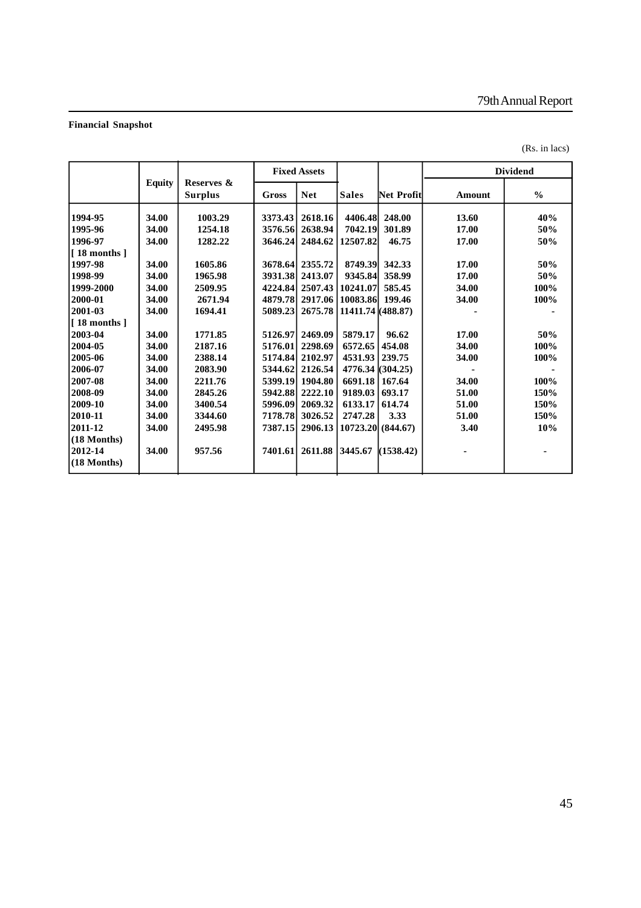**Financial Snapshot**

(Rs. in lacs)

| | Equity | Reserves & Surplus | Fixed Assets | | Sales | Net Profit | Dividend | |
|---|---|---|---|---|---|---|---|---|
| | | | Gross | Net | | | Amount | % |
| 1994-95 | 34.00 | 1003.29 | 3373.43 | 2618.16 | 4406.48 | 248.00 | 13.60 | 40% |
| 1995-96 | 34.00 | 1254.18 | 3576.56 | 2638.94 | 7042.19 | 301.89 | 17.00 | 50% |
| 1996-97 [ 18 months ] | 34.00 | 1282.22 | 3646.24 | 2484.62 | 12507.82 | 46.75 | 17.00 | 50% |
| 1997-98 | 34.00 | 1605.86 | 3678.64 | 2355.72 | 8749.39 | 342.33 | 17.00 | 50% |
| 1998-99 | 34.00 | 1965.98 | 3931.38 | 2413.07 | 9345.84 | 358.99 | 17.00 | 50% |
| 1999-2000 | 34.00 | 2509.95 | 4224.84 | 2507.43 | 10241.07 | 585.45 | 34.00 | 100% |
| 2000-01 | 34.00 | 2671.94 | 4879.78 | 2917.06 | 10083.86 | 199.46 | 34.00 | 100% |
| 2001-03 [ 18 months ] | 34.00 | 1694.41 | 5089.23 | 2675.78 | 11411.74 | (488.87) | - | - |
| 2003-04 | 34.00 | 1771.85 | 5126.97 | 2469.09 | 5879.17 | 96.62 | 17.00 | 50% |
| 2004-05 | 34.00 | 2187.16 | 5176.01 | 2298.69 | 6572.65 | 454.08 | 34.00 | 100% |
| 2005-06 | 34.00 | 2388.14 | 5174.84 | 2102.97 | 4531.93 | 239.75 | 34.00 | 100% |
| 2006-07 | 34.00 | 2083.90 | 5344.62 | 2126.54 | 4776.34 | (304.25) | - | - |
| 2007-08 | 34.00 | 2211.76 | 5399.19 | 1904.80 | 6691.18 | 167.64 | 34.00 | 100% |
| 2008-09 | 34.00 | 2845.26 | 5942.88 | 2222.10 | 9189.03 | 693.17 | 51.00 | 150% |
| 2009-10 | 34.00 | 3400.54 | 5996.09 | 2069.32 | 6133.17 | 614.74 | 51.00 | 150% |
| 2010-11 | 34.00 | 3344.60 | 7178.78 | 3026.52 | 2747.28 | 3.33 | 51.00 | 150% |
| 2011-12 (18 Months) | 34.00 | 2495.98 | 7387.15 | 2906.13 | 10723.20 | (844.67) | 3.40 | 10% |
| 2012-14 (18 Months) | 34.00 | 957.56 | 7401.61 | 2611.88 | 3445.67 | (1538.42) | - | - |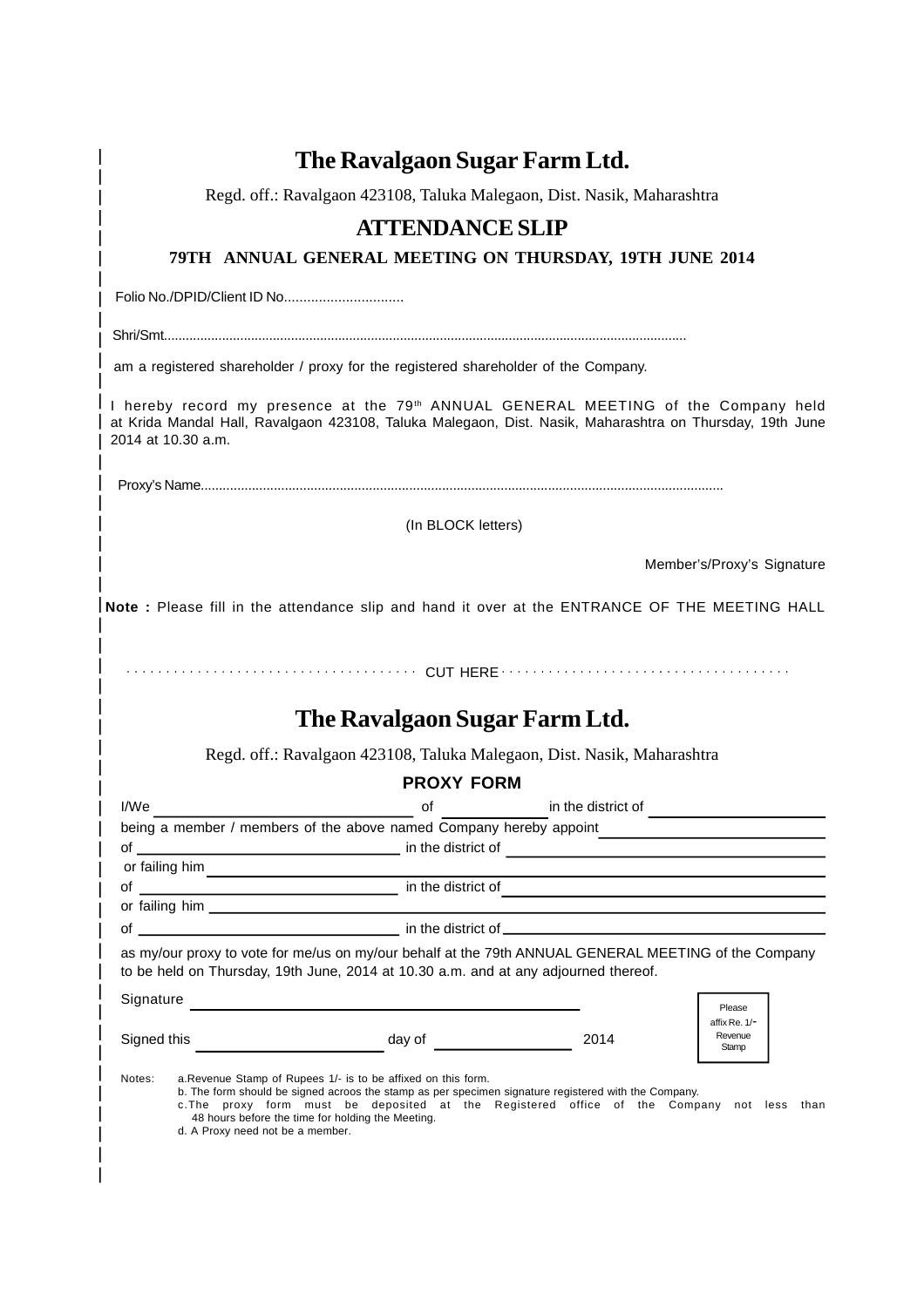# The Ravalgaon Sugar Farm Ltd.

Regd. off.: Ravalgaon 423108, Taluka Malegaon, Dist. Nasik, Maharashtra

## ATTENDANCE SLIP

### 79TH ANNUAL GENERAL MEETING ON THURSDAY, 19TH JUNE 2014

Folio No./DPID/Client ID No...............................

Shri/Smt.............................................................................................................................................

am a registered shareholder / proxy for the registered shareholder of the Company.

I hereby record my presence at the 79th ANNUAL GENERAL MEETING of the Company held at Krida Mandal Hall, Ravalgaon 423108, Taluka Malegaon, Dist. Nasik, Maharashtra on Thursday, 19th June 2014 at 10.30 a.m.

Proxy's Name.............................................................................................................................................

(In BLOCK letters)

Member's/Proxy's Signature

**Note :** Please fill in the attendance slip and hand it over at the ENTRANCE OF THE MEETING HALL

.................................... CUT HERE ....................................

# The Ravalgaon Sugar Farm Ltd.

Regd. off.: Ravalgaon 423108, Taluka Malegaon, Dist. Nasik, Maharashtra

## PROXY FORM

I/We ____________________ of __________ in the district of ____________________

being a member / members of the above named Company hereby appoint ____________________

of ____________________ in the district of ____________________

or failing him ____________________

of ____________________ in the district of ____________________

or failing him ____________________

of ____________________ in the district of ____________________

as my/our proxy to vote for me/us on my/our behalf at the 79th ANNUAL GENERAL MEETING of the Company to be held on Thursday, 19th June, 2014 at 10.30 a.m. and at any adjourned thereof.

Signature ____________________

Signed this ____________________ day of ______________ 2014

Please affix Re. 1/- Revenue Stamp

Notes:
a. Revenue Stamp of Rupees 1/- is to be affixed on this form.
b. The form should be signed acroos the stamp as per specimen signature registered with the Company.
c. The proxy form must be deposited at the Registered office of the Company not less than 48 hours before the time for holding the Meeting.
d. A Proxy need not be a member.